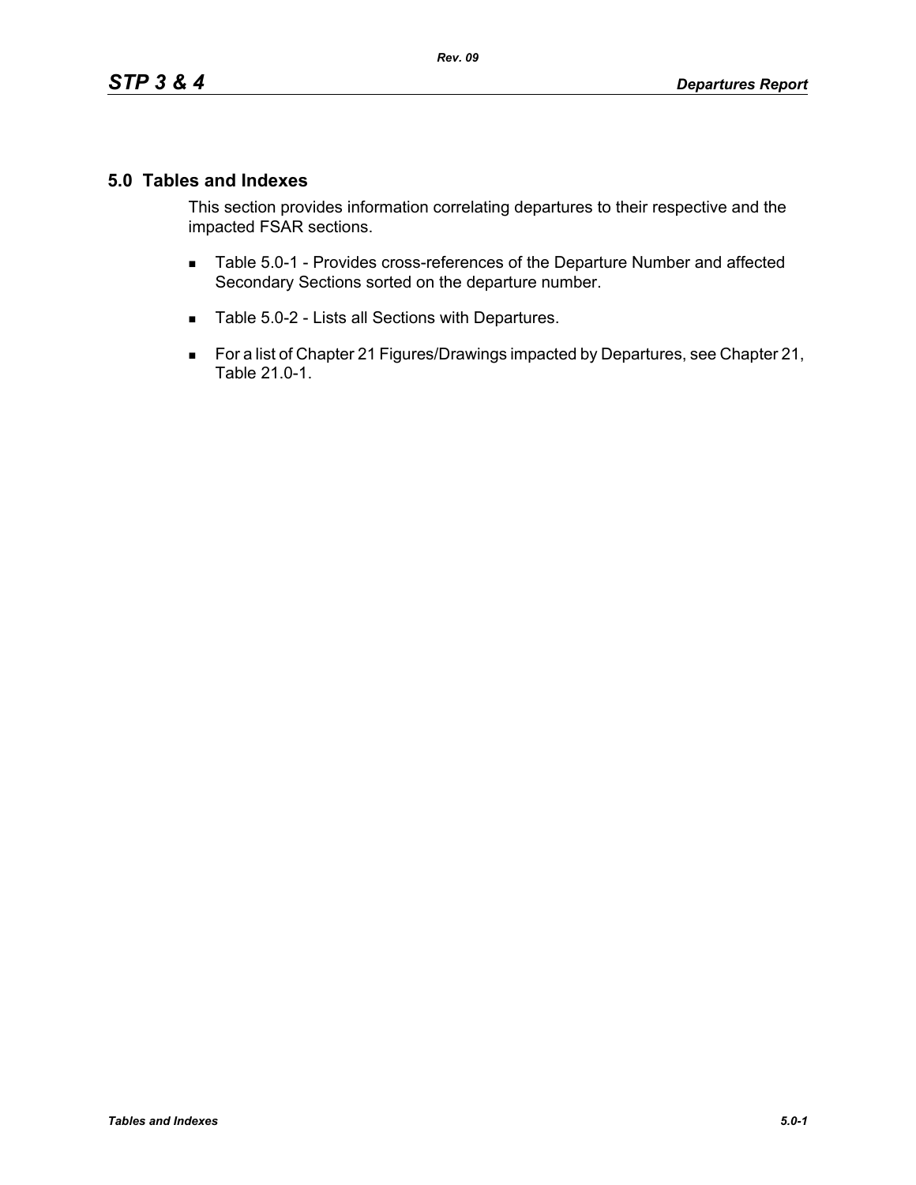## 5.0 Tables and Indexes

This section provides information correlating departures to their respective and the impacted FSAR sections.

- Table 5.0-1 - Provides cross-references of the Departure Number and affected Secondary Sections sorted on the departure number.
- Table 5.0-2 - Lists all Sections with Departures.
- For a list of Chapter 21 Figures/Drawings impacted by Departures, see Chapter 21, Table 21.0-1.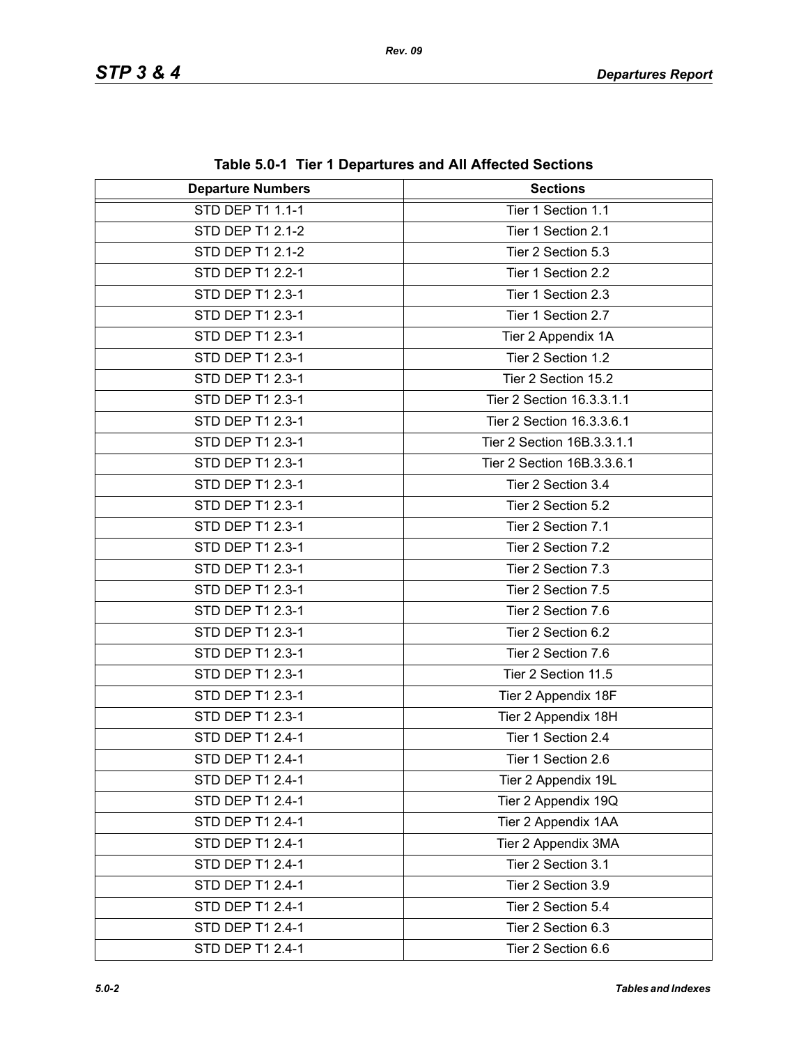**Table 5.0-1 Tier 1 Departures and All Affected Sections**

| Departure Numbers | Sections |
|---|---|
| STD DEP T1 1.1-1 | Tier 1 Section 1.1 |
| STD DEP T1 2.1-2 | Tier 1 Section 2.1 |
| STD DEP T1 2.1-2 | Tier 2 Section 5.3 |
| STD DEP T1 2.2-1 | Tier 1 Section 2.2 |
| STD DEP T1 2.3-1 | Tier 1 Section 2.3 |
| STD DEP T1 2.3-1 | Tier 1 Section 2.7 |
| STD DEP T1 2.3-1 | Tier 2 Appendix 1A |
| STD DEP T1 2.3-1 | Tier 2 Section 1.2 |
| STD DEP T1 2.3-1 | Tier 2 Section 15.2 |
| STD DEP T1 2.3-1 | Tier 2 Section 16.3.3.1.1 |
| STD DEP T1 2.3-1 | Tier 2 Section 16.3.3.6.1 |
| STD DEP T1 2.3-1 | Tier 2 Section 16B.3.3.1.1 |
| STD DEP T1 2.3-1 | Tier 2 Section 16B.3.3.6.1 |
| STD DEP T1 2.3-1 | Tier 2 Section 3.4 |
| STD DEP T1 2.3-1 | Tier 2 Section 5.2 |
| STD DEP T1 2.3-1 | Tier 2 Section 7.1 |
| STD DEP T1 2.3-1 | Tier 2 Section 7.2 |
| STD DEP T1 2.3-1 | Tier 2 Section 7.3 |
| STD DEP T1 2.3-1 | Tier 2 Section 7.5 |
| STD DEP T1 2.3-1 | Tier 2 Section 7.6 |
| STD DEP T1 2.3-1 | Tier 2 Section 6.2 |
| STD DEP T1 2.3-1 | Tier 2 Section 7.6 |
| STD DEP T1 2.3-1 | Tier 2 Section 11.5 |
| STD DEP T1 2.3-1 | Tier 2 Appendix 18F |
| STD DEP T1 2.3-1 | Tier 2 Appendix 18H |
| STD DEP T1 2.4-1 | Tier 1 Section 2.4 |
| STD DEP T1 2.4-1 | Tier 1 Section 2.6 |
| STD DEP T1 2.4-1 | Tier 2 Appendix 19L |
| STD DEP T1 2.4-1 | Tier 2 Appendix 19Q |
| STD DEP T1 2.4-1 | Tier 2 Appendix 1AA |
| STD DEP T1 2.4-1 | Tier 2 Appendix 3MA |
| STD DEP T1 2.4-1 | Tier 2 Section 3.1 |
| STD DEP T1 2.4-1 | Tier 2 Section 3.9 |
| STD DEP T1 2.4-1 | Tier 2 Section 5.4 |
| STD DEP T1 2.4-1 | Tier 2 Section 6.3 |
| STD DEP T1 2.4-1 | Tier 2 Section 6.6 |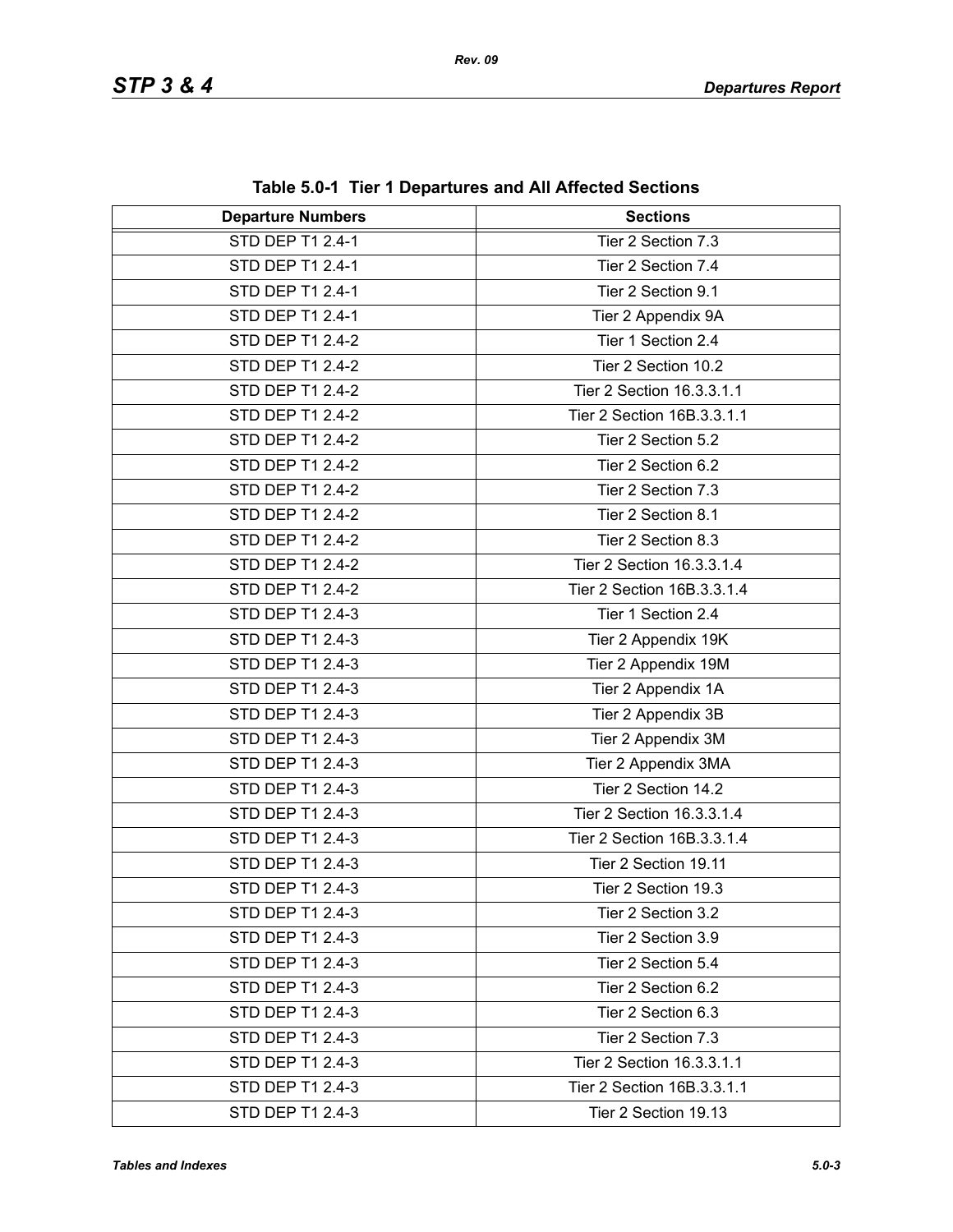**Table 5.0-1 Tier 1 Departures and All Affected Sections**

| Departure Numbers | Sections |
|---|---|
| STD DEP T1 2.4-1 | Tier 2 Section 7.3 |
| STD DEP T1 2.4-1 | Tier 2 Section 7.4 |
| STD DEP T1 2.4-1 | Tier 2 Section 9.1 |
| STD DEP T1 2.4-1 | Tier 2 Appendix 9A |
| STD DEP T1 2.4-2 | Tier 1 Section 2.4 |
| STD DEP T1 2.4-2 | Tier 2 Section 10.2 |
| STD DEP T1 2.4-2 | Tier 2 Section 16.3.3.1.1 |
| STD DEP T1 2.4-2 | Tier 2 Section 16B.3.3.1.1 |
| STD DEP T1 2.4-2 | Tier 2 Section 5.2 |
| STD DEP T1 2.4-2 | Tier 2 Section 6.2 |
| STD DEP T1 2.4-2 | Tier 2 Section 7.3 |
| STD DEP T1 2.4-2 | Tier 2 Section 8.1 |
| STD DEP T1 2.4-2 | Tier 2 Section 8.3 |
| STD DEP T1 2.4-2 | Tier 2 Section 16.3.3.1.4 |
| STD DEP T1 2.4-2 | Tier 2 Section 16B.3.3.1.4 |
| STD DEP T1 2.4-3 | Tier 1 Section 2.4 |
| STD DEP T1 2.4-3 | Tier 2 Appendix 19K |
| STD DEP T1 2.4-3 | Tier 2 Appendix 19M |
| STD DEP T1 2.4-3 | Tier 2 Appendix 1A |
| STD DEP T1 2.4-3 | Tier 2 Appendix 3B |
| STD DEP T1 2.4-3 | Tier 2 Appendix 3M |
| STD DEP T1 2.4-3 | Tier 2 Appendix 3MA |
| STD DEP T1 2.4-3 | Tier 2 Section 14.2 |
| STD DEP T1 2.4-3 | Tier 2 Section 16.3.3.1.4 |
| STD DEP T1 2.4-3 | Tier 2 Section 16B.3.3.1.4 |
| STD DEP T1 2.4-3 | Tier 2 Section 19.11 |
| STD DEP T1 2.4-3 | Tier 2 Section 19.3 |
| STD DEP T1 2.4-3 | Tier 2 Section 3.2 |
| STD DEP T1 2.4-3 | Tier 2 Section 3.9 |
| STD DEP T1 2.4-3 | Tier 2 Section 5.4 |
| STD DEP T1 2.4-3 | Tier 2 Section 6.2 |
| STD DEP T1 2.4-3 | Tier 2 Section 6.3 |
| STD DEP T1 2.4-3 | Tier 2 Section 7.3 |
| STD DEP T1 2.4-3 | Tier 2 Section 16.3.3.1.1 |
| STD DEP T1 2.4-3 | Tier 2 Section 16B.3.3.1.1 |
| STD DEP T1 2.4-3 | Tier 2 Section 19.13 |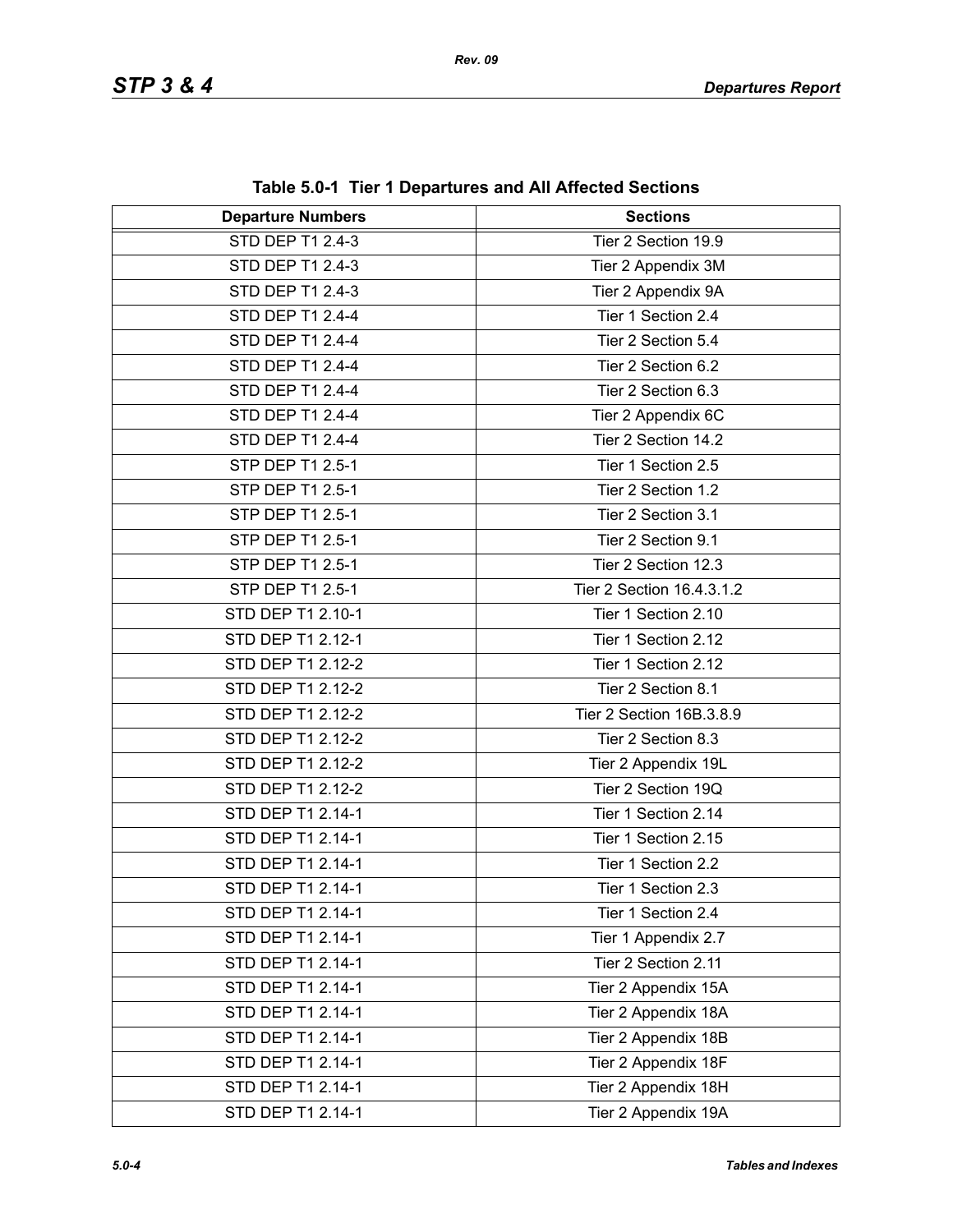**Table 5.0-1 Tier 1 Departures and All Affected Sections**

| Departure Numbers | Sections |
|---|---|
| STD DEP T1 2.4-3 | Tier 2 Section 19.9 |
| STD DEP T1 2.4-3 | Tier 2 Appendix 3M |
| STD DEP T1 2.4-3 | Tier 2 Appendix 9A |
| STD DEP T1 2.4-4 | Tier 1 Section 2.4 |
| STD DEP T1 2.4-4 | Tier 2 Section 5.4 |
| STD DEP T1 2.4-4 | Tier 2 Section 6.2 |
| STD DEP T1 2.4-4 | Tier 2 Section 6.3 |
| STD DEP T1 2.4-4 | Tier 2 Appendix 6C |
| STD DEP T1 2.4-4 | Tier 2 Section 14.2 |
| STP DEP T1 2.5-1 | Tier 1 Section 2.5 |
| STP DEP T1 2.5-1 | Tier 2 Section 1.2 |
| STP DEP T1 2.5-1 | Tier 2 Section 3.1 |
| STP DEP T1 2.5-1 | Tier 2 Section 9.1 |
| STP DEP T1 2.5-1 | Tier 2 Section 12.3 |
| STP DEP T1 2.5-1 | Tier 2 Section 16.4.3.1.2 |
| STD DEP T1 2.10-1 | Tier 1 Section 2.10 |
| STD DEP T1 2.12-1 | Tier 1 Section 2.12 |
| STD DEP T1 2.12-2 | Tier 1 Section 2.12 |
| STD DEP T1 2.12-2 | Tier 2 Section 8.1 |
| STD DEP T1 2.12-2 | Tier 2 Section 16B.3.8.9 |
| STD DEP T1 2.12-2 | Tier 2 Section 8.3 |
| STD DEP T1 2.12-2 | Tier 2 Appendix 19L |
| STD DEP T1 2.12-2 | Tier 2 Section 19Q |
| STD DEP T1 2.14-1 | Tier 1 Section 2.14 |
| STD DEP T1 2.14-1 | Tier 1 Section 2.15 |
| STD DEP T1 2.14-1 | Tier 1 Section 2.2 |
| STD DEP T1 2.14-1 | Tier 1 Section 2.3 |
| STD DEP T1 2.14-1 | Tier 1 Section 2.4 |
| STD DEP T1 2.14-1 | Tier 1 Appendix 2.7 |
| STD DEP T1 2.14-1 | Tier 2 Section 2.11 |
| STD DEP T1 2.14-1 | Tier 2 Appendix 15A |
| STD DEP T1 2.14-1 | Tier 2 Appendix 18A |
| STD DEP T1 2.14-1 | Tier 2 Appendix 18B |
| STD DEP T1 2.14-1 | Tier 2 Appendix 18F |
| STD DEP T1 2.14-1 | Tier 2 Appendix 18H |
| STD DEP T1 2.14-1 | Tier 2 Appendix 19A |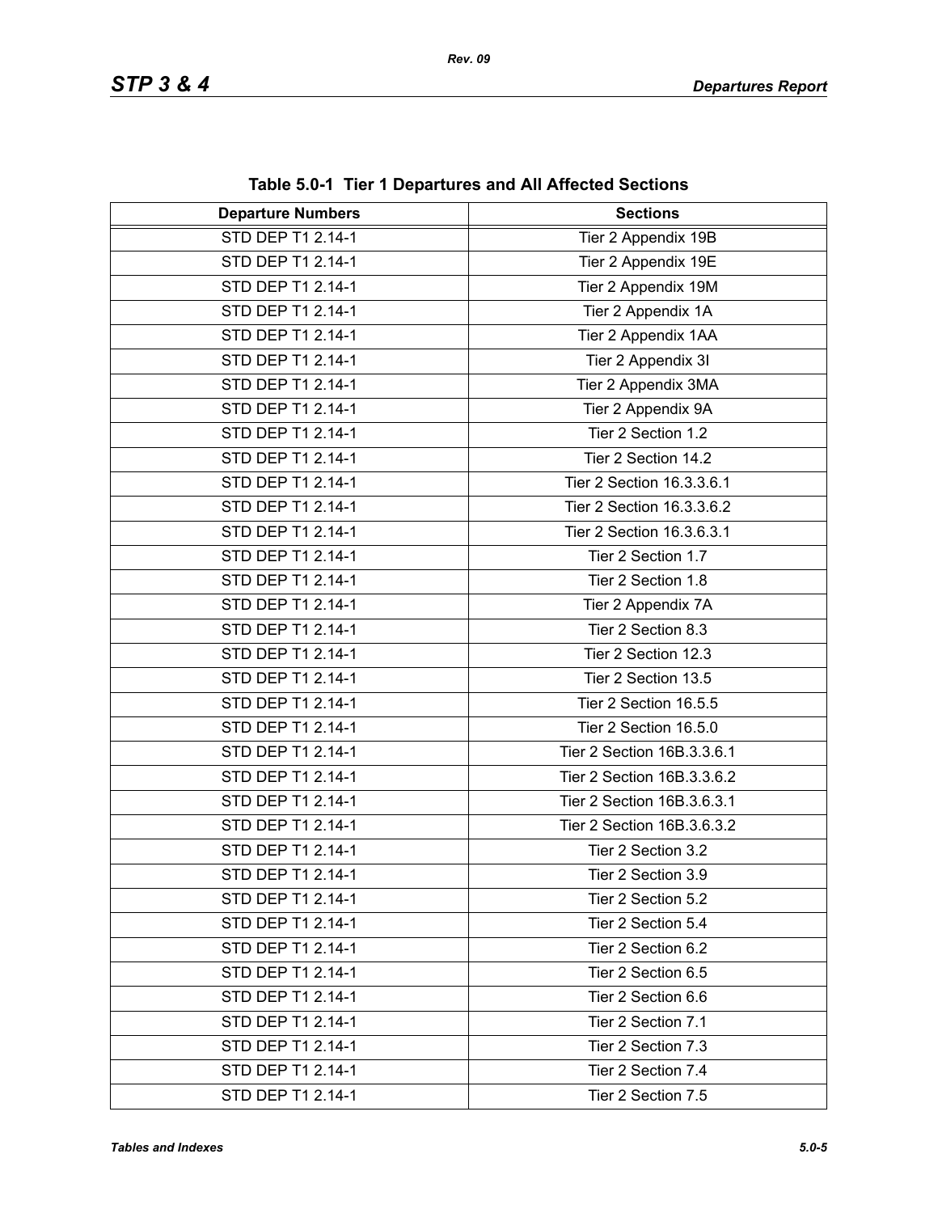**Table 5.0-1 Tier 1 Departures and All Affected Sections**

| Departure Numbers | Sections |
|---|---|
| STD DEP T1 2.14-1 | Tier 2 Appendix 19B |
| STD DEP T1 2.14-1 | Tier 2 Appendix 19E |
| STD DEP T1 2.14-1 | Tier 2 Appendix 19M |
| STD DEP T1 2.14-1 | Tier 2 Appendix 1A |
| STD DEP T1 2.14-1 | Tier 2 Appendix 1AA |
| STD DEP T1 2.14-1 | Tier 2 Appendix 3I |
| STD DEP T1 2.14-1 | Tier 2 Appendix 3MA |
| STD DEP T1 2.14-1 | Tier 2 Appendix 9A |
| STD DEP T1 2.14-1 | Tier 2 Section 1.2 |
| STD DEP T1 2.14-1 | Tier 2 Section 14.2 |
| STD DEP T1 2.14-1 | Tier 2 Section 16.3.3.6.1 |
| STD DEP T1 2.14-1 | Tier 2 Section 16.3.3.6.2 |
| STD DEP T1 2.14-1 | Tier 2 Section 16.3.6.3.1 |
| STD DEP T1 2.14-1 | Tier 2 Section 1.7 |
| STD DEP T1 2.14-1 | Tier 2 Section 1.8 |
| STD DEP T1 2.14-1 | Tier 2 Appendix 7A |
| STD DEP T1 2.14-1 | Tier 2 Section 8.3 |
| STD DEP T1 2.14-1 | Tier 2 Section 12.3 |
| STD DEP T1 2.14-1 | Tier 2 Section 13.5 |
| STD DEP T1 2.14-1 | Tier 2 Section 16.5.5 |
| STD DEP T1 2.14-1 | Tier 2 Section 16.5.0 |
| STD DEP T1 2.14-1 | Tier 2 Section 16B.3.3.6.1 |
| STD DEP T1 2.14-1 | Tier 2 Section 16B.3.3.6.2 |
| STD DEP T1 2.14-1 | Tier 2 Section 16B.3.6.3.1 |
| STD DEP T1 2.14-1 | Tier 2 Section 16B.3.6.3.2 |
| STD DEP T1 2.14-1 | Tier 2 Section 3.2 |
| STD DEP T1 2.14-1 | Tier 2 Section 3.9 |
| STD DEP T1 2.14-1 | Tier 2 Section 5.2 |
| STD DEP T1 2.14-1 | Tier 2 Section 5.4 |
| STD DEP T1 2.14-1 | Tier 2 Section 6.2 |
| STD DEP T1 2.14-1 | Tier 2 Section 6.5 |
| STD DEP T1 2.14-1 | Tier 2 Section 6.6 |
| STD DEP T1 2.14-1 | Tier 2 Section 7.1 |
| STD DEP T1 2.14-1 | Tier 2 Section 7.3 |
| STD DEP T1 2.14-1 | Tier 2 Section 7.4 |
| STD DEP T1 2.14-1 | Tier 2 Section 7.5 |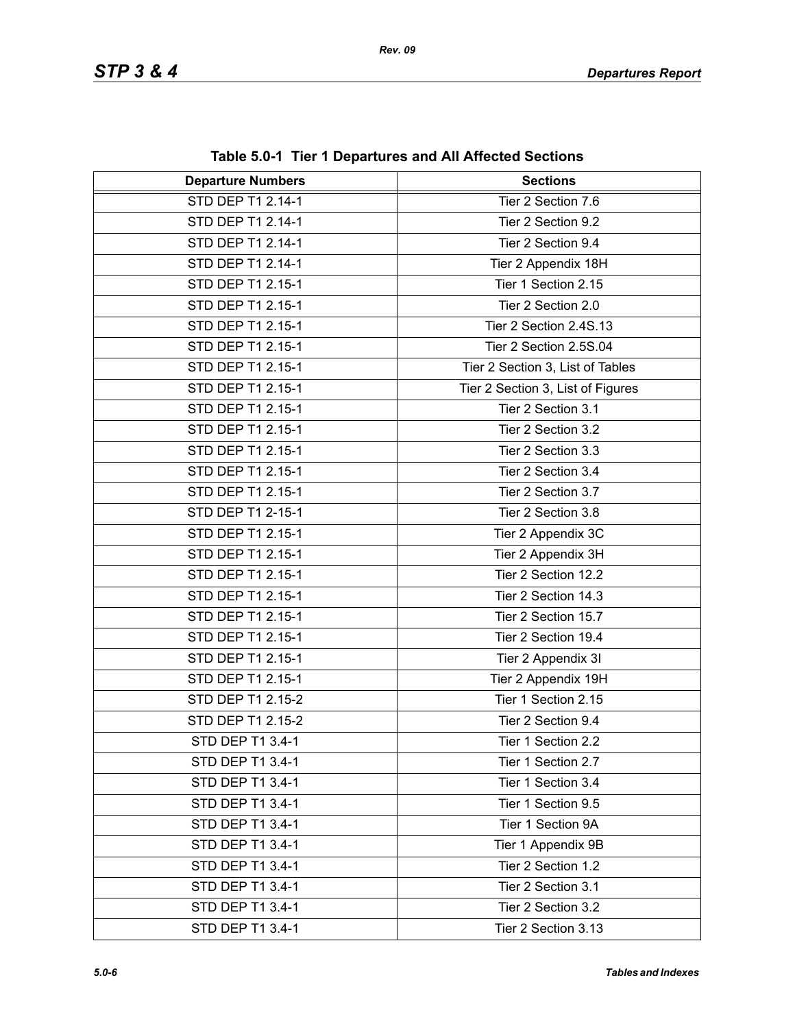**Table 5.0-1 Tier 1 Departures and All Affected Sections**

| Departure Numbers | Sections |
|---|---|
| STD DEP T1 2.14-1 | Tier 2 Section 7.6 |
| STD DEP T1 2.14-1 | Tier 2 Section 9.2 |
| STD DEP T1 2.14-1 | Tier 2 Section 9.4 |
| STD DEP T1 2.14-1 | Tier 2 Appendix 18H |
| STD DEP T1 2.15-1 | Tier 1 Section 2.15 |
| STD DEP T1 2.15-1 | Tier 2 Section 2.0 |
| STD DEP T1 2.15-1 | Tier 2 Section 2.4S.13 |
| STD DEP T1 2.15-1 | Tier 2 Section 2.5S.04 |
| STD DEP T1 2.15-1 | Tier 2 Section 3, List of Tables |
| STD DEP T1 2.15-1 | Tier 2 Section 3, List of Figures |
| STD DEP T1 2.15-1 | Tier 2 Section 3.1 |
| STD DEP T1 2.15-1 | Tier 2 Section 3.2 |
| STD DEP T1 2.15-1 | Tier 2 Section 3.3 |
| STD DEP T1 2.15-1 | Tier 2 Section 3.4 |
| STD DEP T1 2.15-1 | Tier 2 Section 3.7 |
| STD DEP T1 2-15-1 | Tier 2 Section 3.8 |
| STD DEP T1 2.15-1 | Tier 2 Appendix 3C |
| STD DEP T1 2.15-1 | Tier 2 Appendix 3H |
| STD DEP T1 2.15-1 | Tier 2 Section 12.2 |
| STD DEP T1 2.15-1 | Tier 2 Section 14.3 |
| STD DEP T1 2.15-1 | Tier 2 Section 15.7 |
| STD DEP T1 2.15-1 | Tier 2 Section 19.4 |
| STD DEP T1 2.15-1 | Tier 2 Appendix 3I |
| STD DEP T1 2.15-1 | Tier 2 Appendix 19H |
| STD DEP T1 2.15-2 | Tier 1 Section 2.15 |
| STD DEP T1 2.15-2 | Tier 2 Section 9.4 |
| STD DEP T1 3.4-1 | Tier 1 Section 2.2 |
| STD DEP T1 3.4-1 | Tier 1 Section 2.7 |
| STD DEP T1 3.4-1 | Tier 1 Section 3.4 |
| STD DEP T1 3.4-1 | Tier 1 Section 9.5 |
| STD DEP T1 3.4-1 | Tier 1 Section 9A |
| STD DEP T1 3.4-1 | Tier 1 Appendix 9B |
| STD DEP T1 3.4-1 | Tier 2 Section 1.2 |
| STD DEP T1 3.4-1 | Tier 2 Section 3.1 |
| STD DEP T1 3.4-1 | Tier 2 Section 3.2 |
| STD DEP T1 3.4-1 | Tier 2 Section 3.13 |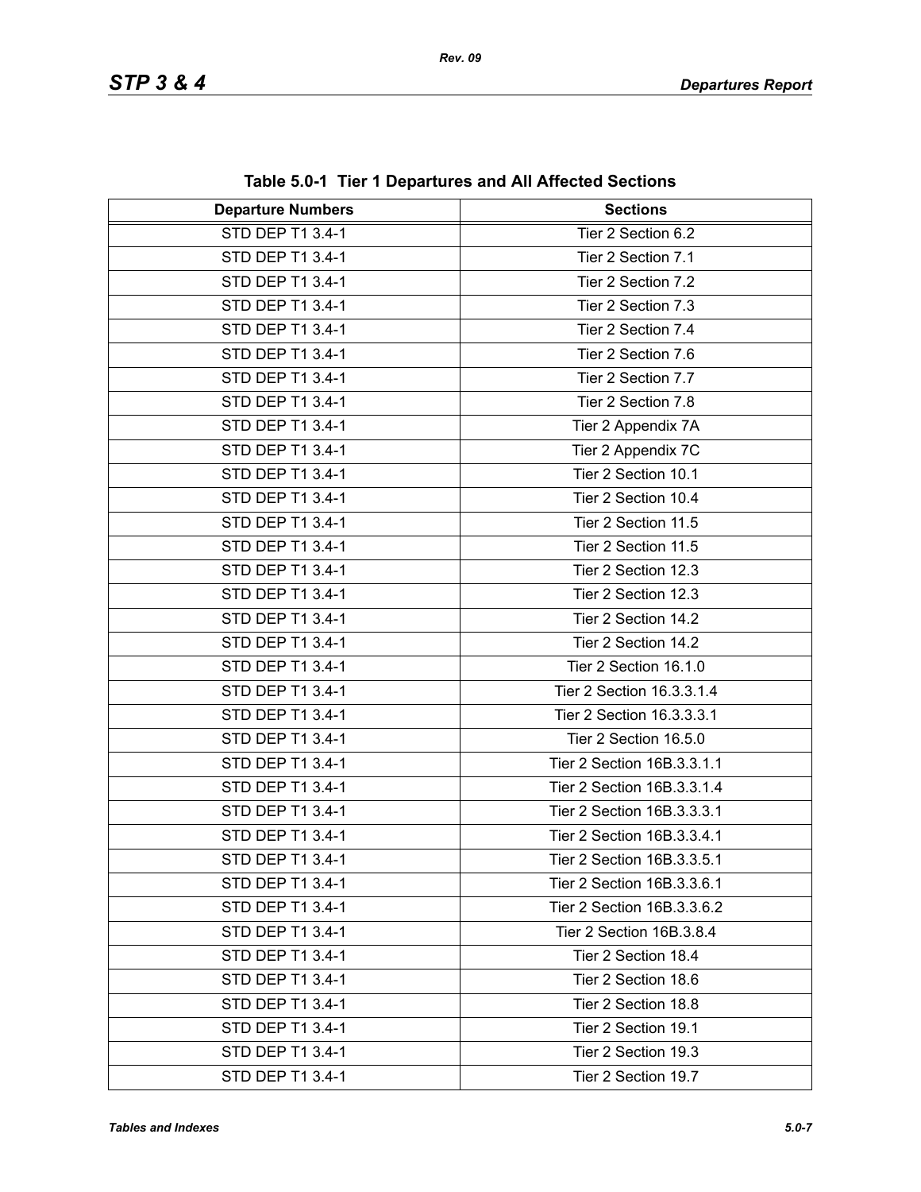**Table 5.0-1 Tier 1 Departures and All Affected Sections**

| Departure Numbers | Sections |
|---|---|
| STD DEP T1 3.4-1 | Tier 2 Section 6.2 |
| STD DEP T1 3.4-1 | Tier 2 Section 7.1 |
| STD DEP T1 3.4-1 | Tier 2 Section 7.2 |
| STD DEP T1 3.4-1 | Tier 2 Section 7.3 |
| STD DEP T1 3.4-1 | Tier 2 Section 7.4 |
| STD DEP T1 3.4-1 | Tier 2 Section 7.6 |
| STD DEP T1 3.4-1 | Tier 2 Section 7.7 |
| STD DEP T1 3.4-1 | Tier 2 Section 7.8 |
| STD DEP T1 3.4-1 | Tier 2 Appendix 7A |
| STD DEP T1 3.4-1 | Tier 2 Appendix 7C |
| STD DEP T1 3.4-1 | Tier 2 Section 10.1 |
| STD DEP T1 3.4-1 | Tier 2 Section 10.4 |
| STD DEP T1 3.4-1 | Tier 2 Section 11.5 |
| STD DEP T1 3.4-1 | Tier 2 Section 11.5 |
| STD DEP T1 3.4-1 | Tier 2 Section 12.3 |
| STD DEP T1 3.4-1 | Tier 2 Section 12.3 |
| STD DEP T1 3.4-1 | Tier 2 Section 14.2 |
| STD DEP T1 3.4-1 | Tier 2 Section 14.2 |
| STD DEP T1 3.4-1 | Tier 2 Section 16.1.0 |
| STD DEP T1 3.4-1 | Tier 2 Section 16.3.3.1.4 |
| STD DEP T1 3.4-1 | Tier 2 Section 16.3.3.3.1 |
| STD DEP T1 3.4-1 | Tier 2 Section 16.5.0 |
| STD DEP T1 3.4-1 | Tier 2 Section 16B.3.3.1.1 |
| STD DEP T1 3.4-1 | Tier 2 Section 16B.3.3.1.4 |
| STD DEP T1 3.4-1 | Tier 2 Section 16B.3.3.3.1 |
| STD DEP T1 3.4-1 | Tier 2 Section 16B.3.3.4.1 |
| STD DEP T1 3.4-1 | Tier 2 Section 16B.3.3.5.1 |
| STD DEP T1 3.4-1 | Tier 2 Section 16B.3.3.6.1 |
| STD DEP T1 3.4-1 | Tier 2 Section 16B.3.3.6.2 |
| STD DEP T1 3.4-1 | Tier 2 Section 16B.3.8.4 |
| STD DEP T1 3.4-1 | Tier 2 Section 18.4 |
| STD DEP T1 3.4-1 | Tier 2 Section 18.6 |
| STD DEP T1 3.4-1 | Tier 2 Section 18.8 |
| STD DEP T1 3.4-1 | Tier 2 Section 19.1 |
| STD DEP T1 3.4-1 | Tier 2 Section 19.3 |
| STD DEP T1 3.4-1 | Tier 2 Section 19.7 |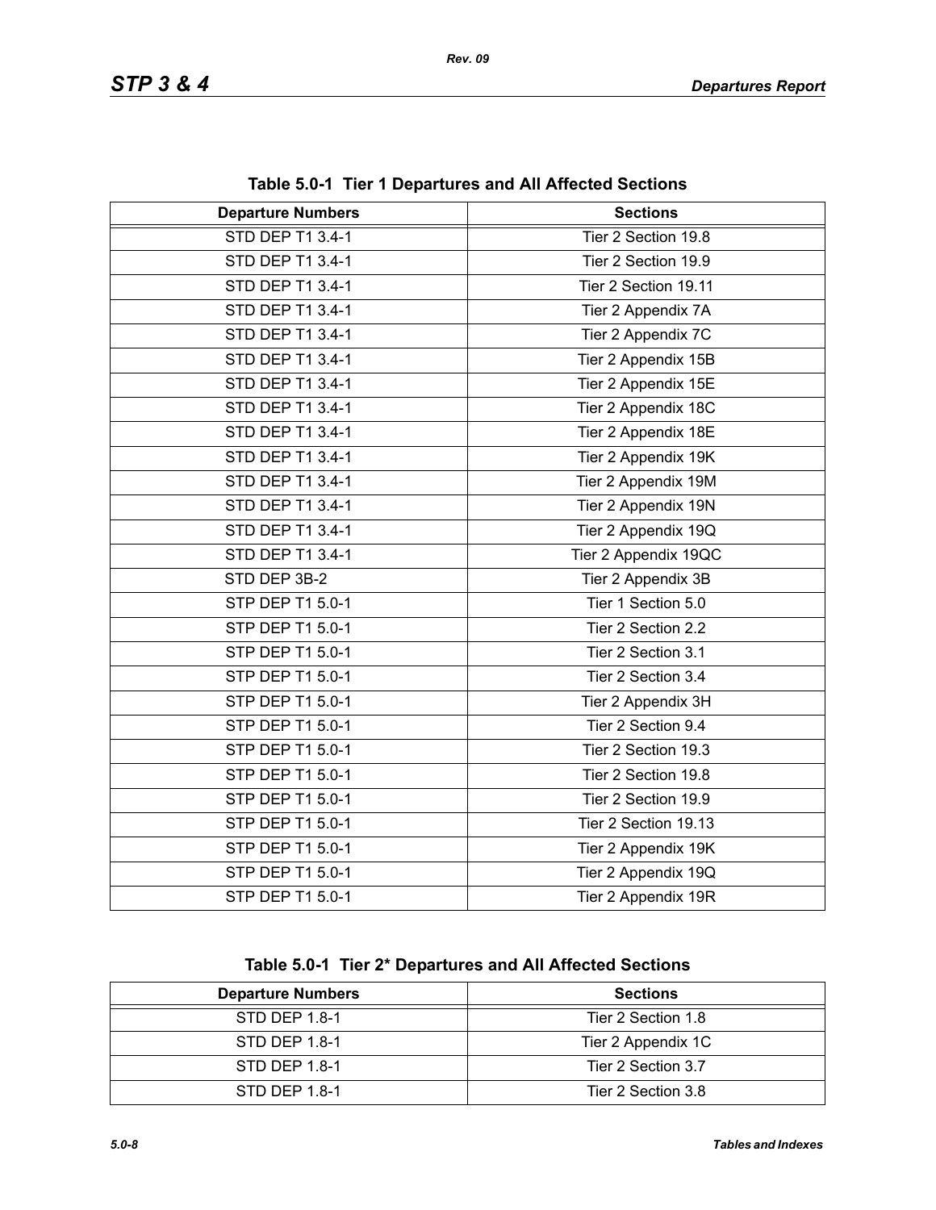**Table 5.0-1 Tier 1 Departures and All Affected Sections**

| Departure Numbers | Sections |
|---|---|
| STD DEP T1 3.4-1 | Tier 2 Section 19.8 |
| STD DEP T1 3.4-1 | Tier 2 Section 19.9 |
| STD DEP T1 3.4-1 | Tier 2 Section 19.11 |
| STD DEP T1 3.4-1 | Tier 2 Appendix 7A |
| STD DEP T1 3.4-1 | Tier 2 Appendix 7C |
| STD DEP T1 3.4-1 | Tier 2 Appendix 15B |
| STD DEP T1 3.4-1 | Tier 2 Appendix 15E |
| STD DEP T1 3.4-1 | Tier 2 Appendix 18C |
| STD DEP T1 3.4-1 | Tier 2 Appendix 18E |
| STD DEP T1 3.4-1 | Tier 2 Appendix 19K |
| STD DEP T1 3.4-1 | Tier 2 Appendix 19M |
| STD DEP T1 3.4-1 | Tier 2 Appendix 19N |
| STD DEP T1 3.4-1 | Tier 2 Appendix 19Q |
| STD DEP T1 3.4-1 | Tier 2 Appendix 19QC |
| STD DEP 3B-2 | Tier 2 Appendix 3B |
| STP DEP T1 5.0-1 | Tier 1 Section 5.0 |
| STP DEP T1 5.0-1 | Tier 2 Section 2.2 |
| STP DEP T1 5.0-1 | Tier 2 Section 3.1 |
| STP DEP T1 5.0-1 | Tier 2 Section 3.4 |
| STP DEP T1 5.0-1 | Tier 2 Appendix 3H |
| STP DEP T1 5.0-1 | Tier 2 Section 9.4 |
| STP DEP T1 5.0-1 | Tier 2 Section 19.3 |
| STP DEP T1 5.0-1 | Tier 2 Section 19.8 |
| STP DEP T1 5.0-1 | Tier 2 Section 19.9 |
| STP DEP T1 5.0-1 | Tier 2 Section 19.13 |
| STP DEP T1 5.0-1 | Tier 2 Appendix 19K |
| STP DEP T1 5.0-1 | Tier 2 Appendix 19Q |
| STP DEP T1 5.0-1 | Tier 2 Appendix 19R |

**Table 5.0-1 Tier 2* Departures and All Affected Sections**

| Departure Numbers | Sections |
|---|---|
| STD DEP 1.8-1 | Tier 2 Section 1.8 |
| STD DEP 1.8-1 | Tier 2 Appendix 1C |
| STD DEP 1.8-1 | Tier 2 Section 3.7 |
| STD DEP 1.8-1 | Tier 2 Section 3.8 |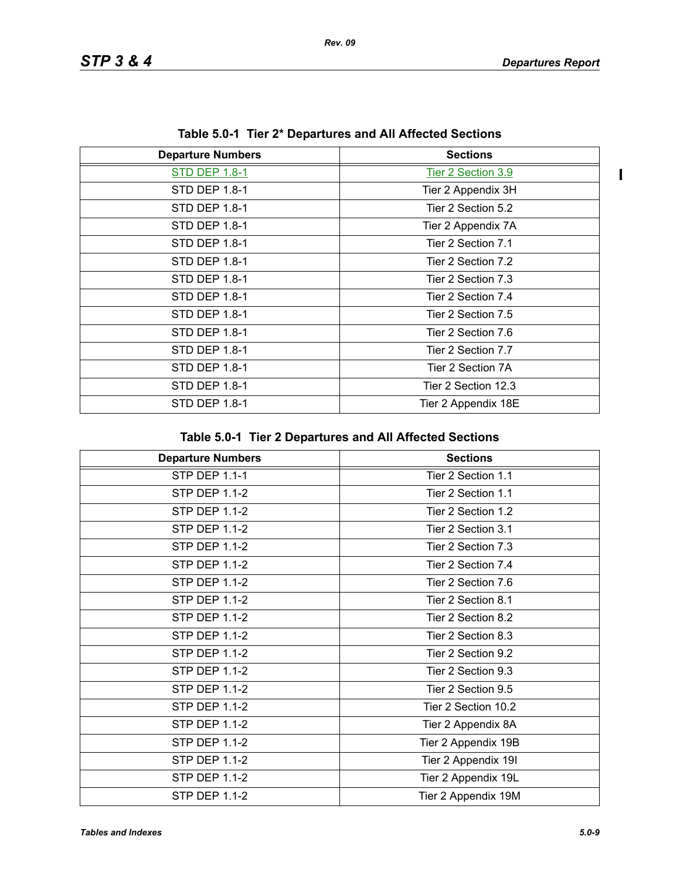**Table 5.0-1 Tier 2* Departures and All Affected Sections**

| Departure Numbers | Sections |
|---|---|
| STD DEP 1.8-1 | Tier 2 Section 3.9 |
| STD DEP 1.8-1 | Tier 2 Appendix 3H |
| STD DEP 1.8-1 | Tier 2 Section 5.2 |
| STD DEP 1.8-1 | Tier 2 Appendix 7A |
| STD DEP 1.8-1 | Tier 2 Section 7.1 |
| STD DEP 1.8-1 | Tier 2 Section 7.2 |
| STD DEP 1.8-1 | Tier 2 Section 7.3 |
| STD DEP 1.8-1 | Tier 2 Section 7.4 |
| STD DEP 1.8-1 | Tier 2 Section 7.5 |
| STD DEP 1.8-1 | Tier 2 Section 7.6 |
| STD DEP 1.8-1 | Tier 2 Section 7.7 |
| STD DEP 1.8-1 | Tier 2 Section 7A |
| STD DEP 1.8-1 | Tier 2 Section 12.3 |
| STD DEP 1.8-1 | Tier 2 Appendix 18E |

**Table 5.0-1 Tier 2 Departures and All Affected Sections**

| Departure Numbers | Sections |
|---|---|
| STP DEP 1.1-1 | Tier 2 Section 1.1 |
| STP DEP 1.1-2 | Tier 2 Section 1.1 |
| STP DEP 1.1-2 | Tier 2 Section 1.2 |
| STP DEP 1.1-2 | Tier 2 Section 3.1 |
| STP DEP 1.1-2 | Tier 2 Section 7.3 |
| STP DEP 1.1-2 | Tier 2 Section 7.4 |
| STP DEP 1.1-2 | Tier 2 Section 7.6 |
| STP DEP 1.1-2 | Tier 2 Section 8.1 |
| STP DEP 1.1-2 | Tier 2 Section 8.2 |
| STP DEP 1.1-2 | Tier 2 Section 8.3 |
| STP DEP 1.1-2 | Tier 2 Section 9.2 |
| STP DEP 1.1-2 | Tier 2 Section 9.3 |
| STP DEP 1.1-2 | Tier 2 Section 9.5 |
| STP DEP 1.1-2 | Tier 2 Section 10.2 |
| STP DEP 1.1-2 | Tier 2 Appendix 8A |
| STP DEP 1.1-2 | Tier 2 Appendix 19B |
| STP DEP 1.1-2 | Tier 2 Appendix 19I |
| STP DEP 1.1-2 | Tier 2 Appendix 19L |
| STP DEP 1.1-2 | Tier 2 Appendix 19M |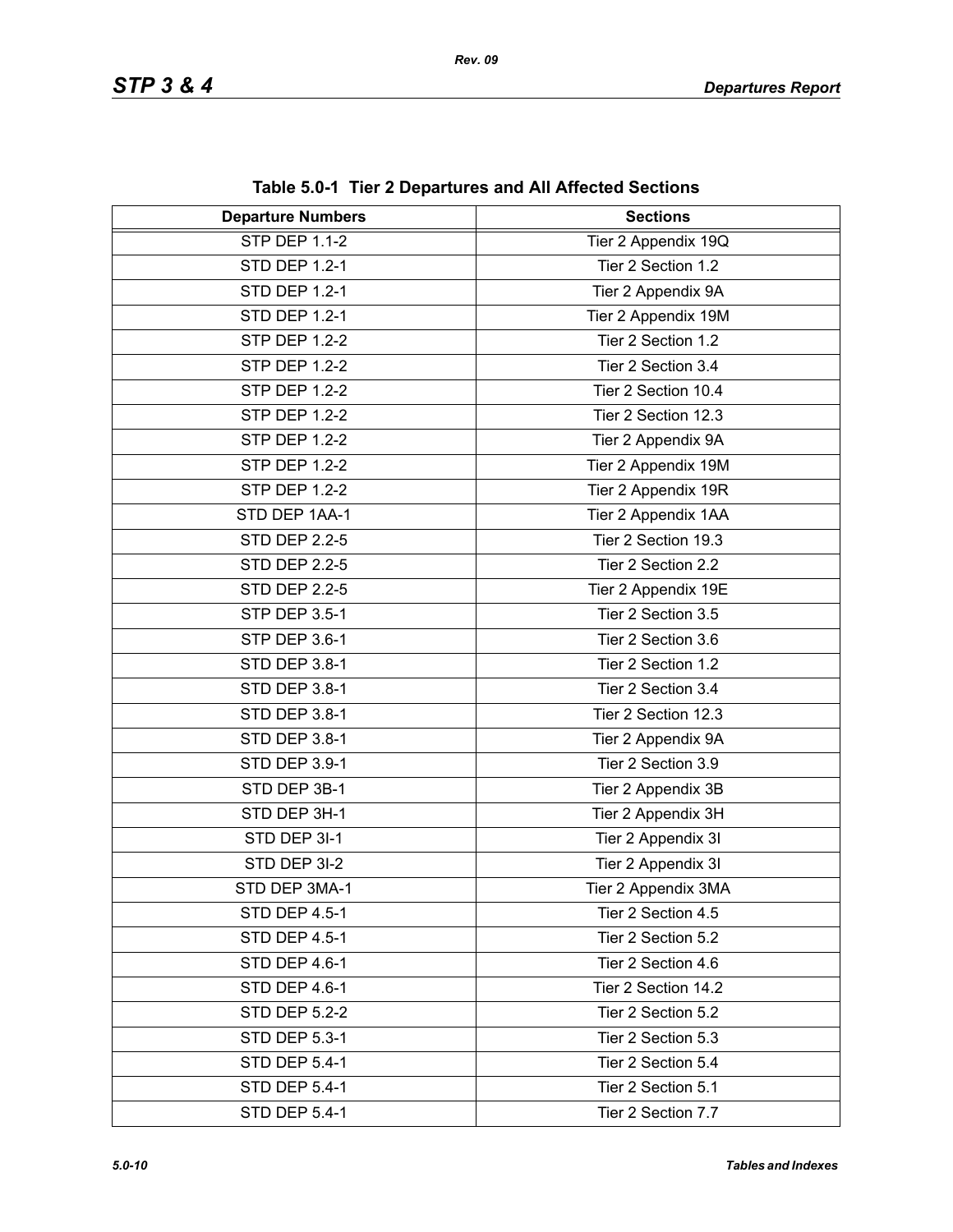**Table 5.0-1 Tier 2 Departures and All Affected Sections**

| Departure Numbers | Sections |
|---|---|
| STP DEP 1.1-2 | Tier 2 Appendix 19Q |
| STD DEP 1.2-1 | Tier 2 Section 1.2 |
| STD DEP 1.2-1 | Tier 2 Appendix 9A |
| STD DEP 1.2-1 | Tier 2 Appendix 19M |
| STP DEP 1.2-2 | Tier 2 Section 1.2 |
| STP DEP 1.2-2 | Tier 2 Section 3.4 |
| STP DEP 1.2-2 | Tier 2 Section 10.4 |
| STP DEP 1.2-2 | Tier 2 Section 12.3 |
| STP DEP 1.2-2 | Tier 2 Appendix 9A |
| STP DEP 1.2-2 | Tier 2 Appendix 19M |
| STP DEP 1.2-2 | Tier 2 Appendix 19R |
| STD DEP 1AA-1 | Tier 2 Appendix 1AA |
| STD DEP 2.2-5 | Tier 2 Section 19.3 |
| STD DEP 2.2-5 | Tier 2 Section 2.2 |
| STD DEP 2.2-5 | Tier 2 Appendix 19E |
| STP DEP 3.5-1 | Tier 2 Section 3.5 |
| STP DEP 3.6-1 | Tier 2 Section 3.6 |
| STD DEP 3.8-1 | Tier 2 Section 1.2 |
| STD DEP 3.8-1 | Tier 2 Section 3.4 |
| STD DEP 3.8-1 | Tier 2 Section 12.3 |
| STD DEP 3.8-1 | Tier 2 Appendix 9A |
| STD DEP 3.9-1 | Tier 2 Section 3.9 |
| STD DEP 3B-1 | Tier 2 Appendix 3B |
| STD DEP 3H-1 | Tier 2 Appendix 3H |
| STD DEP 3I-1 | Tier 2 Appendix 3I |
| STD DEP 3I-2 | Tier 2 Appendix 3I |
| STD DEP 3MA-1 | Tier 2 Appendix 3MA |
| STD DEP 4.5-1 | Tier 2 Section 4.5 |
| STD DEP 4.5-1 | Tier 2 Section 5.2 |
| STD DEP 4.6-1 | Tier 2 Section 4.6 |
| STD DEP 4.6-1 | Tier 2 Section 14.2 |
| STD DEP 5.2-2 | Tier 2 Section 5.2 |
| STD DEP 5.3-1 | Tier 2 Section 5.3 |
| STD DEP 5.4-1 | Tier 2 Section 5.4 |
| STD DEP 5.4-1 | Tier 2 Section 5.1 |
| STD DEP 5.4-1 | Tier 2 Section 7.7 |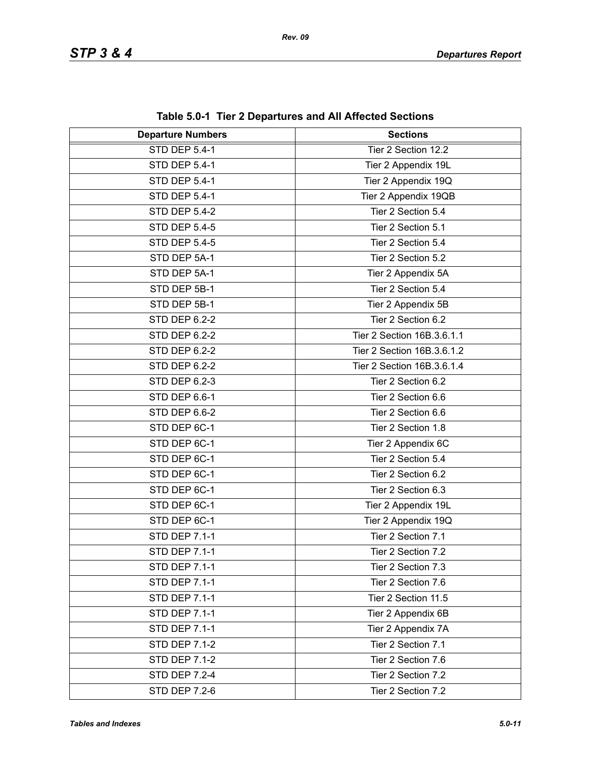**Table 5.0-1 Tier 2 Departures and All Affected Sections**

| Departure Numbers | Sections |
|---|---|
| STD DEP 5.4-1 | Tier 2 Section 12.2 |
| STD DEP 5.4-1 | Tier 2 Appendix 19L |
| STD DEP 5.4-1 | Tier 2 Appendix 19Q |
| STD DEP 5.4-1 | Tier 2 Appendix 19QB |
| STD DEP 5.4-2 | Tier 2 Section 5.4 |
| STD DEP 5.4-5 | Tier 2 Section 5.1 |
| STD DEP 5.4-5 | Tier 2 Section 5.4 |
| STD DEP 5A-1 | Tier 2 Section 5.2 |
| STD DEP 5A-1 | Tier 2 Appendix 5A |
| STD DEP 5B-1 | Tier 2 Section 5.4 |
| STD DEP 5B-1 | Tier 2 Appendix 5B |
| STD DEP 6.2-2 | Tier 2 Section 6.2 |
| STD DEP 6.2-2 | Tier 2 Section 16B.3.6.1.1 |
| STD DEP 6.2-2 | Tier 2 Section 16B.3.6.1.2 |
| STD DEP 6.2-2 | Tier 2 Section 16B.3.6.1.4 |
| STD DEP 6.2-3 | Tier 2 Section 6.2 |
| STD DEP 6.6-1 | Tier 2 Section 6.6 |
| STD DEP 6.6-2 | Tier 2 Section 6.6 |
| STD DEP 6C-1 | Tier 2 Section 1.8 |
| STD DEP 6C-1 | Tier 2 Appendix 6C |
| STD DEP 6C-1 | Tier 2 Section 5.4 |
| STD DEP 6C-1 | Tier 2 Section 6.2 |
| STD DEP 6C-1 | Tier 2 Section 6.3 |
| STD DEP 6C-1 | Tier 2 Appendix 19L |
| STD DEP 6C-1 | Tier 2 Appendix 19Q |
| STD DEP 7.1-1 | Tier 2 Section 7.1 |
| STD DEP 7.1-1 | Tier 2 Section 7.2 |
| STD DEP 7.1-1 | Tier 2 Section 7.3 |
| STD DEP 7.1-1 | Tier 2 Section 7.6 |
| STD DEP 7.1-1 | Tier 2 Section 11.5 |
| STD DEP 7.1-1 | Tier 2 Appendix 6B |
| STD DEP 7.1-1 | Tier 2 Appendix 7A |
| STD DEP 7.1-2 | Tier 2 Section 7.1 |
| STD DEP 7.1-2 | Tier 2 Section 7.6 |
| STD DEP 7.2-4 | Tier 2 Section 7.2 |
| STD DEP 7.2-6 | Tier 2 Section 7.2 |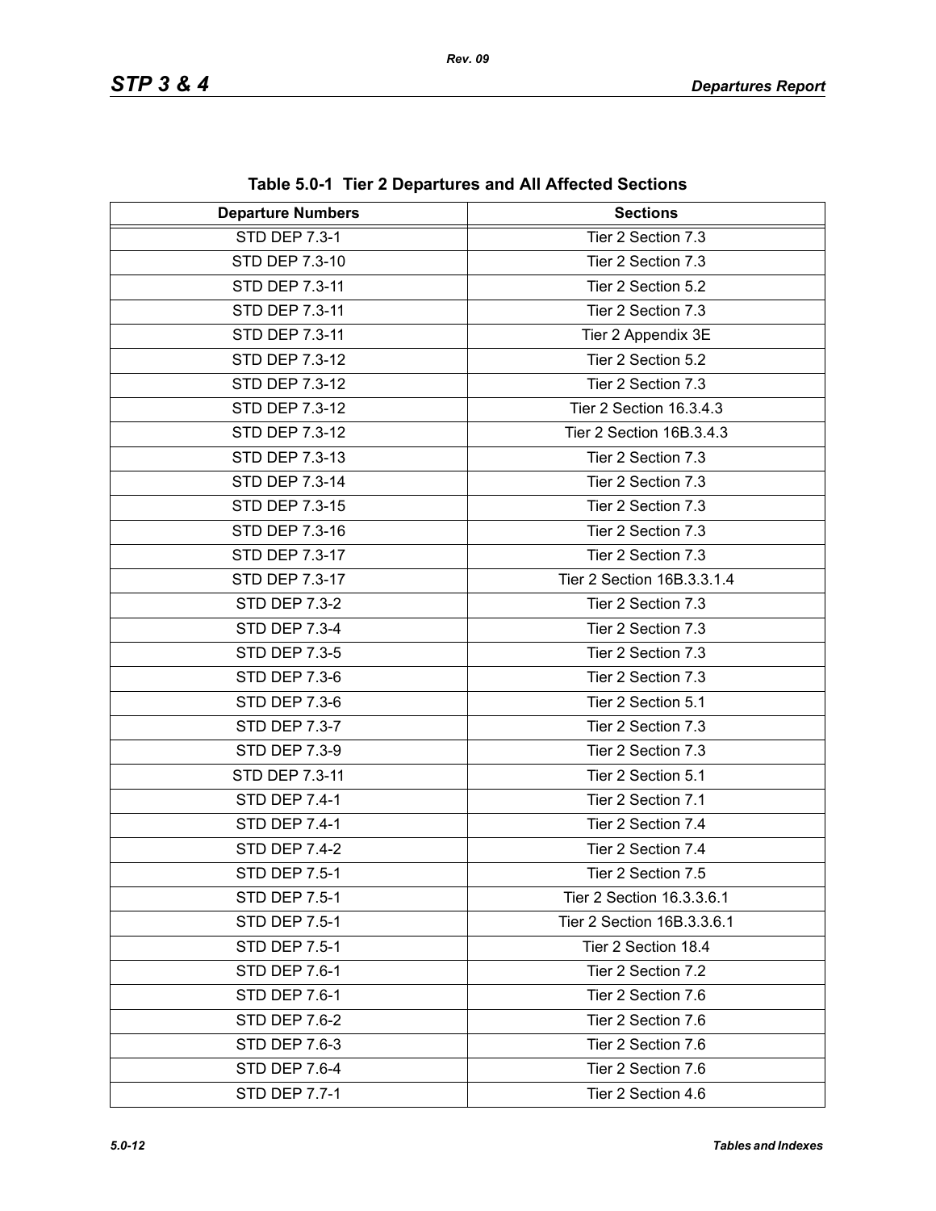**Table 5.0-1 Tier 2 Departures and All Affected Sections**

| Departure Numbers | Sections |
|---|---|
| STD DEP 7.3-1 | Tier 2 Section 7.3 |
| STD DEP 7.3-10 | Tier 2 Section 7.3 |
| STD DEP 7.3-11 | Tier 2 Section 5.2 |
| STD DEP 7.3-11 | Tier 2 Section 7.3 |
| STD DEP 7.3-11 | Tier 2 Appendix 3E |
| STD DEP 7.3-12 | Tier 2 Section 5.2 |
| STD DEP 7.3-12 | Tier 2 Section 7.3 |
| STD DEP 7.3-12 | Tier 2 Section 16.3.4.3 |
| STD DEP 7.3-12 | Tier 2 Section 16B.3.4.3 |
| STD DEP 7.3-13 | Tier 2 Section 7.3 |
| STD DEP 7.3-14 | Tier 2 Section 7.3 |
| STD DEP 7.3-15 | Tier 2 Section 7.3 |
| STD DEP 7.3-16 | Tier 2 Section 7.3 |
| STD DEP 7.3-17 | Tier 2 Section 7.3 |
| STD DEP 7.3-17 | Tier 2 Section 16B.3.3.1.4 |
| STD DEP 7.3-2 | Tier 2 Section 7.3 |
| STD DEP 7.3-4 | Tier 2 Section 7.3 |
| STD DEP 7.3-5 | Tier 2 Section 7.3 |
| STD DEP 7.3-6 | Tier 2 Section 7.3 |
| STD DEP 7.3-6 | Tier 2 Section 5.1 |
| STD DEP 7.3-7 | Tier 2 Section 7.3 |
| STD DEP 7.3-9 | Tier 2 Section 7.3 |
| STD DEP 7.3-11 | Tier 2 Section 5.1 |
| STD DEP 7.4-1 | Tier 2 Section 7.1 |
| STD DEP 7.4-1 | Tier 2 Section 7.4 |
| STD DEP 7.4-2 | Tier 2 Section 7.4 |
| STD DEP 7.5-1 | Tier 2 Section 7.5 |
| STD DEP 7.5-1 | Tier 2 Section 16.3.3.6.1 |
| STD DEP 7.5-1 | Tier 2 Section 16B.3.3.6.1 |
| STD DEP 7.5-1 | Tier 2 Section 18.4 |
| STD DEP 7.6-1 | Tier 2 Section 7.2 |
| STD DEP 7.6-1 | Tier 2 Section 7.6 |
| STD DEP 7.6-2 | Tier 2 Section 7.6 |
| STD DEP 7.6-3 | Tier 2 Section 7.6 |
| STD DEP 7.6-4 | Tier 2 Section 7.6 |
| STD DEP 7.7-1 | Tier 2 Section 4.6 |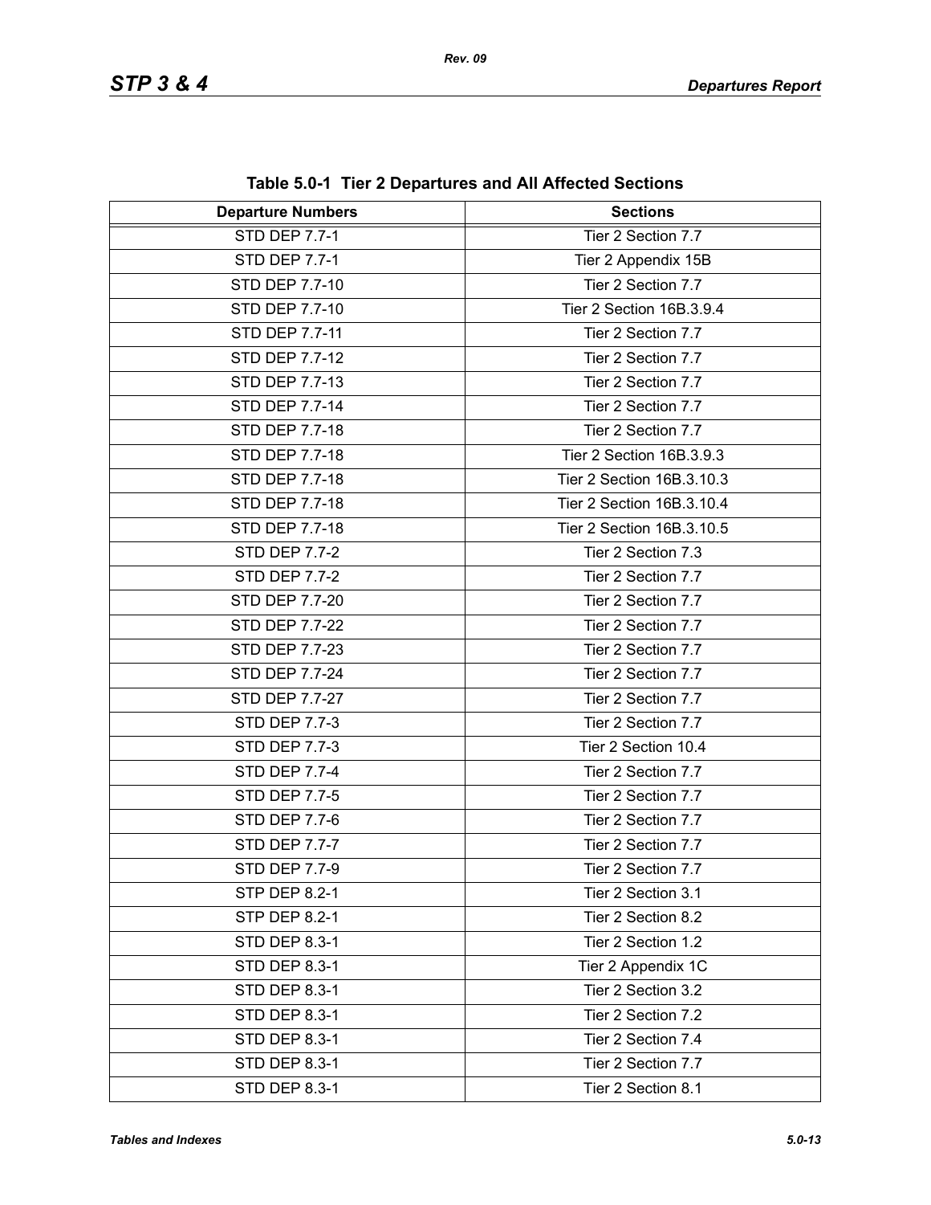**Table 5.0-1 Tier 2 Departures and All Affected Sections**

| Departure Numbers | Sections |
|---|---|
| STD DEP 7.7-1 | Tier 2 Section 7.7 |
| STD DEP 7.7-1 | Tier 2 Appendix 15B |
| STD DEP 7.7-10 | Tier 2 Section 7.7 |
| STD DEP 7.7-10 | Tier 2 Section 16B.3.9.4 |
| STD DEP 7.7-11 | Tier 2 Section 7.7 |
| STD DEP 7.7-12 | Tier 2 Section 7.7 |
| STD DEP 7.7-13 | Tier 2 Section 7.7 |
| STD DEP 7.7-14 | Tier 2 Section 7.7 |
| STD DEP 7.7-18 | Tier 2 Section 7.7 |
| STD DEP 7.7-18 | Tier 2 Section 16B.3.9.3 |
| STD DEP 7.7-18 | Tier 2 Section 16B.3.10.3 |
| STD DEP 7.7-18 | Tier 2 Section 16B.3.10.4 |
| STD DEP 7.7-18 | Tier 2 Section 16B.3.10.5 |
| STD DEP 7.7-2 | Tier 2 Section 7.3 |
| STD DEP 7.7-2 | Tier 2 Section 7.7 |
| STD DEP 7.7-20 | Tier 2 Section 7.7 |
| STD DEP 7.7-22 | Tier 2 Section 7.7 |
| STD DEP 7.7-23 | Tier 2 Section 7.7 |
| STD DEP 7.7-24 | Tier 2 Section 7.7 |
| STD DEP 7.7-27 | Tier 2 Section 7.7 |
| STD DEP 7.7-3 | Tier 2 Section 7.7 |
| STD DEP 7.7-3 | Tier 2 Section 10.4 |
| STD DEP 7.7-4 | Tier 2 Section 7.7 |
| STD DEP 7.7-5 | Tier 2 Section 7.7 |
| STD DEP 7.7-6 | Tier 2 Section 7.7 |
| STD DEP 7.7-7 | Tier 2 Section 7.7 |
| STD DEP 7.7-9 | Tier 2 Section 7.7 |
| STP DEP 8.2-1 | Tier 2 Section 3.1 |
| STP DEP 8.2-1 | Tier 2 Section 8.2 |
| STD DEP 8.3-1 | Tier 2 Section 1.2 |
| STD DEP 8.3-1 | Tier 2 Appendix 1C |
| STD DEP 8.3-1 | Tier 2 Section 3.2 |
| STD DEP 8.3-1 | Tier 2 Section 7.2 |
| STD DEP 8.3-1 | Tier 2 Section 7.4 |
| STD DEP 8.3-1 | Tier 2 Section 7.7 |
| STD DEP 8.3-1 | Tier 2 Section 8.1 |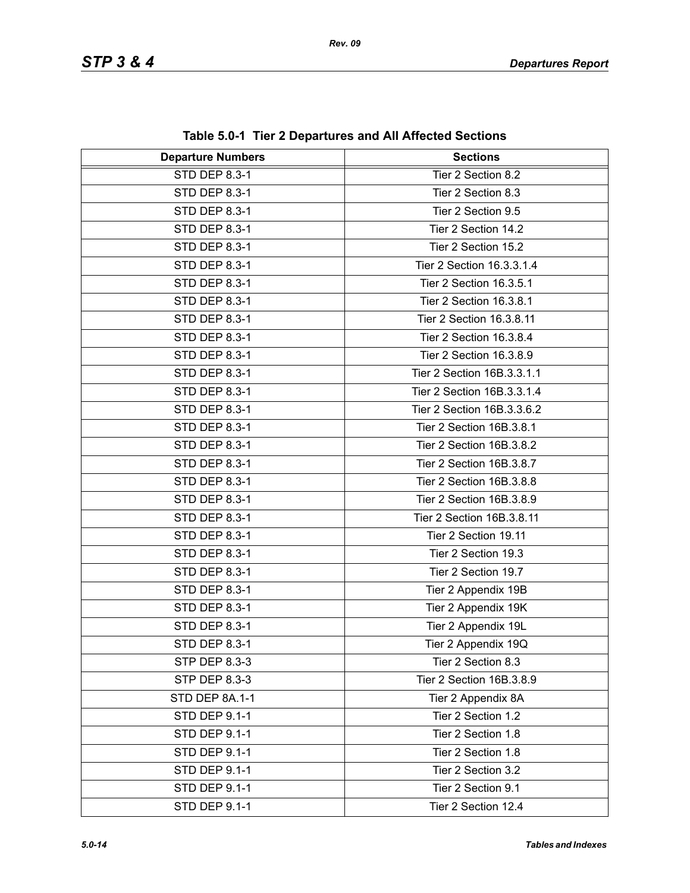**Table 5.0-1 Tier 2 Departures and All Affected Sections**

| Departure Numbers | Sections |
|---|---|
| STD DEP 8.3-1 | Tier 2 Section 8.2 |
| STD DEP 8.3-1 | Tier 2 Section 8.3 |
| STD DEP 8.3-1 | Tier 2 Section 9.5 |
| STD DEP 8.3-1 | Tier 2 Section 14.2 |
| STD DEP 8.3-1 | Tier 2 Section 15.2 |
| STD DEP 8.3-1 | Tier 2 Section 16.3.3.1.4 |
| STD DEP 8.3-1 | Tier 2 Section 16.3.5.1 |
| STD DEP 8.3-1 | Tier 2 Section 16.3.8.1 |
| STD DEP 8.3-1 | Tier 2 Section 16.3.8.11 |
| STD DEP 8.3-1 | Tier 2 Section 16.3.8.4 |
| STD DEP 8.3-1 | Tier 2 Section 16.3.8.9 |
| STD DEP 8.3-1 | Tier 2 Section 16B.3.3.1.1 |
| STD DEP 8.3-1 | Tier 2 Section 16B.3.3.1.4 |
| STD DEP 8.3-1 | Tier 2 Section 16B.3.3.6.2 |
| STD DEP 8.3-1 | Tier 2 Section 16B.3.8.1 |
| STD DEP 8.3-1 | Tier 2 Section 16B.3.8.2 |
| STD DEP 8.3-1 | Tier 2 Section 16B.3.8.7 |
| STD DEP 8.3-1 | Tier 2 Section 16B.3.8.8 |
| STD DEP 8.3-1 | Tier 2 Section 16B.3.8.9 |
| STD DEP 8.3-1 | Tier 2 Section 16B.3.8.11 |
| STD DEP 8.3-1 | Tier 2 Section 19.11 |
| STD DEP 8.3-1 | Tier 2 Section 19.3 |
| STD DEP 8.3-1 | Tier 2 Section 19.7 |
| STD DEP 8.3-1 | Tier 2 Appendix 19B |
| STD DEP 8.3-1 | Tier 2 Appendix 19K |
| STD DEP 8.3-1 | Tier 2 Appendix 19L |
| STD DEP 8.3-1 | Tier 2 Appendix 19Q |
| STP DEP 8.3-3 | Tier 2 Section 8.3 |
| STP DEP 8.3-3 | Tier 2 Section 16B.3.8.9 |
| STD DEP 8A.1-1 | Tier 2 Appendix 8A |
| STD DEP 9.1-1 | Tier 2 Section 1.2 |
| STD DEP 9.1-1 | Tier 2 Section 1.8 |
| STD DEP 9.1-1 | Tier 2 Section 1.8 |
| STD DEP 9.1-1 | Tier 2 Section 3.2 |
| STD DEP 9.1-1 | Tier 2 Section 9.1 |
| STD DEP 9.1-1 | Tier 2 Section 12.4 |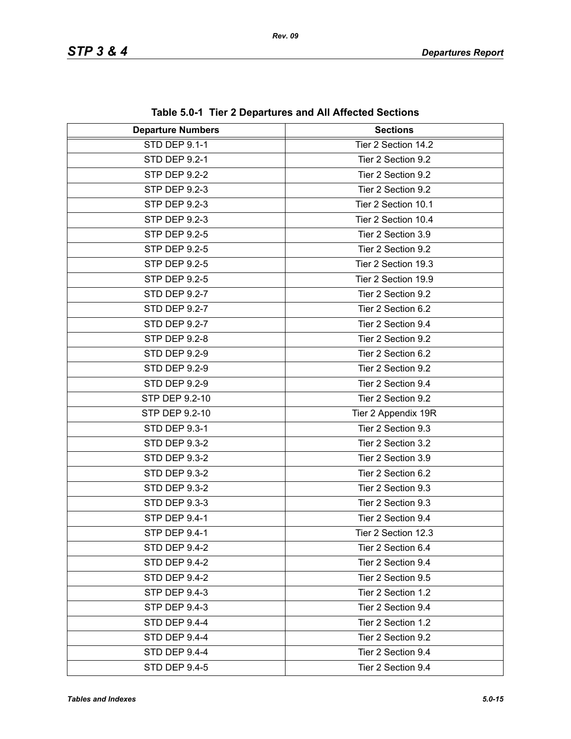**Table 5.0-1 Tier 2 Departures and All Affected Sections**

| Departure Numbers | Sections |
|---|---|
| STD DEP 9.1-1 | Tier 2 Section 14.2 |
| STD DEP 9.2-1 | Tier 2 Section 9.2 |
| STP DEP 9.2-2 | Tier 2 Section 9.2 |
| STP DEP 9.2-3 | Tier 2 Section 9.2 |
| STP DEP 9.2-3 | Tier 2 Section 10.1 |
| STP DEP 9.2-3 | Tier 2 Section 10.4 |
| STP DEP 9.2-5 | Tier 2 Section 3.9 |
| STP DEP 9.2-5 | Tier 2 Section 9.2 |
| STP DEP 9.2-5 | Tier 2 Section 19.3 |
| STP DEP 9.2-5 | Tier 2 Section 19.9 |
| STD DEP 9.2-7 | Tier 2 Section 9.2 |
| STD DEP 9.2-7 | Tier 2 Section 6.2 |
| STD DEP 9.2-7 | Tier 2 Section 9.4 |
| STP DEP 9.2-8 | Tier 2 Section 9.2 |
| STD DEP 9.2-9 | Tier 2 Section 6.2 |
| STD DEP 9.2-9 | Tier 2 Section 9.2 |
| STD DEP 9.2-9 | Tier 2 Section 9.4 |
| STP DEP 9.2-10 | Tier 2 Section 9.2 |
| STP DEP 9.2-10 | Tier 2 Appendix 19R |
| STD DEP 9.3-1 | Tier 2 Section 9.3 |
| STD DEP 9.3-2 | Tier 2 Section 3.2 |
| STD DEP 9.3-2 | Tier 2 Section 3.9 |
| STD DEP 9.3-2 | Tier 2 Section 6.2 |
| STD DEP 9.3-2 | Tier 2 Section 9.3 |
| STD DEP 9.3-3 | Tier 2 Section 9.3 |
| STP DEP 9.4-1 | Tier 2 Section 9.4 |
| STP DEP 9.4-1 | Tier 2 Section 12.3 |
| STD DEP 9.4-2 | Tier 2 Section 6.4 |
| STD DEP 9.4-2 | Tier 2 Section 9.4 |
| STD DEP 9.4-2 | Tier 2 Section 9.5 |
| STP DEP 9.4-3 | Tier 2 Section 1.2 |
| STP DEP 9.4-3 | Tier 2 Section 9.4 |
| STD DEP 9.4-4 | Tier 2 Section 1.2 |
| STD DEP 9.4-4 | Tier 2 Section 9.2 |
| STD DEP 9.4-4 | Tier 2 Section 9.4 |
| STD DEP 9.4-5 | Tier 2 Section 9.4 |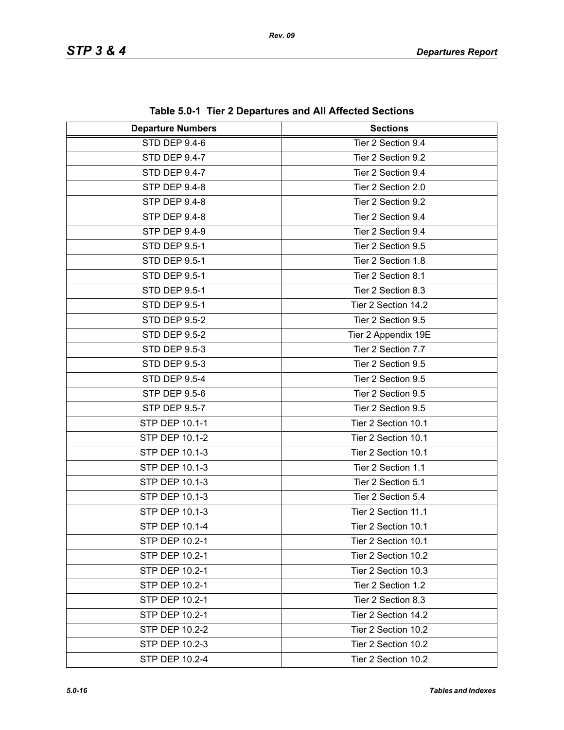**Table 5.0-1 Tier 2 Departures and All Affected Sections**

| Departure Numbers | Sections |
|---|---|
| STD DEP 9.4-6 | Tier 2 Section 9.4 |
| STD DEP 9.4-7 | Tier 2 Section 9.2 |
| STD DEP 9.4-7 | Tier 2 Section 9.4 |
| STP DEP 9.4-8 | Tier 2 Section 2.0 |
| STP DEP 9.4-8 | Tier 2 Section 9.2 |
| STP DEP 9.4-8 | Tier 2 Section 9.4 |
| STP DEP 9.4-9 | Tier 2 Section 9.4 |
| STD DEP 9.5-1 | Tier 2 Section 9.5 |
| STD DEP 9.5-1 | Tier 2 Section 1.8 |
| STD DEP 9.5-1 | Tier 2 Section 8.1 |
| STD DEP 9.5-1 | Tier 2 Section 8.3 |
| STD DEP 9.5-1 | Tier 2 Section 14.2 |
| STD DEP 9.5-2 | Tier 2 Section 9.5 |
| STD DEP 9.5-2 | Tier 2 Appendix 19E |
| STD DEP 9.5-3 | Tier 2 Section 7.7 |
| STD DEP 9.5-3 | Tier 2 Section 9.5 |
| STD DEP 9.5-4 | Tier 2 Section 9.5 |
| STP DEP 9.5-6 | Tier 2 Section 9.5 |
| STP DEP 9.5-7 | Tier 2 Section 9.5 |
| STP DEP 10.1-1 | Tier 2 Section 10.1 |
| STP DEP 10.1-2 | Tier 2 Section 10.1 |
| STP DEP 10.1-3 | Tier 2 Section 10.1 |
| STP DEP 10.1-3 | Tier 2 Section 1.1 |
| STP DEP 10.1-3 | Tier 2 Section 5.1 |
| STP DEP 10.1-3 | Tier 2 Section 5.4 |
| STP DEP 10.1-3 | Tier 2 Section 11.1 |
| STP DEP 10.1-4 | Tier 2 Section 10.1 |
| STP DEP 10.2-1 | Tier 2 Section 10.1 |
| STP DEP 10.2-1 | Tier 2 Section 10.2 |
| STP DEP 10.2-1 | Tier 2 Section 10.3 |
| STP DEP 10.2-1 | Tier 2 Section 1.2 |
| STP DEP 10.2-1 | Tier 2 Section 8.3 |
| STP DEP 10.2-1 | Tier 2 Section 14.2 |
| STP DEP 10.2-2 | Tier 2 Section 10.2 |
| STP DEP 10.2-3 | Tier 2 Section 10.2 |
| STP DEP 10.2-4 | Tier 2 Section 10.2 |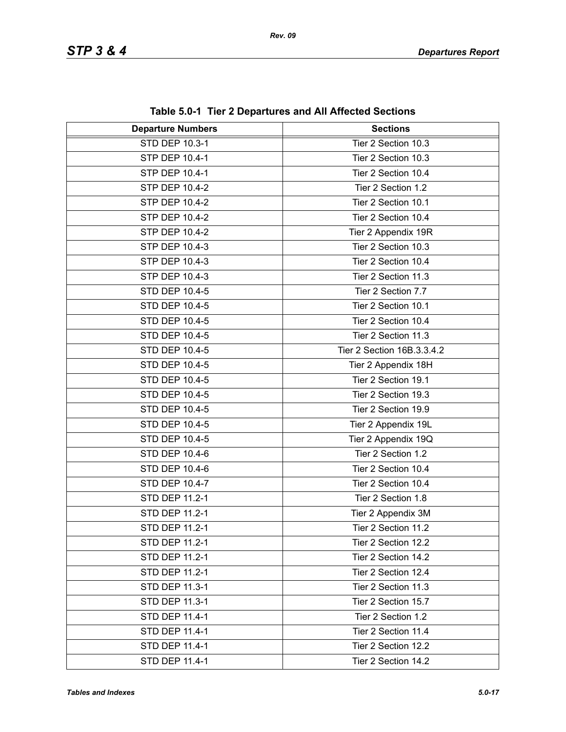**Table 5.0-1 Tier 2 Departures and All Affected Sections**

| Departure Numbers | Sections |
|---|---|
| STD DEP 10.3-1 | Tier 2 Section 10.3 |
| STP DEP 10.4-1 | Tier 2 Section 10.3 |
| STP DEP 10.4-1 | Tier 2 Section 10.4 |
| STP DEP 10.4-2 | Tier 2 Section 1.2 |
| STP DEP 10.4-2 | Tier 2 Section 10.1 |
| STP DEP 10.4-2 | Tier 2 Section 10.4 |
| STP DEP 10.4-2 | Tier 2 Appendix 19R |
| STP DEP 10.4-3 | Tier 2 Section 10.3 |
| STP DEP 10.4-3 | Tier 2 Section 10.4 |
| STP DEP 10.4-3 | Tier 2 Section 11.3 |
| STD DEP 10.4-5 | Tier 2 Section 7.7 |
| STD DEP 10.4-5 | Tier 2 Section 10.1 |
| STD DEP 10.4-5 | Tier 2 Section 10.4 |
| STD DEP 10.4-5 | Tier 2 Section 11.3 |
| STD DEP 10.4-5 | Tier 2 Section 16B.3.3.4.2 |
| STD DEP 10.4-5 | Tier 2 Appendix 18H |
| STD DEP 10.4-5 | Tier 2 Section 19.1 |
| STD DEP 10.4-5 | Tier 2 Section 19.3 |
| STD DEP 10.4-5 | Tier 2 Section 19.9 |
| STD DEP 10.4-5 | Tier 2 Appendix 19L |
| STD DEP 10.4-5 | Tier 2 Appendix 19Q |
| STD DEP 10.4-6 | Tier 2 Section 1.2 |
| STD DEP 10.4-6 | Tier 2 Section 10.4 |
| STD DEP 10.4-7 | Tier 2 Section 10.4 |
| STD DEP 11.2-1 | Tier 2 Section 1.8 |
| STD DEP 11.2-1 | Tier 2 Appendix 3M |
| STD DEP 11.2-1 | Tier 2 Section 11.2 |
| STD DEP 11.2-1 | Tier 2 Section 12.2 |
| STD DEP 11.2-1 | Tier 2 Section 14.2 |
| STD DEP 11.2-1 | Tier 2 Section 12.4 |
| STD DEP 11.3-1 | Tier 2 Section 11.3 |
| STD DEP 11.3-1 | Tier 2 Section 15.7 |
| STD DEP 11.4-1 | Tier 2 Section 1.2 |
| STD DEP 11.4-1 | Tier 2 Section 11.4 |
| STD DEP 11.4-1 | Tier 2 Section 12.2 |
| STD DEP 11.4-1 | Tier 2 Section 14.2 |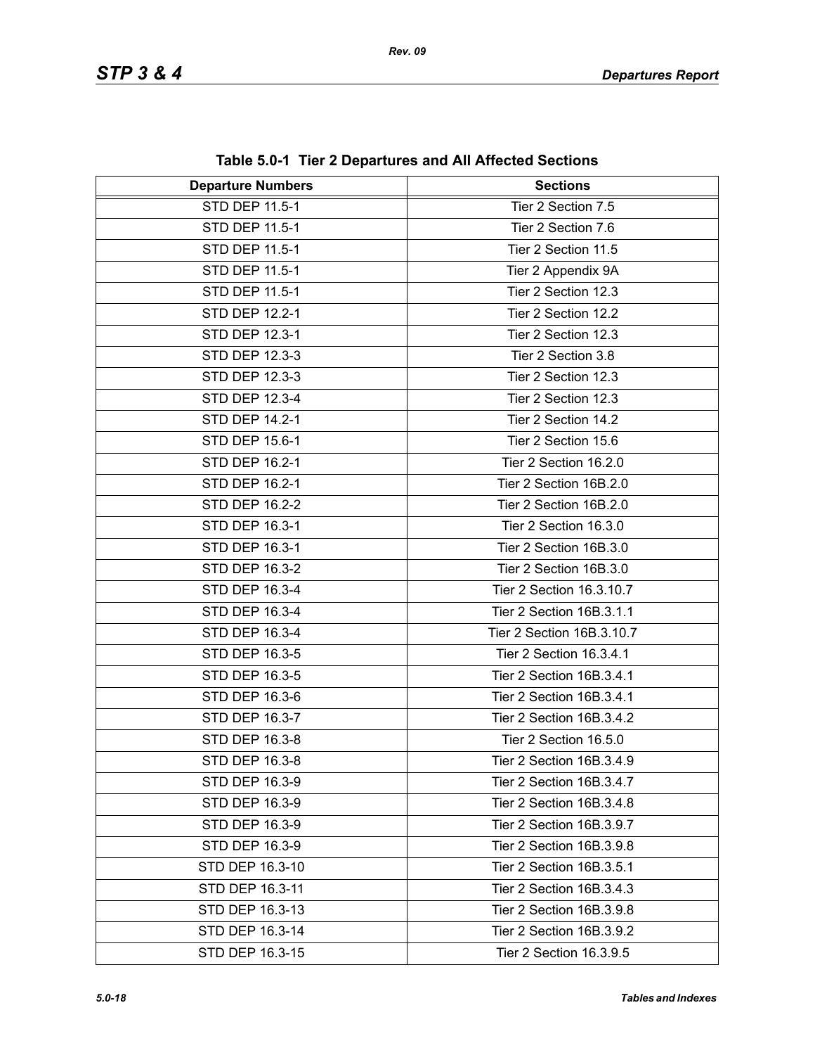**Table 5.0-1 Tier 2 Departures and All Affected Sections**

| Departure Numbers | Sections |
|---|---|
| STD DEP 11.5-1 | Tier 2 Section 7.5 |
| STD DEP 11.5-1 | Tier 2 Section 7.6 |
| STD DEP 11.5-1 | Tier 2 Section 11.5 |
| STD DEP 11.5-1 | Tier 2 Appendix 9A |
| STD DEP 11.5-1 | Tier 2 Section 12.3 |
| STD DEP 12.2-1 | Tier 2 Section 12.2 |
| STD DEP 12.3-1 | Tier 2 Section 12.3 |
| STD DEP 12.3-3 | Tier 2 Section 3.8 |
| STD DEP 12.3-3 | Tier 2 Section 12.3 |
| STD DEP 12.3-4 | Tier 2 Section 12.3 |
| STD DEP 14.2-1 | Tier 2 Section 14.2 |
| STD DEP 15.6-1 | Tier 2 Section 15.6 |
| STD DEP 16.2-1 | Tier 2 Section 16.2.0 |
| STD DEP 16.2-1 | Tier 2 Section 16B.2.0 |
| STD DEP 16.2-2 | Tier 2 Section 16B.2.0 |
| STD DEP 16.3-1 | Tier 2 Section 16.3.0 |
| STD DEP 16.3-1 | Tier 2 Section 16B.3.0 |
| STD DEP 16.3-2 | Tier 2 Section 16B.3.0 |
| STD DEP 16.3-4 | Tier 2 Section 16.3.10.7 |
| STD DEP 16.3-4 | Tier 2 Section 16B.3.1.1 |
| STD DEP 16.3-4 | Tier 2 Section 16B.3.10.7 |
| STD DEP 16.3-5 | Tier 2 Section 16.3.4.1 |
| STD DEP 16.3-5 | Tier 2 Section 16B.3.4.1 |
| STD DEP 16.3-6 | Tier 2 Section 16B.3.4.1 |
| STD DEP 16.3-7 | Tier 2 Section 16B.3.4.2 |
| STD DEP 16.3-8 | Tier 2 Section 16.5.0 |
| STD DEP 16.3-8 | Tier 2 Section 16B.3.4.9 |
| STD DEP 16.3-9 | Tier 2 Section 16B.3.4.7 |
| STD DEP 16.3-9 | Tier 2 Section 16B.3.4.8 |
| STD DEP 16.3-9 | Tier 2 Section 16B.3.9.7 |
| STD DEP 16.3-9 | Tier 2 Section 16B.3.9.8 |
| STD DEP 16.3-10 | Tier 2 Section 16B.3.5.1 |
| STD DEP 16.3-11 | Tier 2 Section 16B.3.4.3 |
| STD DEP 16.3-13 | Tier 2 Section 16B.3.9.8 |
| STD DEP 16.3-14 | Tier 2 Section 16B.3.9.2 |
| STD DEP 16.3-15 | Tier 2 Section 16.3.9.5 |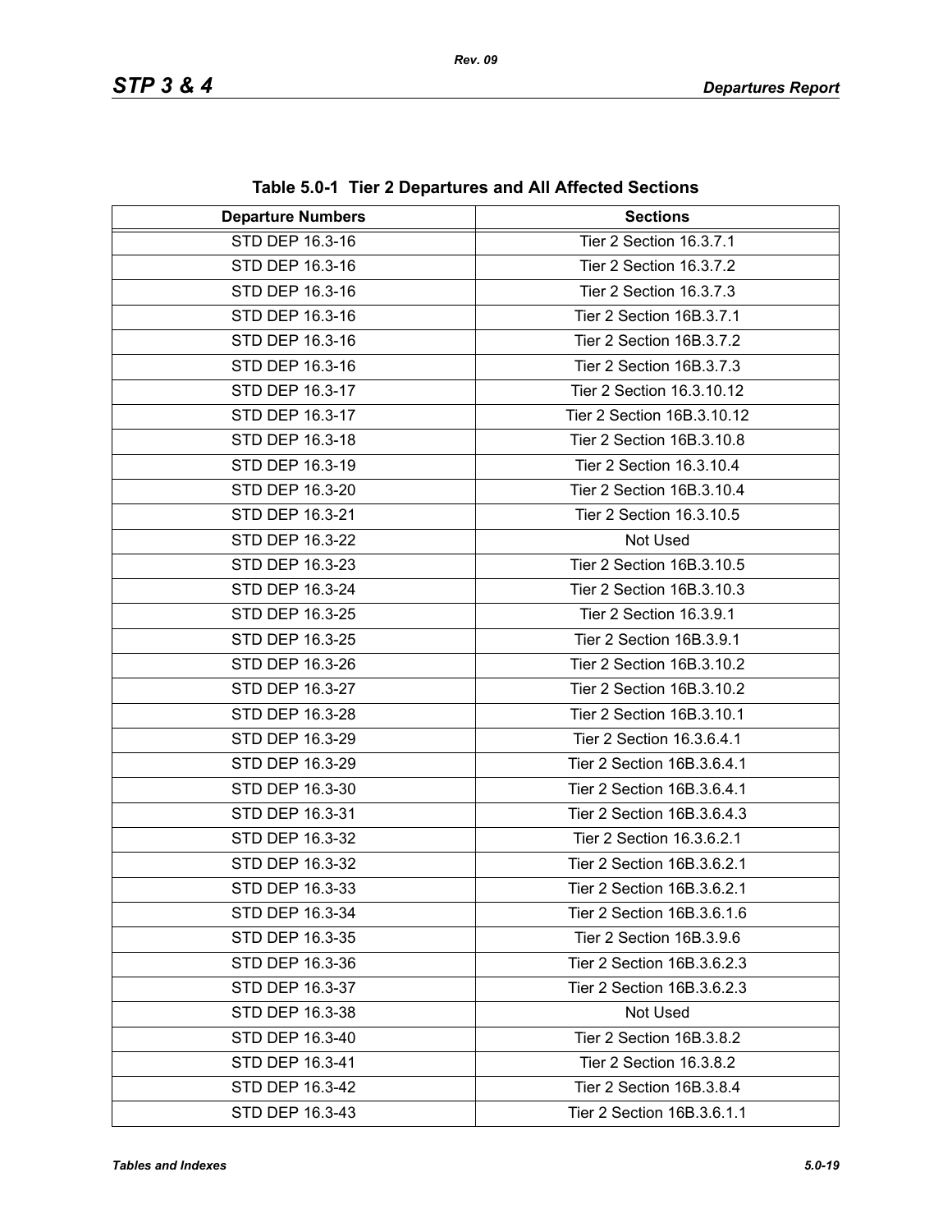**Table 5.0-1 Tier 2 Departures and All Affected Sections**

| Departure Numbers | Sections |
|---|---|
| STD DEP 16.3-16 | Tier 2 Section 16.3.7.1 |
| STD DEP 16.3-16 | Tier 2 Section 16.3.7.2 |
| STD DEP 16.3-16 | Tier 2 Section 16.3.7.3 |
| STD DEP 16.3-16 | Tier 2 Section 16B.3.7.1 |
| STD DEP 16.3-16 | Tier 2 Section 16B.3.7.2 |
| STD DEP 16.3-16 | Tier 2 Section 16B.3.7.3 |
| STD DEP 16.3-17 | Tier 2 Section 16.3.10.12 |
| STD DEP 16.3-17 | Tier 2 Section 16B.3.10.12 |
| STD DEP 16.3-18 | Tier 2 Section 16B.3.10.8 |
| STD DEP 16.3-19 | Tier 2 Section 16.3.10.4 |
| STD DEP 16.3-20 | Tier 2 Section 16B.3.10.4 |
| STD DEP 16.3-21 | Tier 2 Section 16.3.10.5 |
| STD DEP 16.3-22 | Not Used |
| STD DEP 16.3-23 | Tier 2 Section 16B.3.10.5 |
| STD DEP 16.3-24 | Tier 2 Section 16B.3.10.3 |
| STD DEP 16.3-25 | Tier 2 Section 16.3.9.1 |
| STD DEP 16.3-25 | Tier 2 Section 16B.3.9.1 |
| STD DEP 16.3-26 | Tier 2 Section 16B.3.10.2 |
| STD DEP 16.3-27 | Tier 2 Section 16B.3.10.2 |
| STD DEP 16.3-28 | Tier 2 Section 16B.3.10.1 |
| STD DEP 16.3-29 | Tier 2 Section 16.3.6.4.1 |
| STD DEP 16.3-29 | Tier 2 Section 16B.3.6.4.1 |
| STD DEP 16.3-30 | Tier 2 Section 16B.3.6.4.1 |
| STD DEP 16.3-31 | Tier 2 Section 16B.3.6.4.3 |
| STD DEP 16.3-32 | Tier 2 Section 16.3.6.2.1 |
| STD DEP 16.3-32 | Tier 2 Section 16B.3.6.2.1 |
| STD DEP 16.3-33 | Tier 2 Section 16B.3.6.2.1 |
| STD DEP 16.3-34 | Tier 2 Section 16B.3.6.1.6 |
| STD DEP 16.3-35 | Tier 2 Section 16B.3.9.6 |
| STD DEP 16.3-36 | Tier 2 Section 16B.3.6.2.3 |
| STD DEP 16.3-37 | Tier 2 Section 16B.3.6.2.3 |
| STD DEP 16.3-38 | Not Used |
| STD DEP 16.3-40 | Tier 2 Section 16B.3.8.2 |
| STD DEP 16.3-41 | Tier 2 Section 16.3.8.2 |
| STD DEP 16.3-42 | Tier 2 Section 16B.3.8.4 |
| STD DEP 16.3-43 | Tier 2 Section 16B.3.6.1.1 |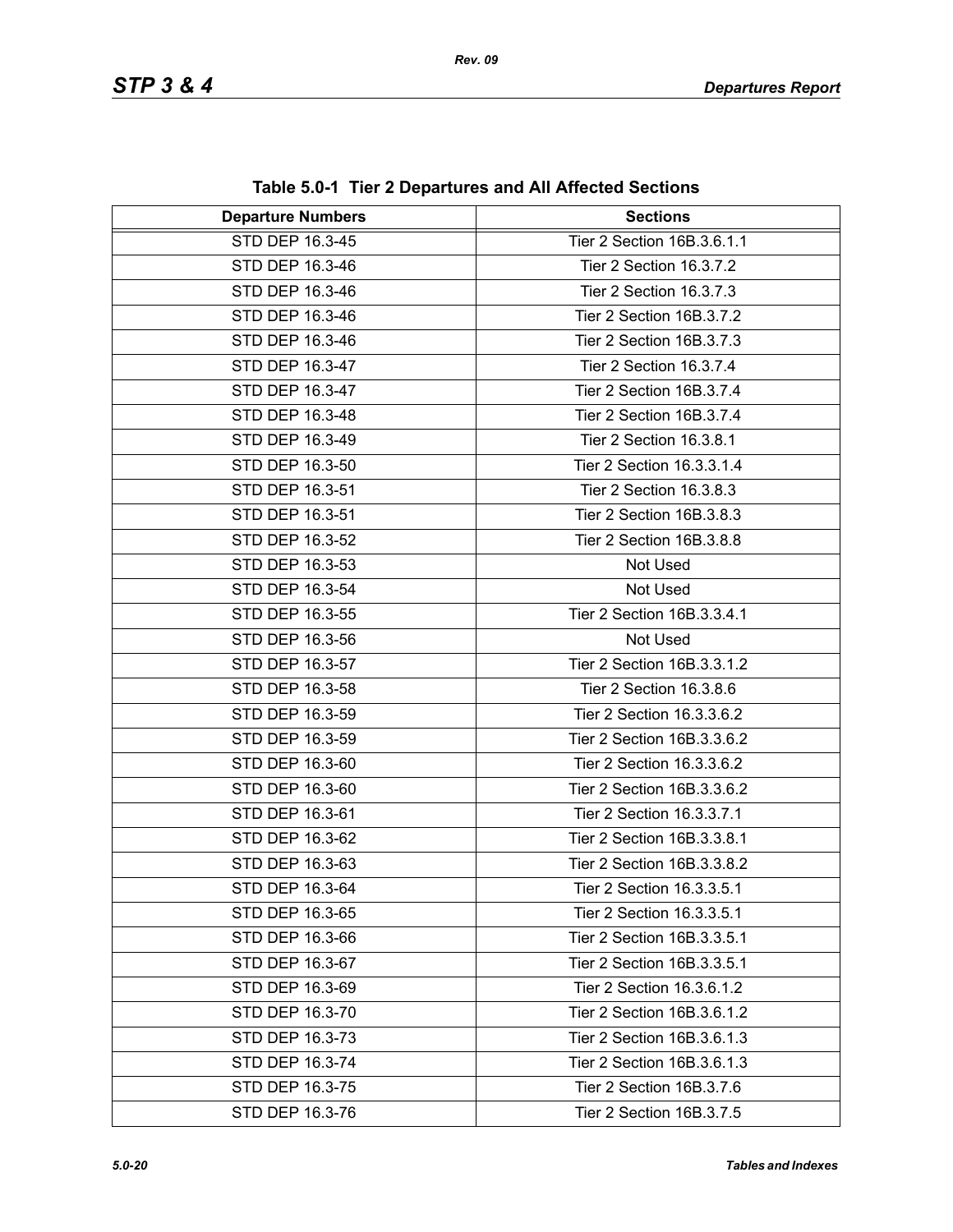**Table 5.0-1 Tier 2 Departures and All Affected Sections**

| Departure Numbers | Sections |
|---|---|
| STD DEP 16.3-45 | Tier 2 Section 16B.3.6.1.1 |
| STD DEP 16.3-46 | Tier 2 Section 16.3.7.2 |
| STD DEP 16.3-46 | Tier 2 Section 16.3.7.3 |
| STD DEP 16.3-46 | Tier 2 Section 16B.3.7.2 |
| STD DEP 16.3-46 | Tier 2 Section 16B.3.7.3 |
| STD DEP 16.3-47 | Tier 2 Section 16.3.7.4 |
| STD DEP 16.3-47 | Tier 2 Section 16B.3.7.4 |
| STD DEP 16.3-48 | Tier 2 Section 16B.3.7.4 |
| STD DEP 16.3-49 | Tier 2 Section 16.3.8.1 |
| STD DEP 16.3-50 | Tier 2 Section 16.3.3.1.4 |
| STD DEP 16.3-51 | Tier 2 Section 16.3.8.3 |
| STD DEP 16.3-51 | Tier 2 Section 16B.3.8.3 |
| STD DEP 16.3-52 | Tier 2 Section 16B.3.8.8 |
| STD DEP 16.3-53 | Not Used |
| STD DEP 16.3-54 | Not Used |
| STD DEP 16.3-55 | Tier 2 Section 16B.3.3.4.1 |
| STD DEP 16.3-56 | Not Used |
| STD DEP 16.3-57 | Tier 2 Section 16B.3.3.1.2 |
| STD DEP 16.3-58 | Tier 2 Section 16.3.8.6 |
| STD DEP 16.3-59 | Tier 2 Section 16.3.3.6.2 |
| STD DEP 16.3-59 | Tier 2 Section 16B.3.3.6.2 |
| STD DEP 16.3-60 | Tier 2 Section 16.3.3.6.2 |
| STD DEP 16.3-60 | Tier 2 Section 16B.3.3.6.2 |
| STD DEP 16.3-61 | Tier 2 Section 16.3.3.7.1 |
| STD DEP 16.3-62 | Tier 2 Section 16B.3.3.8.1 |
| STD DEP 16.3-63 | Tier 2 Section 16B.3.3.8.2 |
| STD DEP 16.3-64 | Tier 2 Section 16.3.3.5.1 |
| STD DEP 16.3-65 | Tier 2 Section 16.3.3.5.1 |
| STD DEP 16.3-66 | Tier 2 Section 16B.3.3.5.1 |
| STD DEP 16.3-67 | Tier 2 Section 16B.3.3.5.1 |
| STD DEP 16.3-69 | Tier 2 Section 16.3.6.1.2 |
| STD DEP 16.3-70 | Tier 2 Section 16B.3.6.1.2 |
| STD DEP 16.3-73 | Tier 2 Section 16B.3.6.1.3 |
| STD DEP 16.3-74 | Tier 2 Section 16B.3.6.1.3 |
| STD DEP 16.3-75 | Tier 2 Section 16B.3.7.6 |
| STD DEP 16.3-76 | Tier 2 Section 16B.3.7.5 |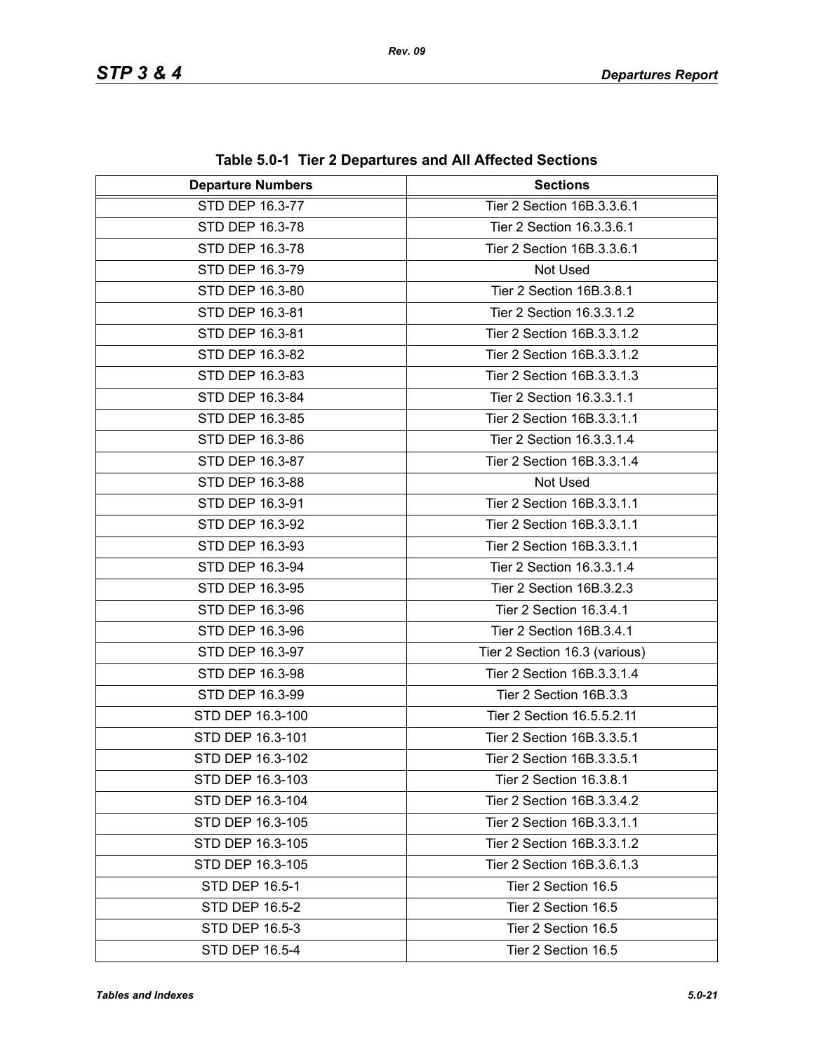**Table 5.0-1 Tier 2 Departures and All Affected Sections**

| Departure Numbers | Sections |
|---|---|
| STD DEP 16.3-77 | Tier 2 Section 16B.3.3.6.1 |
| STD DEP 16.3-78 | Tier 2 Section 16.3.3.6.1 |
| STD DEP 16.3-78 | Tier 2 Section 16B.3.3.6.1 |
| STD DEP 16.3-79 | Not Used |
| STD DEP 16.3-80 | Tier 2 Section 16B.3.8.1 |
| STD DEP 16.3-81 | Tier 2 Section 16.3.3.1.2 |
| STD DEP 16.3-81 | Tier 2 Section 16B.3.3.1.2 |
| STD DEP 16.3-82 | Tier 2 Section 16B.3.3.1.2 |
| STD DEP 16.3-83 | Tier 2 Section 16B.3.3.1.3 |
| STD DEP 16.3-84 | Tier 2 Section 16.3.3.1.1 |
| STD DEP 16.3-85 | Tier 2 Section 16B.3.3.1.1 |
| STD DEP 16.3-86 | Tier 2 Section 16.3.3.1.4 |
| STD DEP 16.3-87 | Tier 2 Section 16B.3.3.1.4 |
| STD DEP 16.3-88 | Not Used |
| STD DEP 16.3-91 | Tier 2 Section 16B.3.3.1.1 |
| STD DEP 16.3-92 | Tier 2 Section 16B.3.3.1.1 |
| STD DEP 16.3-93 | Tier 2 Section 16B.3.3.1.1 |
| STD DEP 16.3-94 | Tier 2 Section 16.3.3.1.4 |
| STD DEP 16.3-95 | Tier 2 Section 16B.3.2.3 |
| STD DEP 16.3-96 | Tier 2 Section 16.3.4.1 |
| STD DEP 16.3-96 | Tier 2 Section 16B.3.4.1 |
| STD DEP 16.3-97 | Tier 2 Section 16.3 (various) |
| STD DEP 16.3-98 | Tier 2 Section 16B.3.3.1.4 |
| STD DEP 16.3-99 | Tier 2 Section 16B.3.3 |
| STD DEP 16.3-100 | Tier 2 Section 16.5.5.2.11 |
| STD DEP 16.3-101 | Tier 2 Section 16B.3.3.5.1 |
| STD DEP 16.3-102 | Tier 2 Section 16B.3.3.5.1 |
| STD DEP 16.3-103 | Tier 2 Section 16.3.8.1 |
| STD DEP 16.3-104 | Tier 2 Section 16B.3.3.4.2 |
| STD DEP 16.3-105 | Tier 2 Section 16B.3.3.1.1 |
| STD DEP 16.3-105 | Tier 2 Section 16B.3.3.1.2 |
| STD DEP 16.3-105 | Tier 2 Section 16B.3.6.1.3 |
| STD DEP 16.5-1 | Tier 2 Section 16.5 |
| STD DEP 16.5-2 | Tier 2 Section 16.5 |
| STD DEP 16.5-3 | Tier 2 Section 16.5 |
| STD DEP 16.5-4 | Tier 2 Section 16.5 |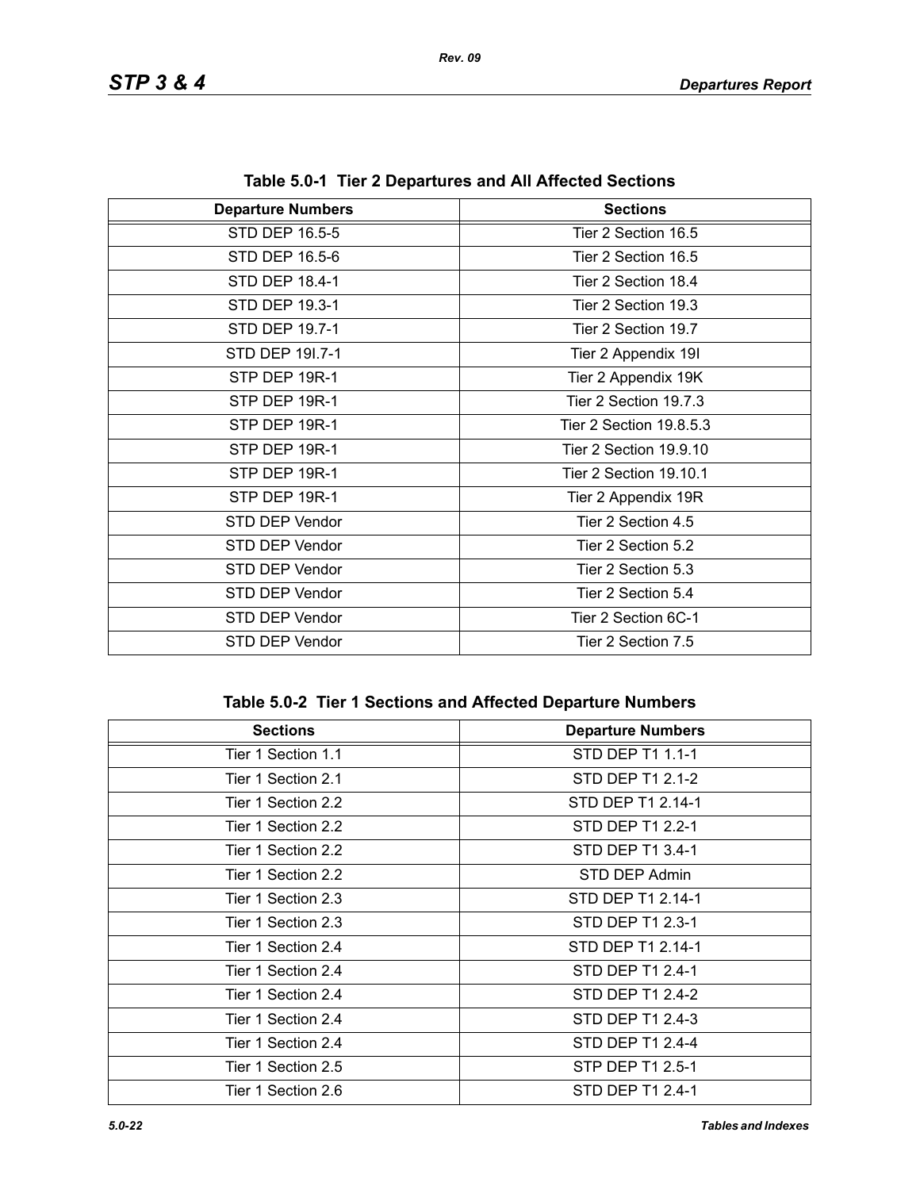**Table 5.0-1 Tier 2 Departures and All Affected Sections**

| Departure Numbers | Sections |
|---|---|
| STD DEP 16.5-5 | Tier 2 Section 16.5 |
| STD DEP 16.5-6 | Tier 2 Section 16.5 |
| STD DEP 18.4-1 | Tier 2 Section 18.4 |
| STD DEP 19.3-1 | Tier 2 Section 19.3 |
| STD DEP 19.7-1 | Tier 2 Section 19.7 |
| STD DEP 19I.7-1 | Tier 2 Appendix 19I |
| STP DEP 19R-1 | Tier 2 Appendix 19K |
| STP DEP 19R-1 | Tier 2 Section 19.7.3 |
| STP DEP 19R-1 | Tier 2 Section 19.8.5.3 |
| STP DEP 19R-1 | Tier 2 Section 19.9.10 |
| STP DEP 19R-1 | Tier 2 Section 19.10.1 |
| STP DEP 19R-1 | Tier 2 Appendix 19R |
| STD DEP Vendor | Tier 2 Section 4.5 |
| STD DEP Vendor | Tier 2 Section 5.2 |
| STD DEP Vendor | Tier 2 Section 5.3 |
| STD DEP Vendor | Tier 2 Section 5.4 |
| STD DEP Vendor | Tier 2 Section 6C-1 |
| STD DEP Vendor | Tier 2 Section 7.5 |

**Table 5.0-2 Tier 1 Sections and Affected Departure Numbers**

| Sections | Departure Numbers |
|---|---|
| Tier 1 Section 1.1 | STD DEP T1 1.1-1 |
| Tier 1 Section 2.1 | STD DEP T1 2.1-2 |
| Tier 1 Section 2.2 | STD DEP T1 2.14-1 |
| Tier 1 Section 2.2 | STD DEP T1 2.2-1 |
| Tier 1 Section 2.2 | STD DEP T1 3.4-1 |
| Tier 1 Section 2.2 | STD DEP Admin |
| Tier 1 Section 2.3 | STD DEP T1 2.14-1 |
| Tier 1 Section 2.3 | STD DEP T1 2.3-1 |
| Tier 1 Section 2.4 | STD DEP T1 2.14-1 |
| Tier 1 Section 2.4 | STD DEP T1 2.4-1 |
| Tier 1 Section 2.4 | STD DEP T1 2.4-2 |
| Tier 1 Section 2.4 | STD DEP T1 2.4-3 |
| Tier 1 Section 2.4 | STD DEP T1 2.4-4 |
| Tier 1 Section 2.5 | STP DEP T1 2.5-1 |
| Tier 1 Section 2.6 | STD DEP T1 2.4-1 |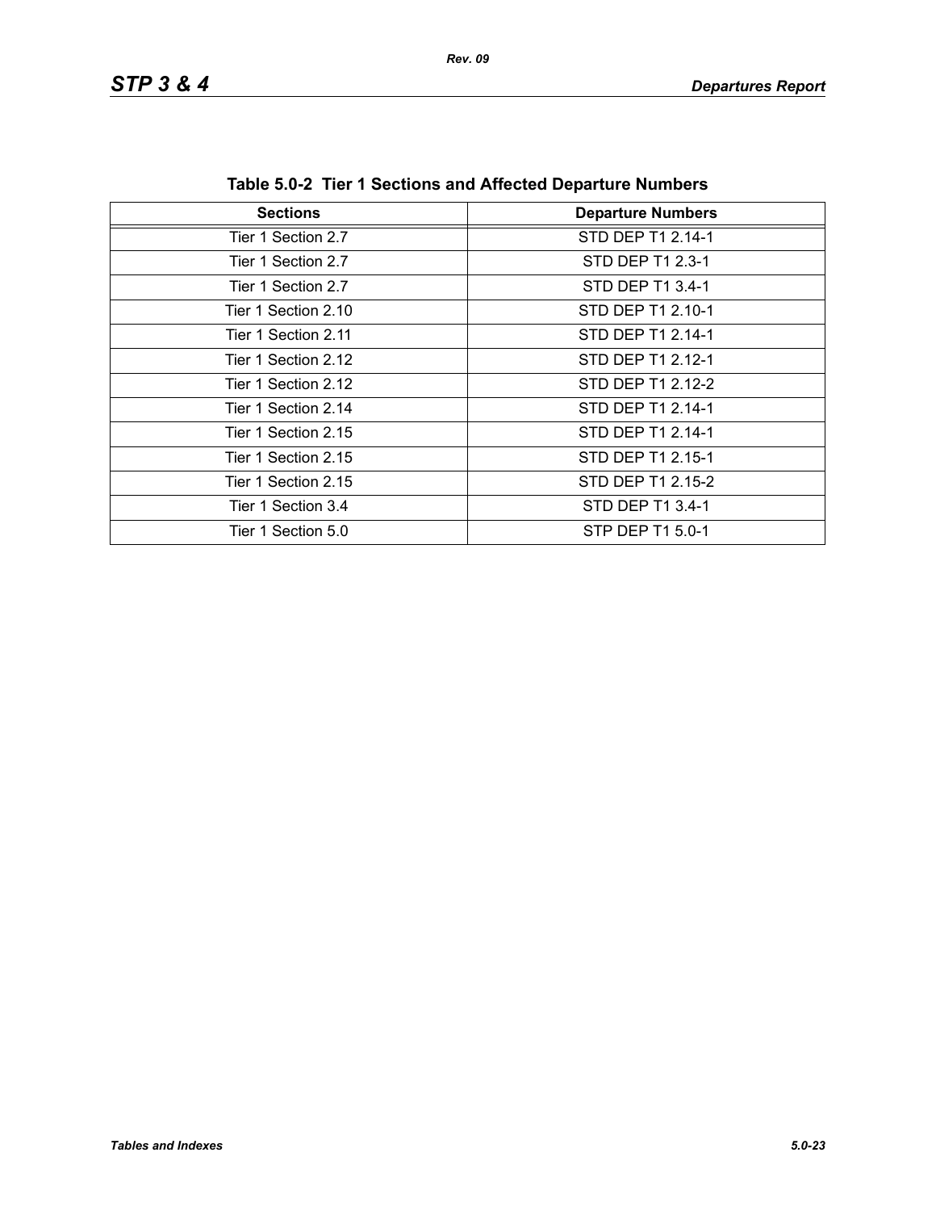**Table 5.0-2 Tier 1 Sections and Affected Departure Numbers**

| Sections | Departure Numbers |
|---|---|
| Tier 1 Section 2.7 | STD DEP T1 2.14-1 |
| Tier 1 Section 2.7 | STD DEP T1 2.3-1 |
| Tier 1 Section 2.7 | STD DEP T1 3.4-1 |
| Tier 1 Section 2.10 | STD DEP T1 2.10-1 |
| Tier 1 Section 2.11 | STD DEP T1 2.14-1 |
| Tier 1 Section 2.12 | STD DEP T1 2.12-1 |
| Tier 1 Section 2.12 | STD DEP T1 2.12-2 |
| Tier 1 Section 2.14 | STD DEP T1 2.14-1 |
| Tier 1 Section 2.15 | STD DEP T1 2.14-1 |
| Tier 1 Section 2.15 | STD DEP T1 2.15-1 |
| Tier 1 Section 2.15 | STD DEP T1 2.15-2 |
| Tier 1 Section 3.4 | STD DEP T1 3.4-1 |
| Tier 1 Section 5.0 | STP DEP T1 5.0-1 |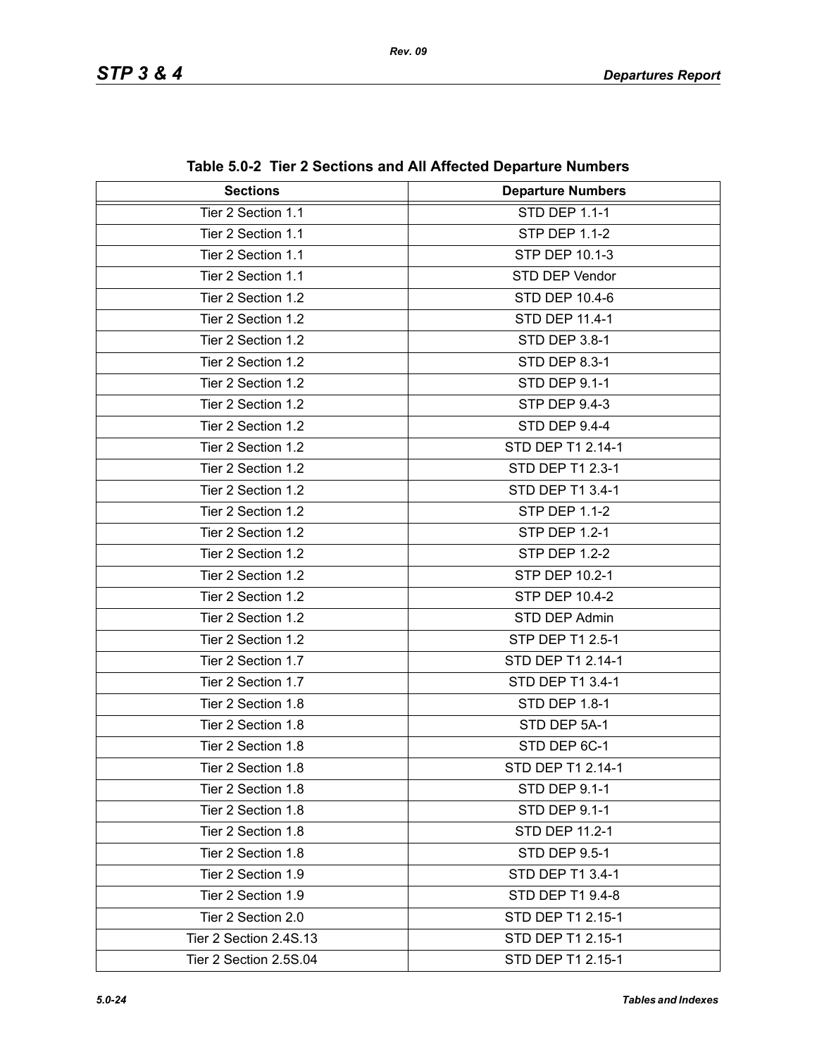**Table 5.0-2 Tier 2 Sections and All Affected Departure Numbers**

| Sections | Departure Numbers |
|---|---|
| Tier 2 Section 1.1 | STD DEP 1.1-1 |
| Tier 2 Section 1.1 | STP DEP 1.1-2 |
| Tier 2 Section 1.1 | STP DEP 10.1-3 |
| Tier 2 Section 1.1 | STD DEP Vendor |
| Tier 2 Section 1.2 | STD DEP 10.4-6 |
| Tier 2 Section 1.2 | STD DEP 11.4-1 |
| Tier 2 Section 1.2 | STD DEP 3.8-1 |
| Tier 2 Section 1.2 | STD DEP 8.3-1 |
| Tier 2 Section 1.2 | STD DEP 9.1-1 |
| Tier 2 Section 1.2 | STP DEP 9.4-3 |
| Tier 2 Section 1.2 | STD DEP 9.4-4 |
| Tier 2 Section 1.2 | STD DEP T1 2.14-1 |
| Tier 2 Section 1.2 | STD DEP T1 2.3-1 |
| Tier 2 Section 1.2 | STD DEP T1 3.4-1 |
| Tier 2 Section 1.2 | STP DEP 1.1-2 |
| Tier 2 Section 1.2 | STP DEP 1.2-1 |
| Tier 2 Section 1.2 | STP DEP 1.2-2 |
| Tier 2 Section 1.2 | STP DEP 10.2-1 |
| Tier 2 Section 1.2 | STP DEP 10.4-2 |
| Tier 2 Section 1.2 | STD DEP Admin |
| Tier 2 Section 1.2 | STP DEP T1 2.5-1 |
| Tier 2 Section 1.7 | STD DEP T1 2.14-1 |
| Tier 2 Section 1.7 | STD DEP T1 3.4-1 |
| Tier 2 Section 1.8 | STD DEP 1.8-1 |
| Tier 2 Section 1.8 | STD DEP 5A-1 |
| Tier 2 Section 1.8 | STD DEP 6C-1 |
| Tier 2 Section 1.8 | STD DEP T1 2.14-1 |
| Tier 2 Section 1.8 | STD DEP 9.1-1 |
| Tier 2 Section 1.8 | STD DEP 9.1-1 |
| Tier 2 Section 1.8 | STD DEP 11.2-1 |
| Tier 2 Section 1.8 | STD DEP 9.5-1 |
| Tier 2 Section 1.9 | STD DEP T1 3.4-1 |
| Tier 2 Section 1.9 | STD DEP T1 9.4-8 |
| Tier 2 Section 2.0 | STD DEP T1 2.15-1 |
| Tier 2 Section 2.4S.13 | STD DEP T1 2.15-1 |
| Tier 2 Section 2.5S.04 | STD DEP T1 2.15-1 |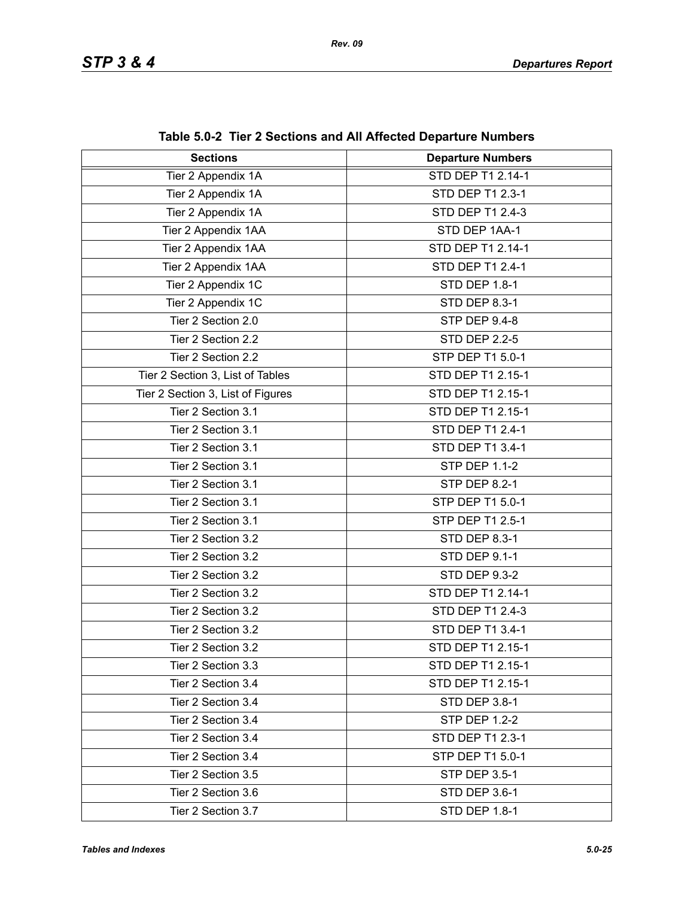**Table 5.0-2 Tier 2 Sections and All Affected Departure Numbers**

| Sections | Departure Numbers |
|---|---|
| Tier 2 Appendix 1A | STD DEP T1 2.14-1 |
| Tier 2 Appendix 1A | STD DEP T1 2.3-1 |
| Tier 2 Appendix 1A | STD DEP T1 2.4-3 |
| Tier 2 Appendix 1AA | STD DEP 1AA-1 |
| Tier 2 Appendix 1AA | STD DEP T1 2.14-1 |
| Tier 2 Appendix 1AA | STD DEP T1 2.4-1 |
| Tier 2 Appendix 1C | STD DEP 1.8-1 |
| Tier 2 Appendix 1C | STD DEP 8.3-1 |
| Tier 2 Section 2.0 | STP DEP 9.4-8 |
| Tier 2 Section 2.2 | STD DEP 2.2-5 |
| Tier 2 Section 2.2 | STP DEP T1 5.0-1 |
| Tier 2 Section 3, List of Tables | STD DEP T1 2.15-1 |
| Tier 2 Section 3, List of Figures | STD DEP T1 2.15-1 |
| Tier 2 Section 3.1 | STD DEP T1 2.15-1 |
| Tier 2 Section 3.1 | STD DEP T1 2.4-1 |
| Tier 2 Section 3.1 | STD DEP T1 3.4-1 |
| Tier 2 Section 3.1 | STP DEP 1.1-2 |
| Tier 2 Section 3.1 | STP DEP 8.2-1 |
| Tier 2 Section 3.1 | STP DEP T1 5.0-1 |
| Tier 2 Section 3.1 | STP DEP T1 2.5-1 |
| Tier 2 Section 3.2 | STD DEP 8.3-1 |
| Tier 2 Section 3.2 | STD DEP 9.1-1 |
| Tier 2 Section 3.2 | STD DEP 9.3-2 |
| Tier 2 Section 3.2 | STD DEP T1 2.14-1 |
| Tier 2 Section 3.2 | STD DEP T1 2.4-3 |
| Tier 2 Section 3.2 | STD DEP T1 3.4-1 |
| Tier 2 Section 3.2 | STD DEP T1 2.15-1 |
| Tier 2 Section 3.3 | STD DEP T1 2.15-1 |
| Tier 2 Section 3.4 | STD DEP T1 2.15-1 |
| Tier 2 Section 3.4 | STD DEP 3.8-1 |
| Tier 2 Section 3.4 | STP DEP 1.2-2 |
| Tier 2 Section 3.4 | STD DEP T1 2.3-1 |
| Tier 2 Section 3.4 | STP DEP T1 5.0-1 |
| Tier 2 Section 3.5 | STP DEP 3.5-1 |
| Tier 2 Section 3.6 | STD DEP 3.6-1 |
| Tier 2 Section 3.7 | STD DEP 1.8-1 |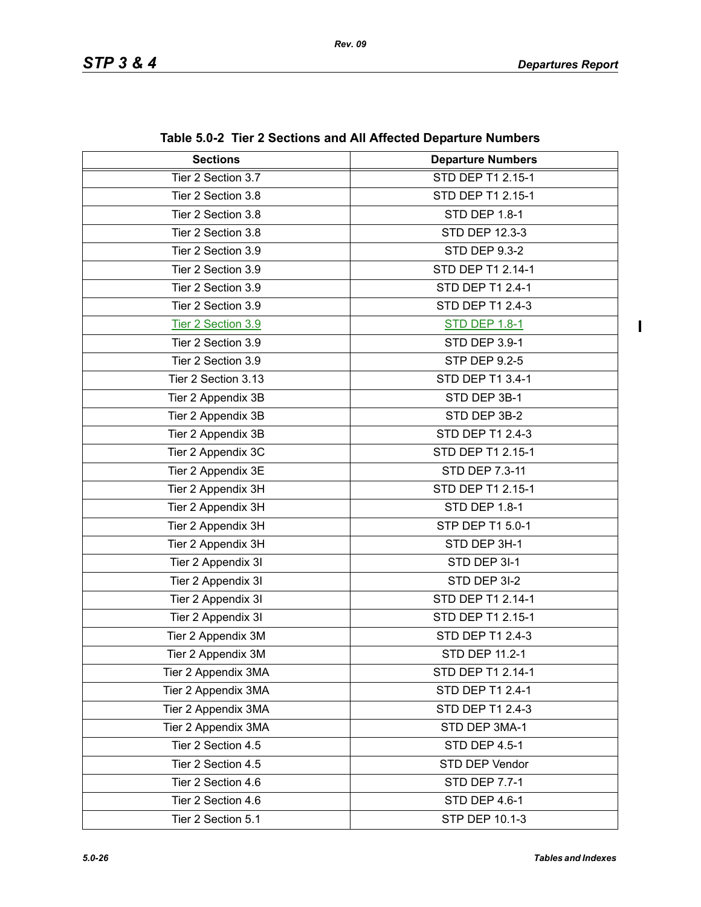**Table 5.0-2 Tier 2 Sections and All Affected Departure Numbers**

| Sections | Departure Numbers |
|---|---|
| Tier 2 Section 3.7 | STD DEP T1 2.15-1 |
| Tier 2 Section 3.8 | STD DEP T1 2.15-1 |
| Tier 2 Section 3.8 | STD DEP 1.8-1 |
| Tier 2 Section 3.8 | STD DEP 12.3-3 |
| Tier 2 Section 3.9 | STD DEP 9.3-2 |
| Tier 2 Section 3.9 | STD DEP T1 2.14-1 |
| Tier 2 Section 3.9 | STD DEP T1 2.4-1 |
| Tier 2 Section 3.9 | STD DEP T1 2.4-3 |
| Tier 2 Section 3.9 | STD DEP 1.8-1 |
| Tier 2 Section 3.9 | STD DEP 3.9-1 |
| Tier 2 Section 3.9 | STP DEP 9.2-5 |
| Tier 2 Section 3.13 | STD DEP T1 3.4-1 |
| Tier 2 Appendix 3B | STD DEP 3B-1 |
| Tier 2 Appendix 3B | STD DEP 3B-2 |
| Tier 2 Appendix 3B | STD DEP T1 2.4-3 |
| Tier 2 Appendix 3C | STD DEP T1 2.15-1 |
| Tier 2 Appendix 3E | STD DEP 7.3-11 |
| Tier 2 Appendix 3H | STD DEP T1 2.15-1 |
| Tier 2 Appendix 3H | STD DEP 1.8-1 |
| Tier 2 Appendix 3H | STP DEP T1 5.0-1 |
| Tier 2 Appendix 3H | STD DEP 3H-1 |
| Tier 2 Appendix 3I | STD DEP 3I-1 |
| Tier 2 Appendix 3I | STD DEP 3I-2 |
| Tier 2 Appendix 3I | STD DEP T1 2.14-1 |
| Tier 2 Appendix 3I | STD DEP T1 2.15-1 |
| Tier 2 Appendix 3M | STD DEP T1 2.4-3 |
| Tier 2 Appendix 3M | STD DEP 11.2-1 |
| Tier 2 Appendix 3MA | STD DEP T1 2.14-1 |
| Tier 2 Appendix 3MA | STD DEP T1 2.4-1 |
| Tier 2 Appendix 3MA | STD DEP T1 2.4-3 |
| Tier 2 Appendix 3MA | STD DEP 3MA-1 |
| Tier 2 Section 4.5 | STD DEP 4.5-1 |
| Tier 2 Section 4.5 | STD DEP Vendor |
| Tier 2 Section 4.6 | STD DEP 7.7-1 |
| Tier 2 Section 4.6 | STD DEP 4.6-1 |
| Tier 2 Section 5.1 | STP DEP 10.1-3 |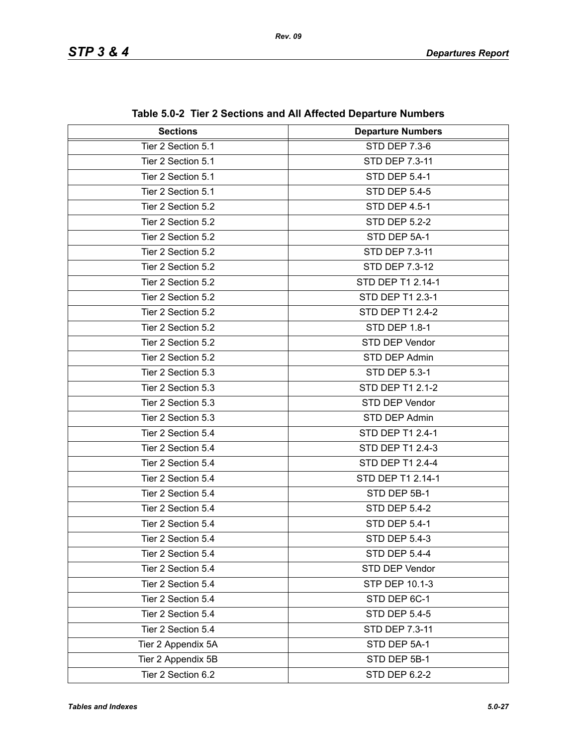**Table 5.0-2 Tier 2 Sections and All Affected Departure Numbers**

| Sections | Departure Numbers |
|---|---|
| Tier 2 Section 5.1 | STD DEP 7.3-6 |
| Tier 2 Section 5.1 | STD DEP 7.3-11 |
| Tier 2 Section 5.1 | STD DEP 5.4-1 |
| Tier 2 Section 5.1 | STD DEP 5.4-5 |
| Tier 2 Section 5.2 | STD DEP 4.5-1 |
| Tier 2 Section 5.2 | STD DEP 5.2-2 |
| Tier 2 Section 5.2 | STD DEP 5A-1 |
| Tier 2 Section 5.2 | STD DEP 7.3-11 |
| Tier 2 Section 5.2 | STD DEP 7.3-12 |
| Tier 2 Section 5.2 | STD DEP T1 2.14-1 |
| Tier 2 Section 5.2 | STD DEP T1 2.3-1 |
| Tier 2 Section 5.2 | STD DEP T1 2.4-2 |
| Tier 2 Section 5.2 | STD DEP 1.8-1 |
| Tier 2 Section 5.2 | STD DEP Vendor |
| Tier 2 Section 5.2 | STD DEP Admin |
| Tier 2 Section 5.3 | STD DEP 5.3-1 |
| Tier 2 Section 5.3 | STD DEP T1 2.1-2 |
| Tier 2 Section 5.3 | STD DEP Vendor |
| Tier 2 Section 5.3 | STD DEP Admin |
| Tier 2 Section 5.4 | STD DEP T1 2.4-1 |
| Tier 2 Section 5.4 | STD DEP T1 2.4-3 |
| Tier 2 Section 5.4 | STD DEP T1 2.4-4 |
| Tier 2 Section 5.4 | STD DEP T1 2.14-1 |
| Tier 2 Section 5.4 | STD DEP 5B-1 |
| Tier 2 Section 5.4 | STD DEP 5.4-2 |
| Tier 2 Section 5.4 | STD DEP 5.4-1 |
| Tier 2 Section 5.4 | STD DEP 5.4-3 |
| Tier 2 Section 5.4 | STD DEP 5.4-4 |
| Tier 2 Section 5.4 | STD DEP Vendor |
| Tier 2 Section 5.4 | STP DEP 10.1-3 |
| Tier 2 Section 5.4 | STD DEP 6C-1 |
| Tier 2 Section 5.4 | STD DEP 5.4-5 |
| Tier 2 Section 5.4 | STD DEP 7.3-11 |
| Tier 2 Appendix 5A | STD DEP 5A-1 |
| Tier 2 Appendix 5B | STD DEP 5B-1 |
| Tier 2 Section 6.2 | STD DEP 6.2-2 |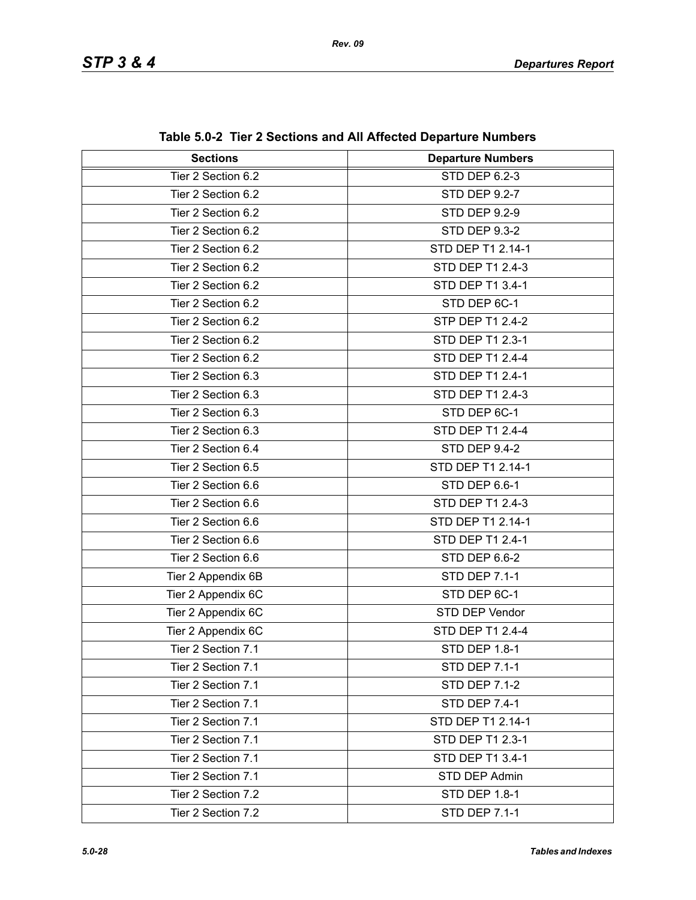**Table 5.0-2 Tier 2 Sections and All Affected Departure Numbers**

| Sections | Departure Numbers |
|---|---|
| Tier 2 Section 6.2 | STD DEP 6.2-3 |
| Tier 2 Section 6.2 | STD DEP 9.2-7 |
| Tier 2 Section 6.2 | STD DEP 9.2-9 |
| Tier 2 Section 6.2 | STD DEP 9.3-2 |
| Tier 2 Section 6.2 | STD DEP T1 2.14-1 |
| Tier 2 Section 6.2 | STD DEP T1 2.4-3 |
| Tier 2 Section 6.2 | STD DEP T1 3.4-1 |
| Tier 2 Section 6.2 | STD DEP 6C-1 |
| Tier 2 Section 6.2 | STP DEP T1 2.4-2 |
| Tier 2 Section 6.2 | STD DEP T1 2.3-1 |
| Tier 2 Section 6.2 | STD DEP T1 2.4-4 |
| Tier 2 Section 6.3 | STD DEP T1 2.4-1 |
| Tier 2 Section 6.3 | STD DEP T1 2.4-3 |
| Tier 2 Section 6.3 | STD DEP 6C-1 |
| Tier 2 Section 6.3 | STD DEP T1 2.4-4 |
| Tier 2 Section 6.4 | STD DEP 9.4-2 |
| Tier 2 Section 6.5 | STD DEP T1 2.14-1 |
| Tier 2 Section 6.6 | STD DEP 6.6-1 |
| Tier 2 Section 6.6 | STD DEP T1 2.4-3 |
| Tier 2 Section 6.6 | STD DEP T1 2.14-1 |
| Tier 2 Section 6.6 | STD DEP T1 2.4-1 |
| Tier 2 Section 6.6 | STD DEP 6.6-2 |
| Tier 2 Appendix 6B | STD DEP 7.1-1 |
| Tier 2 Appendix 6C | STD DEP 6C-1 |
| Tier 2 Appendix 6C | STD DEP Vendor |
| Tier 2 Appendix 6C | STD DEP T1 2.4-4 |
| Tier 2 Section 7.1 | STD DEP 1.8-1 |
| Tier 2 Section 7.1 | STD DEP 7.1-1 |
| Tier 2 Section 7.1 | STD DEP 7.1-2 |
| Tier 2 Section 7.1 | STD DEP 7.4-1 |
| Tier 2 Section 7.1 | STD DEP T1 2.14-1 |
| Tier 2 Section 7.1 | STD DEP T1 2.3-1 |
| Tier 2 Section 7.1 | STD DEP T1 3.4-1 |
| Tier 2 Section 7.1 | STD DEP Admin |
| Tier 2 Section 7.2 | STD DEP 1.8-1 |
| Tier 2 Section 7.2 | STD DEP 7.1-1 |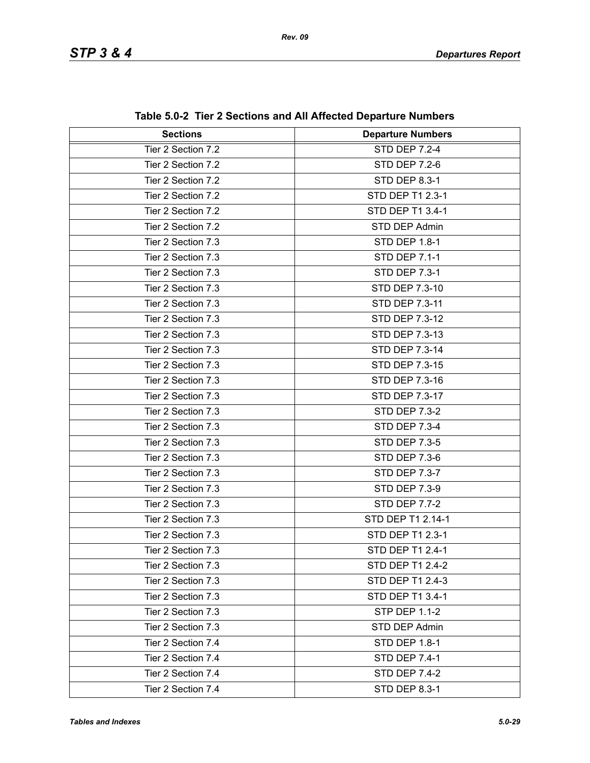**Table 5.0-2 Tier 2 Sections and All Affected Departure Numbers**

| Sections | Departure Numbers |
|---|---|
| Tier 2 Section 7.2 | STD DEP 7.2-4 |
| Tier 2 Section 7.2 | STD DEP 7.2-6 |
| Tier 2 Section 7.2 | STD DEP 8.3-1 |
| Tier 2 Section 7.2 | STD DEP T1 2.3-1 |
| Tier 2 Section 7.2 | STD DEP T1 3.4-1 |
| Tier 2 Section 7.2 | STD DEP Admin |
| Tier 2 Section 7.3 | STD DEP 1.8-1 |
| Tier 2 Section 7.3 | STD DEP 7.1-1 |
| Tier 2 Section 7.3 | STD DEP 7.3-1 |
| Tier 2 Section 7.3 | STD DEP 7.3-10 |
| Tier 2 Section 7.3 | STD DEP 7.3-11 |
| Tier 2 Section 7.3 | STD DEP 7.3-12 |
| Tier 2 Section 7.3 | STD DEP 7.3-13 |
| Tier 2 Section 7.3 | STD DEP 7.3-14 |
| Tier 2 Section 7.3 | STD DEP 7.3-15 |
| Tier 2 Section 7.3 | STD DEP 7.3-16 |
| Tier 2 Section 7.3 | STD DEP 7.3-17 |
| Tier 2 Section 7.3 | STD DEP 7.3-2 |
| Tier 2 Section 7.3 | STD DEP 7.3-4 |
| Tier 2 Section 7.3 | STD DEP 7.3-5 |
| Tier 2 Section 7.3 | STD DEP 7.3-6 |
| Tier 2 Section 7.3 | STD DEP 7.3-7 |
| Tier 2 Section 7.3 | STD DEP 7.3-9 |
| Tier 2 Section 7.3 | STD DEP 7.7-2 |
| Tier 2 Section 7.3 | STD DEP T1 2.14-1 |
| Tier 2 Section 7.3 | STD DEP T1 2.3-1 |
| Tier 2 Section 7.3 | STD DEP T1 2.4-1 |
| Tier 2 Section 7.3 | STD DEP T1 2.4-2 |
| Tier 2 Section 7.3 | STD DEP T1 2.4-3 |
| Tier 2 Section 7.3 | STD DEP T1 3.4-1 |
| Tier 2 Section 7.3 | STP DEP 1.1-2 |
| Tier 2 Section 7.3 | STD DEP Admin |
| Tier 2 Section 7.4 | STD DEP 1.8-1 |
| Tier 2 Section 7.4 | STD DEP 7.4-1 |
| Tier 2 Section 7.4 | STD DEP 7.4-2 |
| Tier 2 Section 7.4 | STD DEP 8.3-1 |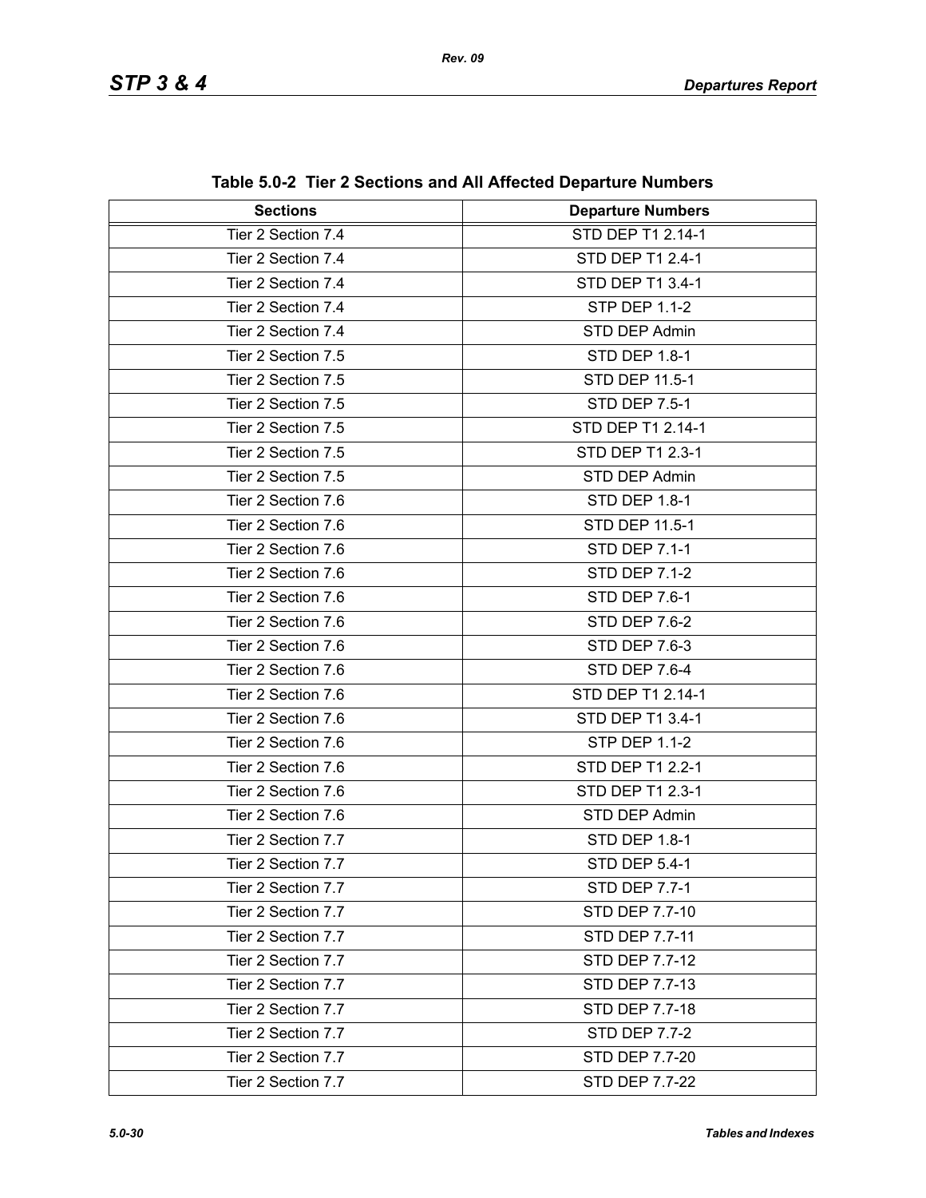**Table 5.0-2 Tier 2 Sections and All Affected Departure Numbers**

| Sections | Departure Numbers |
|---|---|
| Tier 2 Section 7.4 | STD DEP T1 2.14-1 |
| Tier 2 Section 7.4 | STD DEP T1 2.4-1 |
| Tier 2 Section 7.4 | STD DEP T1 3.4-1 |
| Tier 2 Section 7.4 | STP DEP 1.1-2 |
| Tier 2 Section 7.4 | STD DEP Admin |
| Tier 2 Section 7.5 | STD DEP 1.8-1 |
| Tier 2 Section 7.5 | STD DEP 11.5-1 |
| Tier 2 Section 7.5 | STD DEP 7.5-1 |
| Tier 2 Section 7.5 | STD DEP T1 2.14-1 |
| Tier 2 Section 7.5 | STD DEP T1 2.3-1 |
| Tier 2 Section 7.5 | STD DEP Admin |
| Tier 2 Section 7.6 | STD DEP 1.8-1 |
| Tier 2 Section 7.6 | STD DEP 11.5-1 |
| Tier 2 Section 7.6 | STD DEP 7.1-1 |
| Tier 2 Section 7.6 | STD DEP 7.1-2 |
| Tier 2 Section 7.6 | STD DEP 7.6-1 |
| Tier 2 Section 7.6 | STD DEP 7.6-2 |
| Tier 2 Section 7.6 | STD DEP 7.6-3 |
| Tier 2 Section 7.6 | STD DEP 7.6-4 |
| Tier 2 Section 7.6 | STD DEP T1 2.14-1 |
| Tier 2 Section 7.6 | STD DEP T1 3.4-1 |
| Tier 2 Section 7.6 | STP DEP 1.1-2 |
| Tier 2 Section 7.6 | STD DEP T1 2.2-1 |
| Tier 2 Section 7.6 | STD DEP T1 2.3-1 |
| Tier 2 Section 7.6 | STD DEP Admin |
| Tier 2 Section 7.7 | STD DEP 1.8-1 |
| Tier 2 Section 7.7 | STD DEP 5.4-1 |
| Tier 2 Section 7.7 | STD DEP 7.7-1 |
| Tier 2 Section 7.7 | STD DEP 7.7-10 |
| Tier 2 Section 7.7 | STD DEP 7.7-11 |
| Tier 2 Section 7.7 | STD DEP 7.7-12 |
| Tier 2 Section 7.7 | STD DEP 7.7-13 |
| Tier 2 Section 7.7 | STD DEP 7.7-18 |
| Tier 2 Section 7.7 | STD DEP 7.7-2 |
| Tier 2 Section 7.7 | STD DEP 7.7-20 |
| Tier 2 Section 7.7 | STD DEP 7.7-22 |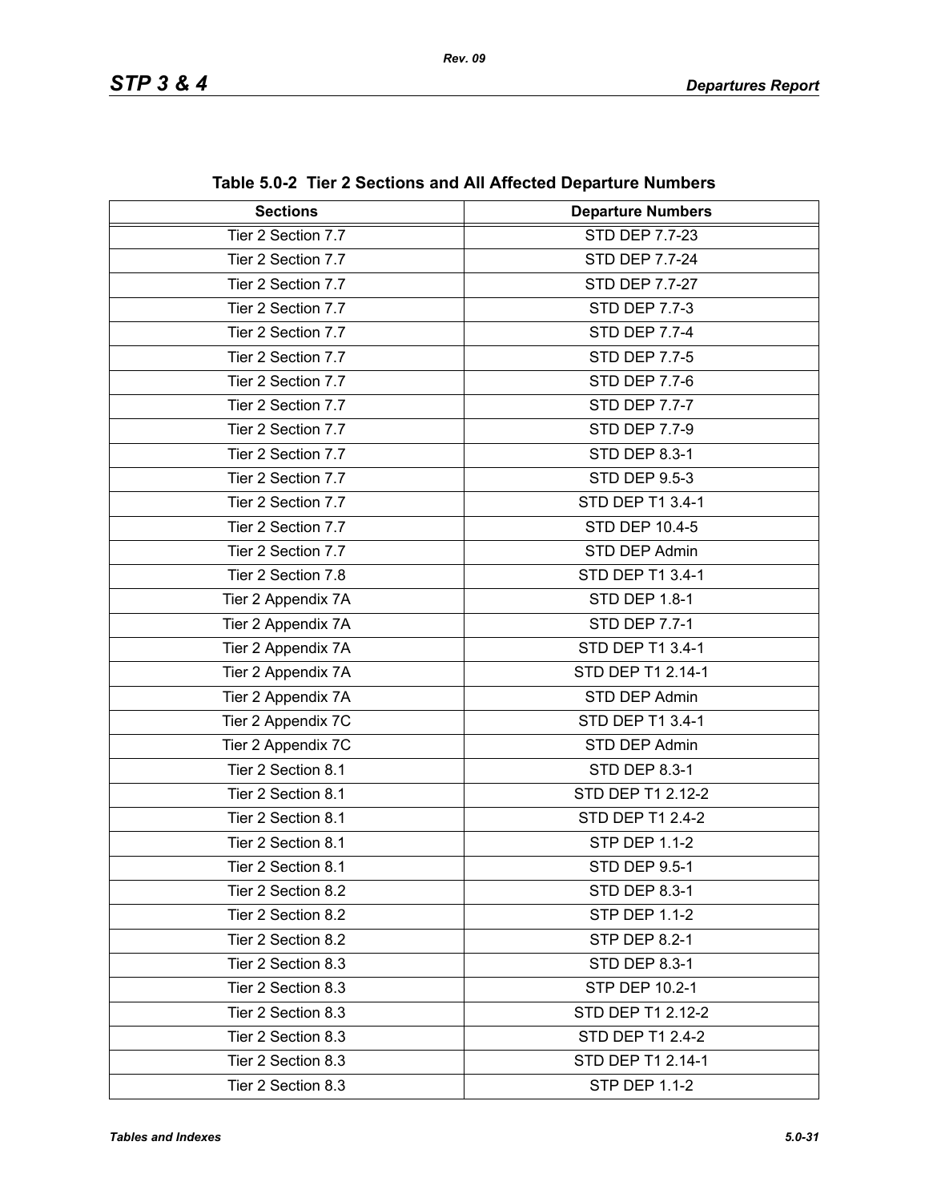**Table 5.0-2 Tier 2 Sections and All Affected Departure Numbers**

| Sections | Departure Numbers |
|---|---|
| Tier 2 Section 7.7 | STD DEP 7.7-23 |
| Tier 2 Section 7.7 | STD DEP 7.7-24 |
| Tier 2 Section 7.7 | STD DEP 7.7-27 |
| Tier 2 Section 7.7 | STD DEP 7.7-3 |
| Tier 2 Section 7.7 | STD DEP 7.7-4 |
| Tier 2 Section 7.7 | STD DEP 7.7-5 |
| Tier 2 Section 7.7 | STD DEP 7.7-6 |
| Tier 2 Section 7.7 | STD DEP 7.7-7 |
| Tier 2 Section 7.7 | STD DEP 7.7-9 |
| Tier 2 Section 7.7 | STD DEP 8.3-1 |
| Tier 2 Section 7.7 | STD DEP 9.5-3 |
| Tier 2 Section 7.7 | STD DEP T1 3.4-1 |
| Tier 2 Section 7.7 | STD DEP 10.4-5 |
| Tier 2 Section 7.7 | STD DEP Admin |
| Tier 2 Section 7.8 | STD DEP T1 3.4-1 |
| Tier 2 Appendix 7A | STD DEP 1.8-1 |
| Tier 2 Appendix 7A | STD DEP 7.7-1 |
| Tier 2 Appendix 7A | STD DEP T1 3.4-1 |
| Tier 2 Appendix 7A | STD DEP T1 2.14-1 |
| Tier 2 Appendix 7A | STD DEP Admin |
| Tier 2 Appendix 7C | STD DEP T1 3.4-1 |
| Tier 2 Appendix 7C | STD DEP Admin |
| Tier 2 Section 8.1 | STD DEP 8.3-1 |
| Tier 2 Section 8.1 | STD DEP T1 2.12-2 |
| Tier 2 Section 8.1 | STD DEP T1 2.4-2 |
| Tier 2 Section 8.1 | STP DEP 1.1-2 |
| Tier 2 Section 8.1 | STD DEP 9.5-1 |
| Tier 2 Section 8.2 | STD DEP 8.3-1 |
| Tier 2 Section 8.2 | STP DEP 1.1-2 |
| Tier 2 Section 8.2 | STP DEP 8.2-1 |
| Tier 2 Section 8.3 | STD DEP 8.3-1 |
| Tier 2 Section 8.3 | STP DEP 10.2-1 |
| Tier 2 Section 8.3 | STD DEP T1 2.12-2 |
| Tier 2 Section 8.3 | STD DEP T1 2.4-2 |
| Tier 2 Section 8.3 | STD DEP T1 2.14-1 |
| Tier 2 Section 8.3 | STP DEP 1.1-2 |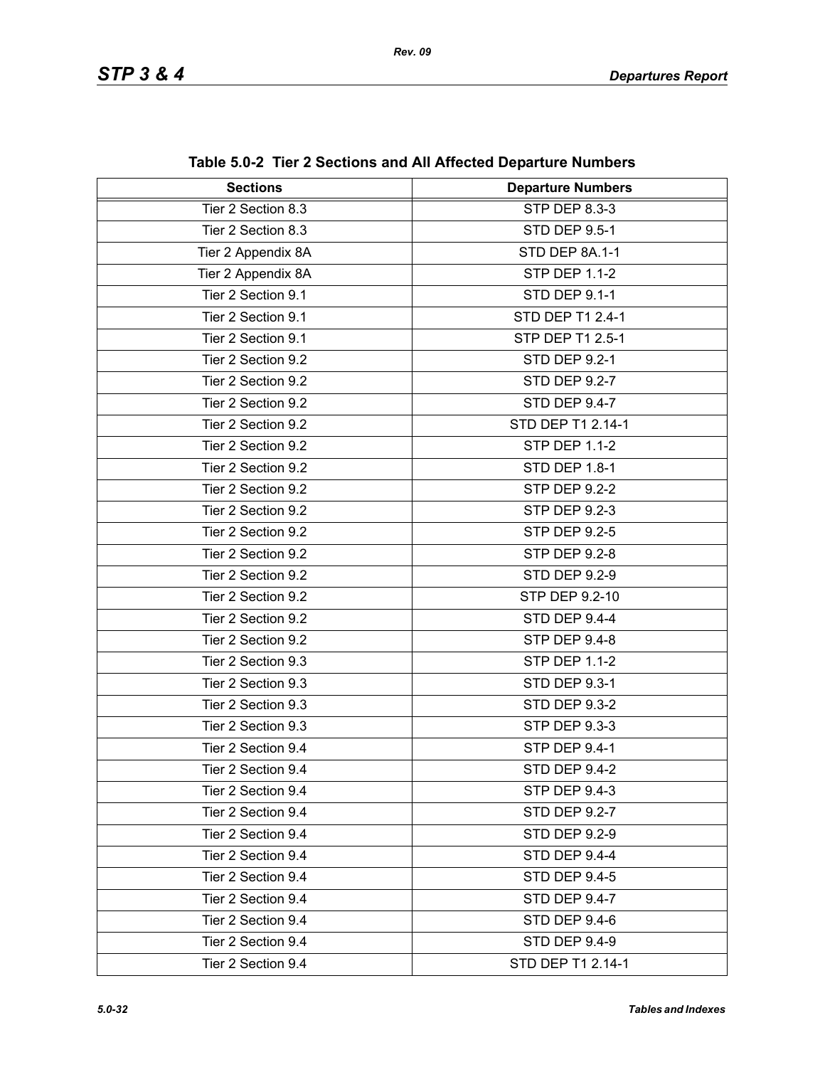**Table 5.0-2 Tier 2 Sections and All Affected Departure Numbers**

| Sections | Departure Numbers |
|---|---|
| Tier 2 Section 8.3 | STP DEP 8.3-3 |
| Tier 2 Section 8.3 | STD DEP 9.5-1 |
| Tier 2 Appendix 8A | STD DEP 8A.1-1 |
| Tier 2 Appendix 8A | STP DEP 1.1-2 |
| Tier 2 Section 9.1 | STD DEP 9.1-1 |
| Tier 2 Section 9.1 | STD DEP T1 2.4-1 |
| Tier 2 Section 9.1 | STP DEP T1 2.5-1 |
| Tier 2 Section 9.2 | STD DEP 9.2-1 |
| Tier 2 Section 9.2 | STD DEP 9.2-7 |
| Tier 2 Section 9.2 | STD DEP 9.4-7 |
| Tier 2 Section 9.2 | STD DEP T1 2.14-1 |
| Tier 2 Section 9.2 | STP DEP 1.1-2 |
| Tier 2 Section 9.2 | STD DEP 1.8-1 |
| Tier 2 Section 9.2 | STP DEP 9.2-2 |
| Tier 2 Section 9.2 | STP DEP 9.2-3 |
| Tier 2 Section 9.2 | STP DEP 9.2-5 |
| Tier 2 Section 9.2 | STP DEP 9.2-8 |
| Tier 2 Section 9.2 | STD DEP 9.2-9 |
| Tier 2 Section 9.2 | STP DEP 9.2-10 |
| Tier 2 Section 9.2 | STD DEP 9.4-4 |
| Tier 2 Section 9.2 | STP DEP 9.4-8 |
| Tier 2 Section 9.3 | STP DEP 1.1-2 |
| Tier 2 Section 9.3 | STD DEP 9.3-1 |
| Tier 2 Section 9.3 | STD DEP 9.3-2 |
| Tier 2 Section 9.3 | STP DEP 9.3-3 |
| Tier 2 Section 9.4 | STP DEP 9.4-1 |
| Tier 2 Section 9.4 | STD DEP 9.4-2 |
| Tier 2 Section 9.4 | STP DEP 9.4-3 |
| Tier 2 Section 9.4 | STD DEP 9.2-7 |
| Tier 2 Section 9.4 | STD DEP 9.2-9 |
| Tier 2 Section 9.4 | STD DEP 9.4-4 |
| Tier 2 Section 9.4 | STD DEP 9.4-5 |
| Tier 2 Section 9.4 | STD DEP 9.4-7 |
| Tier 2 Section 9.4 | STD DEP 9.4-6 |
| Tier 2 Section 9.4 | STD DEP 9.4-9 |
| Tier 2 Section 9.4 | STD DEP T1 2.14-1 |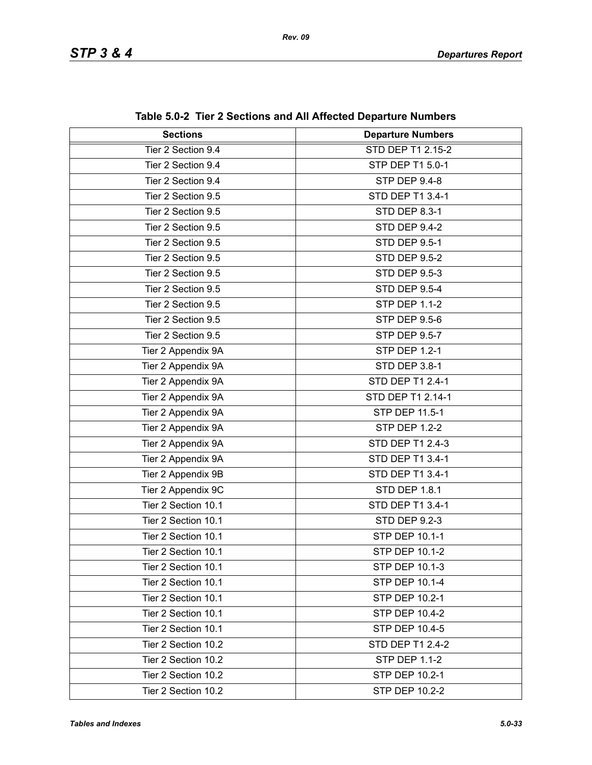**Table 5.0-2 Tier 2 Sections and All Affected Departure Numbers**

| Sections | Departure Numbers |
|---|---|
| Tier 2 Section 9.4 | STD DEP T1 2.15-2 |
| Tier 2 Section 9.4 | STP DEP T1 5.0-1 |
| Tier 2 Section 9.4 | STP DEP 9.4-8 |
| Tier 2 Section 9.5 | STD DEP T1 3.4-1 |
| Tier 2 Section 9.5 | STD DEP 8.3-1 |
| Tier 2 Section 9.5 | STD DEP 9.4-2 |
| Tier 2 Section 9.5 | STD DEP 9.5-1 |
| Tier 2 Section 9.5 | STD DEP 9.5-2 |
| Tier 2 Section 9.5 | STD DEP 9.5-3 |
| Tier 2 Section 9.5 | STD DEP 9.5-4 |
| Tier 2 Section 9.5 | STP DEP 1.1-2 |
| Tier 2 Section 9.5 | STP DEP 9.5-6 |
| Tier 2 Section 9.5 | STP DEP 9.5-7 |
| Tier 2 Appendix 9A | STP DEP 1.2-1 |
| Tier 2 Appendix 9A | STD DEP 3.8-1 |
| Tier 2 Appendix 9A | STD DEP T1 2.4-1 |
| Tier 2 Appendix 9A | STD DEP T1 2.14-1 |
| Tier 2 Appendix 9A | STP DEP 11.5-1 |
| Tier 2 Appendix 9A | STP DEP 1.2-2 |
| Tier 2 Appendix 9A | STD DEP T1 2.4-3 |
| Tier 2 Appendix 9A | STD DEP T1 3.4-1 |
| Tier 2 Appendix 9B | STD DEP T1 3.4-1 |
| Tier 2 Appendix 9C | STD DEP 1.8.1 |
| Tier 2 Section 10.1 | STD DEP T1 3.4-1 |
| Tier 2 Section 10.1 | STD DEP 9.2-3 |
| Tier 2 Section 10.1 | STP DEP 10.1-1 |
| Tier 2 Section 10.1 | STP DEP 10.1-2 |
| Tier 2 Section 10.1 | STP DEP 10.1-3 |
| Tier 2 Section 10.1 | STP DEP 10.1-4 |
| Tier 2 Section 10.1 | STP DEP 10.2-1 |
| Tier 2 Section 10.1 | STP DEP 10.4-2 |
| Tier 2 Section 10.1 | STP DEP 10.4-5 |
| Tier 2 Section 10.2 | STD DEP T1 2.4-2 |
| Tier 2 Section 10.2 | STP DEP 1.1-2 |
| Tier 2 Section 10.2 | STP DEP 10.2-1 |
| Tier 2 Section 10.2 | STP DEP 10.2-2 |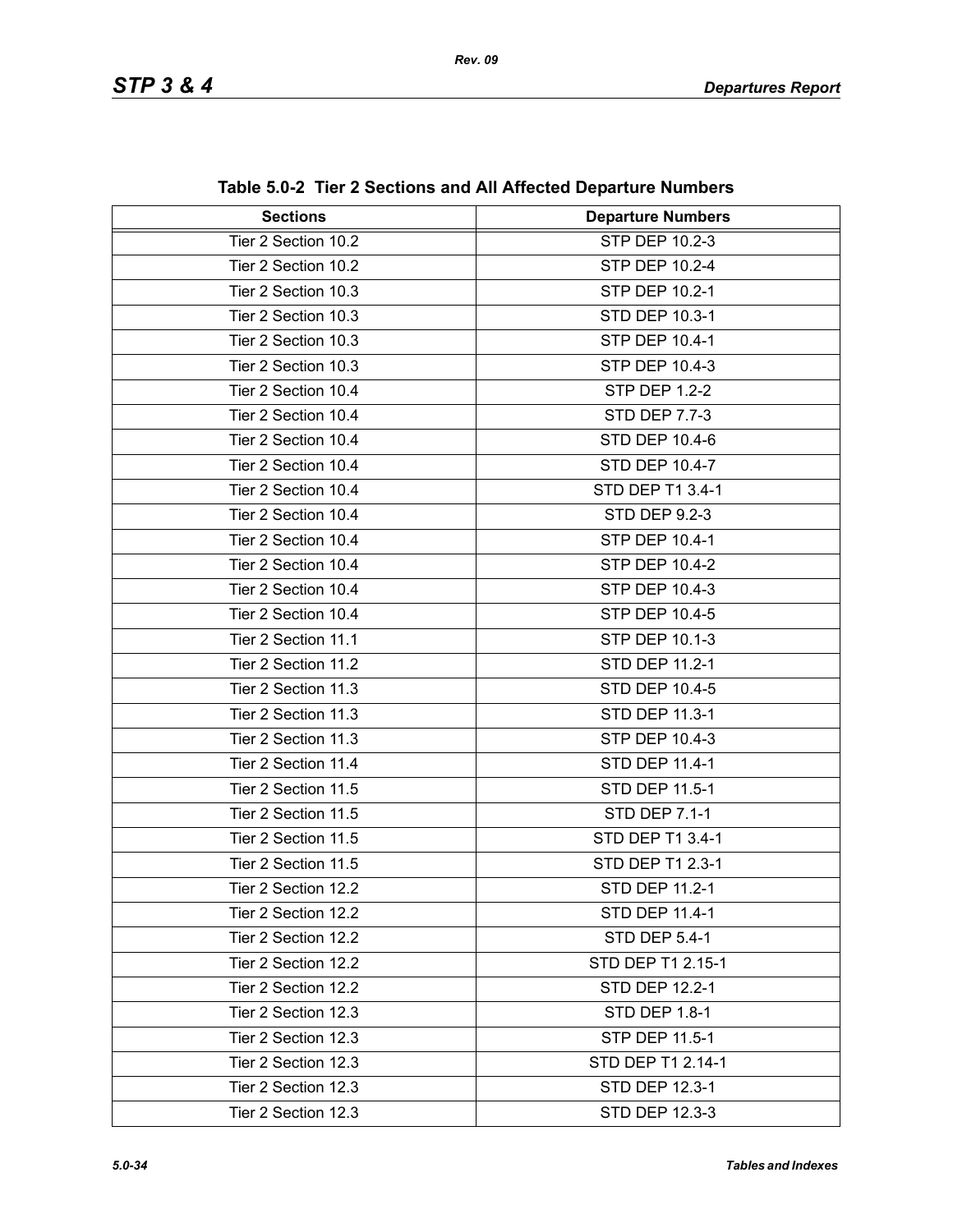**Table 5.0-2 Tier 2 Sections and All Affected Departure Numbers**

| Sections | Departure Numbers |
|---|---|
| Tier 2 Section 10.2 | STP DEP 10.2-3 |
| Tier 2 Section 10.2 | STP DEP 10.2-4 |
| Tier 2 Section 10.3 | STP DEP 10.2-1 |
| Tier 2 Section 10.3 | STD DEP 10.3-1 |
| Tier 2 Section 10.3 | STP DEP 10.4-1 |
| Tier 2 Section 10.3 | STP DEP 10.4-3 |
| Tier 2 Section 10.4 | STP DEP 1.2-2 |
| Tier 2 Section 10.4 | STD DEP 7.7-3 |
| Tier 2 Section 10.4 | STD DEP 10.4-6 |
| Tier 2 Section 10.4 | STD DEP 10.4-7 |
| Tier 2 Section 10.4 | STD DEP T1 3.4-1 |
| Tier 2 Section 10.4 | STD DEP 9.2-3 |
| Tier 2 Section 10.4 | STP DEP 10.4-1 |
| Tier 2 Section 10.4 | STP DEP 10.4-2 |
| Tier 2 Section 10.4 | STP DEP 10.4-3 |
| Tier 2 Section 10.4 | STP DEP 10.4-5 |
| Tier 2 Section 11.1 | STP DEP 10.1-3 |
| Tier 2 Section 11.2 | STD DEP 11.2-1 |
| Tier 2 Section 11.3 | STD DEP 10.4-5 |
| Tier 2 Section 11.3 | STD DEP 11.3-1 |
| Tier 2 Section 11.3 | STP DEP 10.4-3 |
| Tier 2 Section 11.4 | STD DEP 11.4-1 |
| Tier 2 Section 11.5 | STD DEP 11.5-1 |
| Tier 2 Section 11.5 | STD DEP 7.1-1 |
| Tier 2 Section 11.5 | STD DEP T1 3.4-1 |
| Tier 2 Section 11.5 | STD DEP T1 2.3-1 |
| Tier 2 Section 12.2 | STD DEP 11.2-1 |
| Tier 2 Section 12.2 | STD DEP 11.4-1 |
| Tier 2 Section 12.2 | STD DEP 5.4-1 |
| Tier 2 Section 12.2 | STD DEP T1 2.15-1 |
| Tier 2 Section 12.2 | STD DEP 12.2-1 |
| Tier 2 Section 12.3 | STD DEP 1.8-1 |
| Tier 2 Section 12.3 | STP DEP 11.5-1 |
| Tier 2 Section 12.3 | STD DEP T1 2.14-1 |
| Tier 2 Section 12.3 | STD DEP 12.3-1 |
| Tier 2 Section 12.3 | STD DEP 12.3-3 |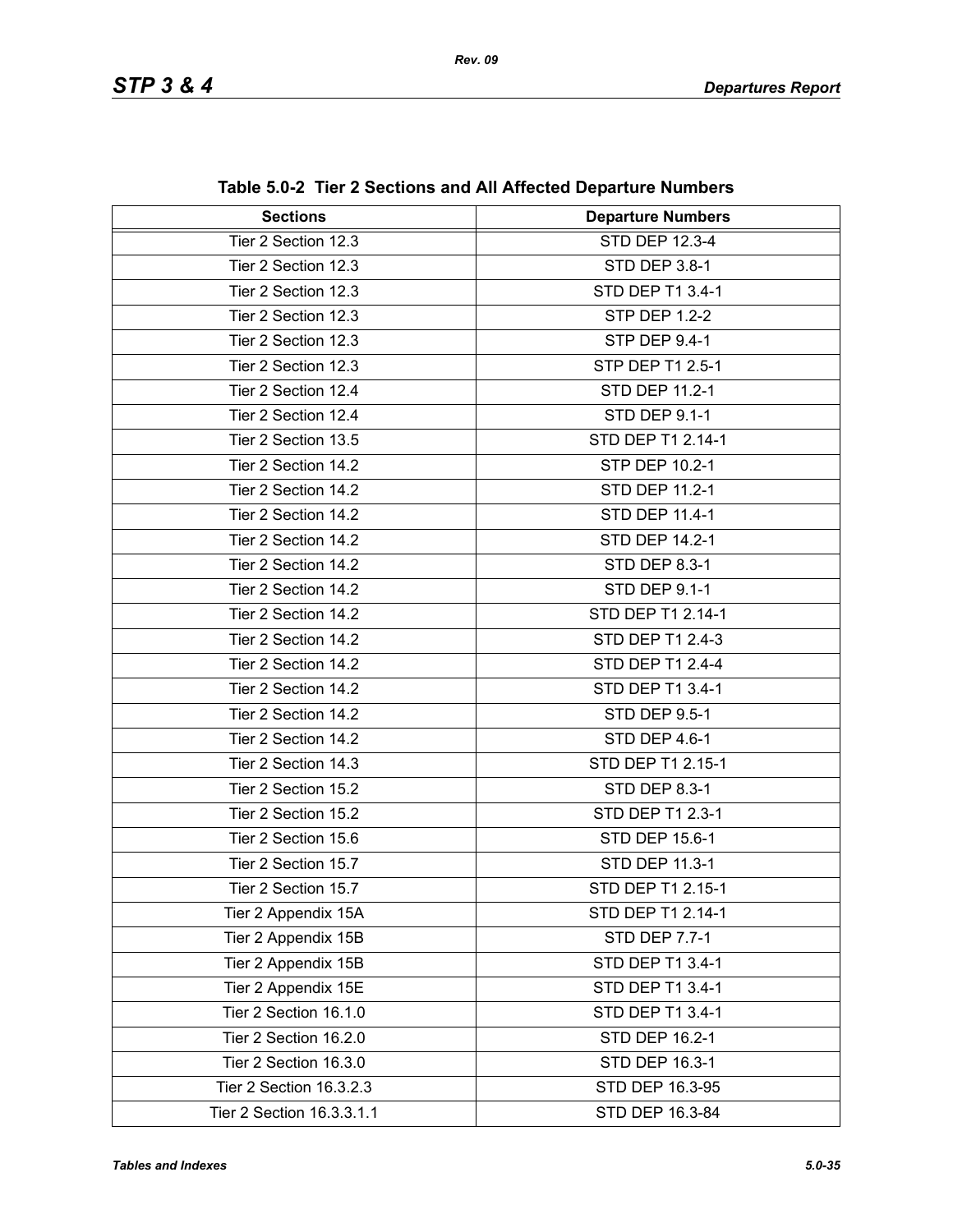**Table 5.0-2 Tier 2 Sections and All Affected Departure Numbers**

| Sections | Departure Numbers |
|---|---|
| Tier 2 Section 12.3 | STD DEP 12.3-4 |
| Tier 2 Section 12.3 | STD DEP 3.8-1 |
| Tier 2 Section 12.3 | STD DEP T1 3.4-1 |
| Tier 2 Section 12.3 | STP DEP 1.2-2 |
| Tier 2 Section 12.3 | STP DEP 9.4-1 |
| Tier 2 Section 12.3 | STP DEP T1 2.5-1 |
| Tier 2 Section 12.4 | STD DEP 11.2-1 |
| Tier 2 Section 12.4 | STD DEP 9.1-1 |
| Tier 2 Section 13.5 | STD DEP T1 2.14-1 |
| Tier 2 Section 14.2 | STP DEP 10.2-1 |
| Tier 2 Section 14.2 | STD DEP 11.2-1 |
| Tier 2 Section 14.2 | STD DEP 11.4-1 |
| Tier 2 Section 14.2 | STD DEP 14.2-1 |
| Tier 2 Section 14.2 | STD DEP 8.3-1 |
| Tier 2 Section 14.2 | STD DEP 9.1-1 |
| Tier 2 Section 14.2 | STD DEP T1 2.14-1 |
| Tier 2 Section 14.2 | STD DEP T1 2.4-3 |
| Tier 2 Section 14.2 | STD DEP T1 2.4-4 |
| Tier 2 Section 14.2 | STD DEP T1 3.4-1 |
| Tier 2 Section 14.2 | STD DEP 9.5-1 |
| Tier 2 Section 14.2 | STD DEP 4.6-1 |
| Tier 2 Section 14.3 | STD DEP T1 2.15-1 |
| Tier 2 Section 15.2 | STD DEP 8.3-1 |
| Tier 2 Section 15.2 | STD DEP T1 2.3-1 |
| Tier 2 Section 15.6 | STD DEP 15.6-1 |
| Tier 2 Section 15.7 | STD DEP 11.3-1 |
| Tier 2 Section 15.7 | STD DEP T1 2.15-1 |
| Tier 2 Appendix 15A | STD DEP T1 2.14-1 |
| Tier 2 Appendix 15B | STD DEP 7.7-1 |
| Tier 2 Appendix 15B | STD DEP T1 3.4-1 |
| Tier 2 Appendix 15E | STD DEP T1 3.4-1 |
| Tier 2 Section 16.1.0 | STD DEP T1 3.4-1 |
| Tier 2 Section 16.2.0 | STD DEP 16.2-1 |
| Tier 2 Section 16.3.0 | STD DEP 16.3-1 |
| Tier 2 Section 16.3.2.3 | STD DEP 16.3-95 |
| Tier 2 Section 16.3.3.1.1 | STD DEP 16.3-84 |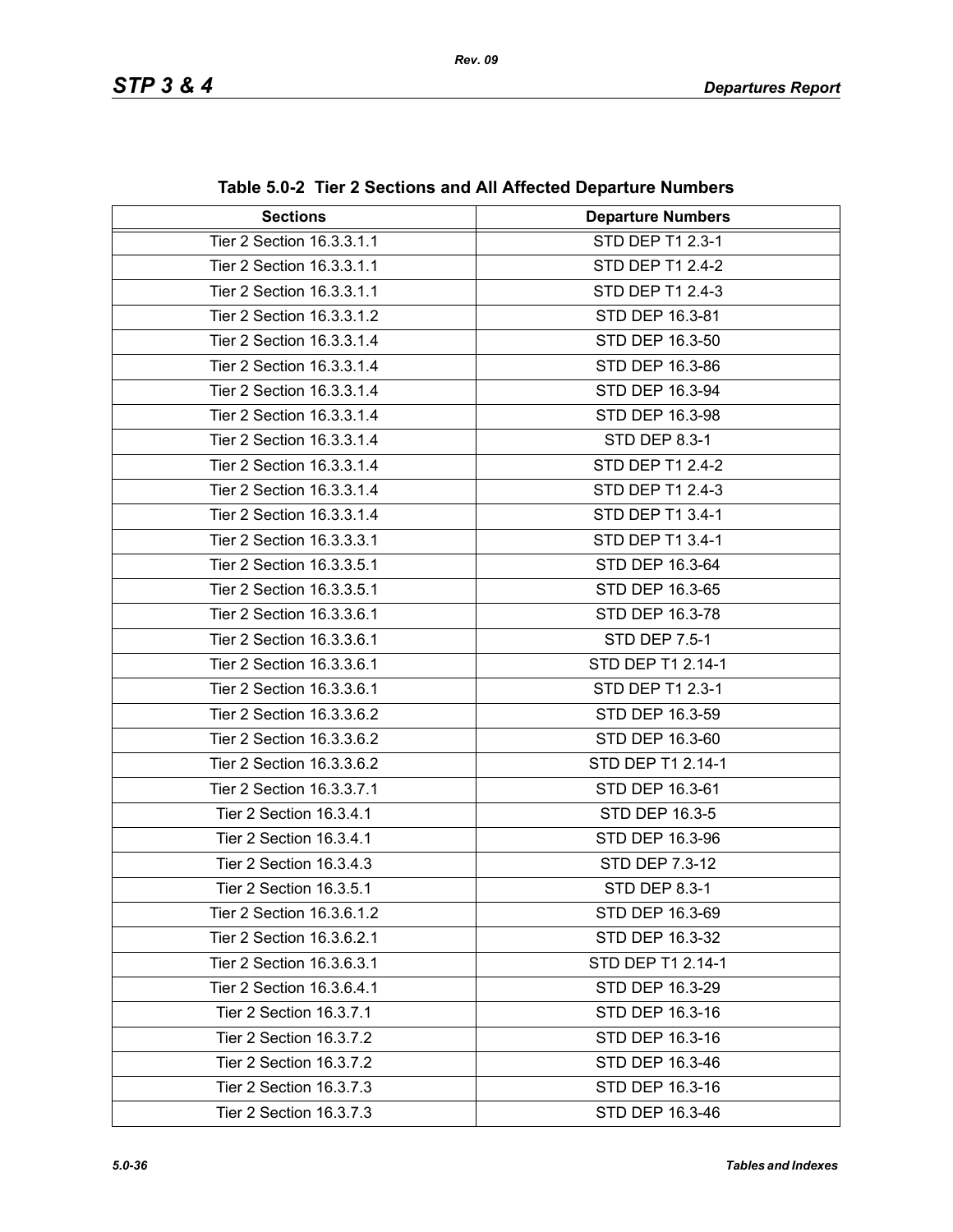**Table 5.0-2 Tier 2 Sections and All Affected Departure Numbers**

| Sections | Departure Numbers |
|---|---|
| Tier 2 Section 16.3.3.1.1 | STD DEP T1 2.3-1 |
| Tier 2 Section 16.3.3.1.1 | STD DEP T1 2.4-2 |
| Tier 2 Section 16.3.3.1.1 | STD DEP T1 2.4-3 |
| Tier 2 Section 16.3.3.1.2 | STD DEP 16.3-81 |
| Tier 2 Section 16.3.3.1.4 | STD DEP 16.3-50 |
| Tier 2 Section 16.3.3.1.4 | STD DEP 16.3-86 |
| Tier 2 Section 16.3.3.1.4 | STD DEP 16.3-94 |
| Tier 2 Section 16.3.3.1.4 | STD DEP 16.3-98 |
| Tier 2 Section 16.3.3.1.4 | STD DEP 8.3-1 |
| Tier 2 Section 16.3.3.1.4 | STD DEP T1 2.4-2 |
| Tier 2 Section 16.3.3.1.4 | STD DEP T1 2.4-3 |
| Tier 2 Section 16.3.3.1.4 | STD DEP T1 3.4-1 |
| Tier 2 Section 16.3.3.3.1 | STD DEP T1 3.4-1 |
| Tier 2 Section 16.3.3.5.1 | STD DEP 16.3-64 |
| Tier 2 Section 16.3.3.5.1 | STD DEP 16.3-65 |
| Tier 2 Section 16.3.3.6.1 | STD DEP 16.3-78 |
| Tier 2 Section 16.3.3.6.1 | STD DEP 7.5-1 |
| Tier 2 Section 16.3.3.6.1 | STD DEP T1 2.14-1 |
| Tier 2 Section 16.3.3.6.1 | STD DEP T1 2.3-1 |
| Tier 2 Section 16.3.3.6.2 | STD DEP 16.3-59 |
| Tier 2 Section 16.3.3.6.2 | STD DEP 16.3-60 |
| Tier 2 Section 16.3.3.6.2 | STD DEP T1 2.14-1 |
| Tier 2 Section 16.3.3.7.1 | STD DEP 16.3-61 |
| Tier 2 Section 16.3.4.1 | STD DEP 16.3-5 |
| Tier 2 Section 16.3.4.1 | STD DEP 16.3-96 |
| Tier 2 Section 16.3.4.3 | STD DEP 7.3-12 |
| Tier 2 Section 16.3.5.1 | STD DEP 8.3-1 |
| Tier 2 Section 16.3.6.1.2 | STD DEP 16.3-69 |
| Tier 2 Section 16.3.6.2.1 | STD DEP 16.3-32 |
| Tier 2 Section 16.3.6.3.1 | STD DEP T1 2.14-1 |
| Tier 2 Section 16.3.6.4.1 | STD DEP 16.3-29 |
| Tier 2 Section 16.3.7.1 | STD DEP 16.3-16 |
| Tier 2 Section 16.3.7.2 | STD DEP 16.3-16 |
| Tier 2 Section 16.3.7.2 | STD DEP 16.3-46 |
| Tier 2 Section 16.3.7.3 | STD DEP 16.3-16 |
| Tier 2 Section 16.3.7.3 | STD DEP 16.3-46 |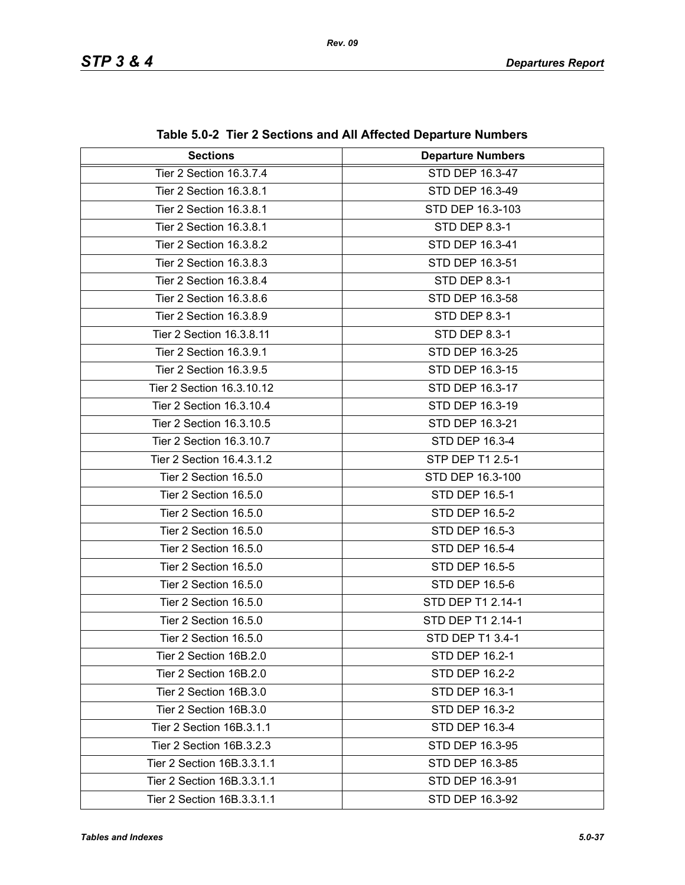**Table 5.0-2 Tier 2 Sections and All Affected Departure Numbers**

| Sections | Departure Numbers |
|---|---|
| Tier 2 Section 16.3.7.4 | STD DEP 16.3-47 |
| Tier 2 Section 16.3.8.1 | STD DEP 16.3-49 |
| Tier 2 Section 16.3.8.1 | STD DEP 16.3-103 |
| Tier 2 Section 16.3.8.1 | STD DEP 8.3-1 |
| Tier 2 Section 16.3.8.2 | STD DEP 16.3-41 |
| Tier 2 Section 16.3.8.3 | STD DEP 16.3-51 |
| Tier 2 Section 16.3.8.4 | STD DEP 8.3-1 |
| Tier 2 Section 16.3.8.6 | STD DEP 16.3-58 |
| Tier 2 Section 16.3.8.9 | STD DEP 8.3-1 |
| Tier 2 Section 16.3.8.11 | STD DEP 8.3-1 |
| Tier 2 Section 16.3.9.1 | STD DEP 16.3-25 |
| Tier 2 Section 16.3.9.5 | STD DEP 16.3-15 |
| Tier 2 Section 16.3.10.12 | STD DEP 16.3-17 |
| Tier 2 Section 16.3.10.4 | STD DEP 16.3-19 |
| Tier 2 Section 16.3.10.5 | STD DEP 16.3-21 |
| Tier 2 Section 16.3.10.7 | STD DEP 16.3-4 |
| Tier 2 Section 16.4.3.1.2 | STP DEP T1 2.5-1 |
| Tier 2 Section 16.5.0 | STD DEP 16.3-100 |
| Tier 2 Section 16.5.0 | STD DEP 16.5-1 |
| Tier 2 Section 16.5.0 | STD DEP 16.5-2 |
| Tier 2 Section 16.5.0 | STD DEP 16.5-3 |
| Tier 2 Section 16.5.0 | STD DEP 16.5-4 |
| Tier 2 Section 16.5.0 | STD DEP 16.5-5 |
| Tier 2 Section 16.5.0 | STD DEP 16.5-6 |
| Tier 2 Section 16.5.0 | STD DEP T1 2.14-1 |
| Tier 2 Section 16.5.0 | STD DEP T1 2.14-1 |
| Tier 2 Section 16.5.0 | STD DEP T1 3.4-1 |
| Tier 2 Section 16B.2.0 | STD DEP 16.2-1 |
| Tier 2 Section 16B.2.0 | STD DEP 16.2-2 |
| Tier 2 Section 16B.3.0 | STD DEP 16.3-1 |
| Tier 2 Section 16B.3.0 | STD DEP 16.3-2 |
| Tier 2 Section 16B.3.1.1 | STD DEP 16.3-4 |
| Tier 2 Section 16B.3.2.3 | STD DEP 16.3-95 |
| Tier 2 Section 16B.3.3.1.1 | STD DEP 16.3-85 |
| Tier 2 Section 16B.3.3.1.1 | STD DEP 16.3-91 |
| Tier 2 Section 16B.3.3.1.1 | STD DEP 16.3-92 |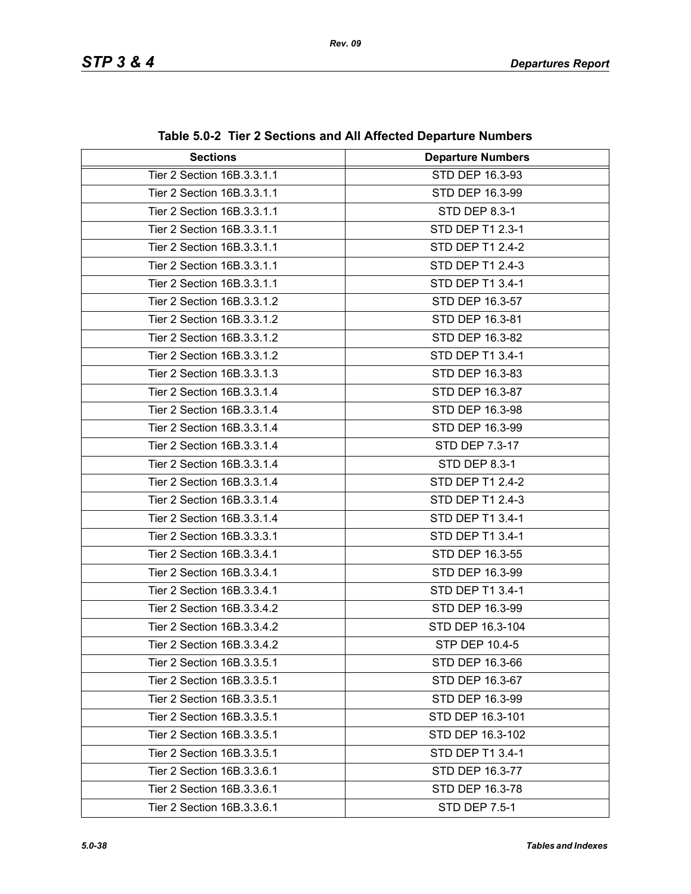**Table 5.0-2 Tier 2 Sections and All Affected Departure Numbers**

| Sections | Departure Numbers |
|---|---|
| Tier 2 Section 16B.3.3.1.1 | STD DEP 16.3-93 |
| Tier 2 Section 16B.3.3.1.1 | STD DEP 16.3-99 |
| Tier 2 Section 16B.3.3.1.1 | STD DEP 8.3-1 |
| Tier 2 Section 16B.3.3.1.1 | STD DEP T1 2.3-1 |
| Tier 2 Section 16B.3.3.1.1 | STD DEP T1 2.4-2 |
| Tier 2 Section 16B.3.3.1.1 | STD DEP T1 2.4-3 |
| Tier 2 Section 16B.3.3.1.1 | STD DEP T1 3.4-1 |
| Tier 2 Section 16B.3.3.1.2 | STD DEP 16.3-57 |
| Tier 2 Section 16B.3.3.1.2 | STD DEP 16.3-81 |
| Tier 2 Section 16B.3.3.1.2 | STD DEP 16.3-82 |
| Tier 2 Section 16B.3.3.1.2 | STD DEP T1 3.4-1 |
| Tier 2 Section 16B.3.3.1.3 | STD DEP 16.3-83 |
| Tier 2 Section 16B.3.3.1.4 | STD DEP 16.3-87 |
| Tier 2 Section 16B.3.3.1.4 | STD DEP 16.3-98 |
| Tier 2 Section 16B.3.3.1.4 | STD DEP 16.3-99 |
| Tier 2 Section 16B.3.3.1.4 | STD DEP 7.3-17 |
| Tier 2 Section 16B.3.3.1.4 | STD DEP 8.3-1 |
| Tier 2 Section 16B.3.3.1.4 | STD DEP T1 2.4-2 |
| Tier 2 Section 16B.3.3.1.4 | STD DEP T1 2.4-3 |
| Tier 2 Section 16B.3.3.1.4 | STD DEP T1 3.4-1 |
| Tier 2 Section 16B.3.3.3.1 | STD DEP T1 3.4-1 |
| Tier 2 Section 16B.3.3.4.1 | STD DEP 16.3-55 |
| Tier 2 Section 16B.3.3.4.1 | STD DEP 16.3-99 |
| Tier 2 Section 16B.3.3.4.1 | STD DEP T1 3.4-1 |
| Tier 2 Section 16B.3.3.4.2 | STD DEP 16.3-99 |
| Tier 2 Section 16B.3.3.4.2 | STD DEP 16.3-104 |
| Tier 2 Section 16B.3.3.4.2 | STP DEP 10.4-5 |
| Tier 2 Section 16B.3.3.5.1 | STD DEP 16.3-66 |
| Tier 2 Section 16B.3.3.5.1 | STD DEP 16.3-67 |
| Tier 2 Section 16B.3.3.5.1 | STD DEP 16.3-99 |
| Tier 2 Section 16B.3.3.5.1 | STD DEP 16.3-101 |
| Tier 2 Section 16B.3.3.5.1 | STD DEP 16.3-102 |
| Tier 2 Section 16B.3.3.5.1 | STD DEP T1 3.4-1 |
| Tier 2 Section 16B.3.3.6.1 | STD DEP 16.3-77 |
| Tier 2 Section 16B.3.3.6.1 | STD DEP 16.3-78 |
| Tier 2 Section 16B.3.3.6.1 | STD DEP 7.5-1 |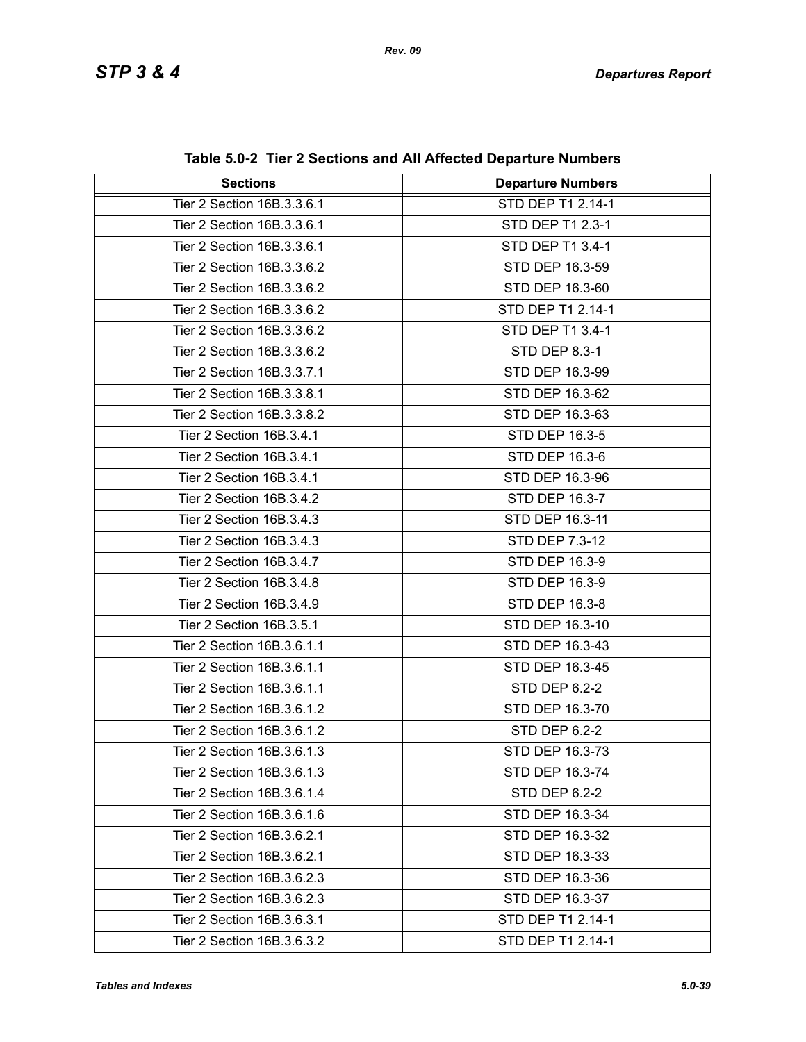**Table 5.0-2 Tier 2 Sections and All Affected Departure Numbers**

| Sections | Departure Numbers |
|---|---|
| Tier 2 Section 16B.3.3.6.1 | STD DEP T1 2.14-1 |
| Tier 2 Section 16B.3.3.6.1 | STD DEP T1 2.3-1 |
| Tier 2 Section 16B.3.3.6.1 | STD DEP T1 3.4-1 |
| Tier 2 Section 16B.3.3.6.2 | STD DEP 16.3-59 |
| Tier 2 Section 16B.3.3.6.2 | STD DEP 16.3-60 |
| Tier 2 Section 16B.3.3.6.2 | STD DEP T1 2.14-1 |
| Tier 2 Section 16B.3.3.6.2 | STD DEP T1 3.4-1 |
| Tier 2 Section 16B.3.3.6.2 | STD DEP 8.3-1 |
| Tier 2 Section 16B.3.3.7.1 | STD DEP 16.3-99 |
| Tier 2 Section 16B.3.3.8.1 | STD DEP 16.3-62 |
| Tier 2 Section 16B.3.3.8.2 | STD DEP 16.3-63 |
| Tier 2 Section 16B.3.4.1 | STD DEP 16.3-5 |
| Tier 2 Section 16B.3.4.1 | STD DEP 16.3-6 |
| Tier 2 Section 16B.3.4.1 | STD DEP 16.3-96 |
| Tier 2 Section 16B.3.4.2 | STD DEP 16.3-7 |
| Tier 2 Section 16B.3.4.3 | STD DEP 16.3-11 |
| Tier 2 Section 16B.3.4.3 | STD DEP 7.3-12 |
| Tier 2 Section 16B.3.4.7 | STD DEP 16.3-9 |
| Tier 2 Section 16B.3.4.8 | STD DEP 16.3-9 |
| Tier 2 Section 16B.3.4.9 | STD DEP 16.3-8 |
| Tier 2 Section 16B.3.5.1 | STD DEP 16.3-10 |
| Tier 2 Section 16B.3.6.1.1 | STD DEP 16.3-43 |
| Tier 2 Section 16B.3.6.1.1 | STD DEP 16.3-45 |
| Tier 2 Section 16B.3.6.1.1 | STD DEP 6.2-2 |
| Tier 2 Section 16B.3.6.1.2 | STD DEP 16.3-70 |
| Tier 2 Section 16B.3.6.1.2 | STD DEP 6.2-2 |
| Tier 2 Section 16B.3.6.1.3 | STD DEP 16.3-73 |
| Tier 2 Section 16B.3.6.1.3 | STD DEP 16.3-74 |
| Tier 2 Section 16B.3.6.1.4 | STD DEP 6.2-2 |
| Tier 2 Section 16B.3.6.1.6 | STD DEP 16.3-34 |
| Tier 2 Section 16B.3.6.2.1 | STD DEP 16.3-32 |
| Tier 2 Section 16B.3.6.2.1 | STD DEP 16.3-33 |
| Tier 2 Section 16B.3.6.2.3 | STD DEP 16.3-36 |
| Tier 2 Section 16B.3.6.2.3 | STD DEP 16.3-37 |
| Tier 2 Section 16B.3.6.3.1 | STD DEP T1 2.14-1 |
| Tier 2 Section 16B.3.6.3.2 | STD DEP T1 2.14-1 |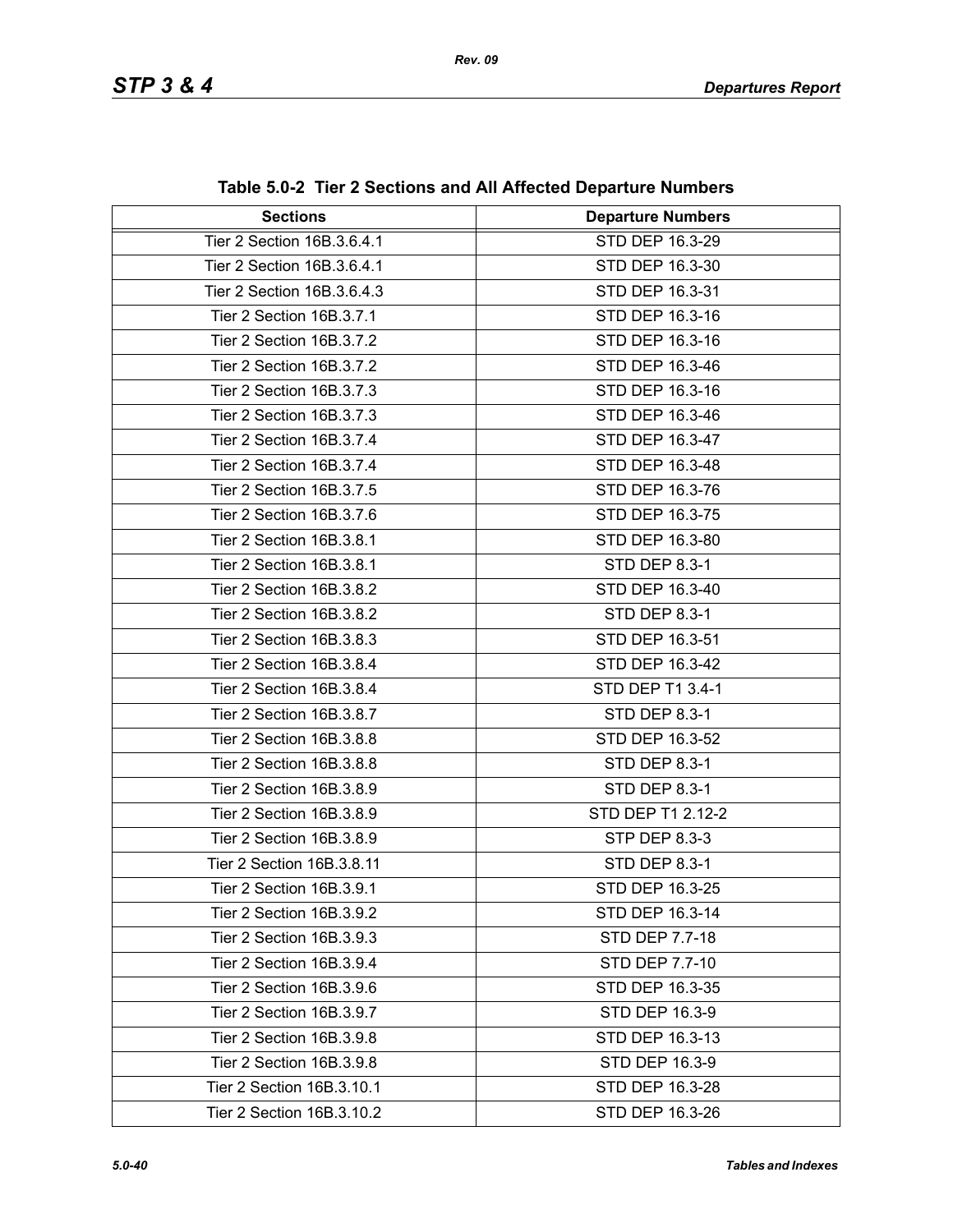**Table 5.0-2 Tier 2 Sections and All Affected Departure Numbers**

| Sections | Departure Numbers |
|---|---|
| Tier 2 Section 16B.3.6.4.1 | STD DEP 16.3-29 |
| Tier 2 Section 16B.3.6.4.1 | STD DEP 16.3-30 |
| Tier 2 Section 16B.3.6.4.3 | STD DEP 16.3-31 |
| Tier 2 Section 16B.3.7.1 | STD DEP 16.3-16 |
| Tier 2 Section 16B.3.7.2 | STD DEP 16.3-16 |
| Tier 2 Section 16B.3.7.2 | STD DEP 16.3-46 |
| Tier 2 Section 16B.3.7.3 | STD DEP 16.3-16 |
| Tier 2 Section 16B.3.7.3 | STD DEP 16.3-46 |
| Tier 2 Section 16B.3.7.4 | STD DEP 16.3-47 |
| Tier 2 Section 16B.3.7.4 | STD DEP 16.3-48 |
| Tier 2 Section 16B.3.7.5 | STD DEP 16.3-76 |
| Tier 2 Section 16B.3.7.6 | STD DEP 16.3-75 |
| Tier 2 Section 16B.3.8.1 | STD DEP 16.3-80 |
| Tier 2 Section 16B.3.8.1 | STD DEP 8.3-1 |
| Tier 2 Section 16B.3.8.2 | STD DEP 16.3-40 |
| Tier 2 Section 16B.3.8.2 | STD DEP 8.3-1 |
| Tier 2 Section 16B.3.8.3 | STD DEP 16.3-51 |
| Tier 2 Section 16B.3.8.4 | STD DEP 16.3-42 |
| Tier 2 Section 16B.3.8.4 | STD DEP T1 3.4-1 |
| Tier 2 Section 16B.3.8.7 | STD DEP 8.3-1 |
| Tier 2 Section 16B.3.8.8 | STD DEP 16.3-52 |
| Tier 2 Section 16B.3.8.8 | STD DEP 8.3-1 |
| Tier 2 Section 16B.3.8.9 | STD DEP 8.3-1 |
| Tier 2 Section 16B.3.8.9 | STD DEP T1 2.12-2 |
| Tier 2 Section 16B.3.8.9 | STP DEP 8.3-3 |
| Tier 2 Section 16B.3.8.11 | STD DEP 8.3-1 |
| Tier 2 Section 16B.3.9.1 | STD DEP 16.3-25 |
| Tier 2 Section 16B.3.9.2 | STD DEP 16.3-14 |
| Tier 2 Section 16B.3.9.3 | STD DEP 7.7-18 |
| Tier 2 Section 16B.3.9.4 | STD DEP 7.7-10 |
| Tier 2 Section 16B.3.9.6 | STD DEP 16.3-35 |
| Tier 2 Section 16B.3.9.7 | STD DEP 16.3-9 |
| Tier 2 Section 16B.3.9.8 | STD DEP 16.3-13 |
| Tier 2 Section 16B.3.9.8 | STD DEP 16.3-9 |
| Tier 2 Section 16B.3.10.1 | STD DEP 16.3-28 |
| Tier 2 Section 16B.3.10.2 | STD DEP 16.3-26 |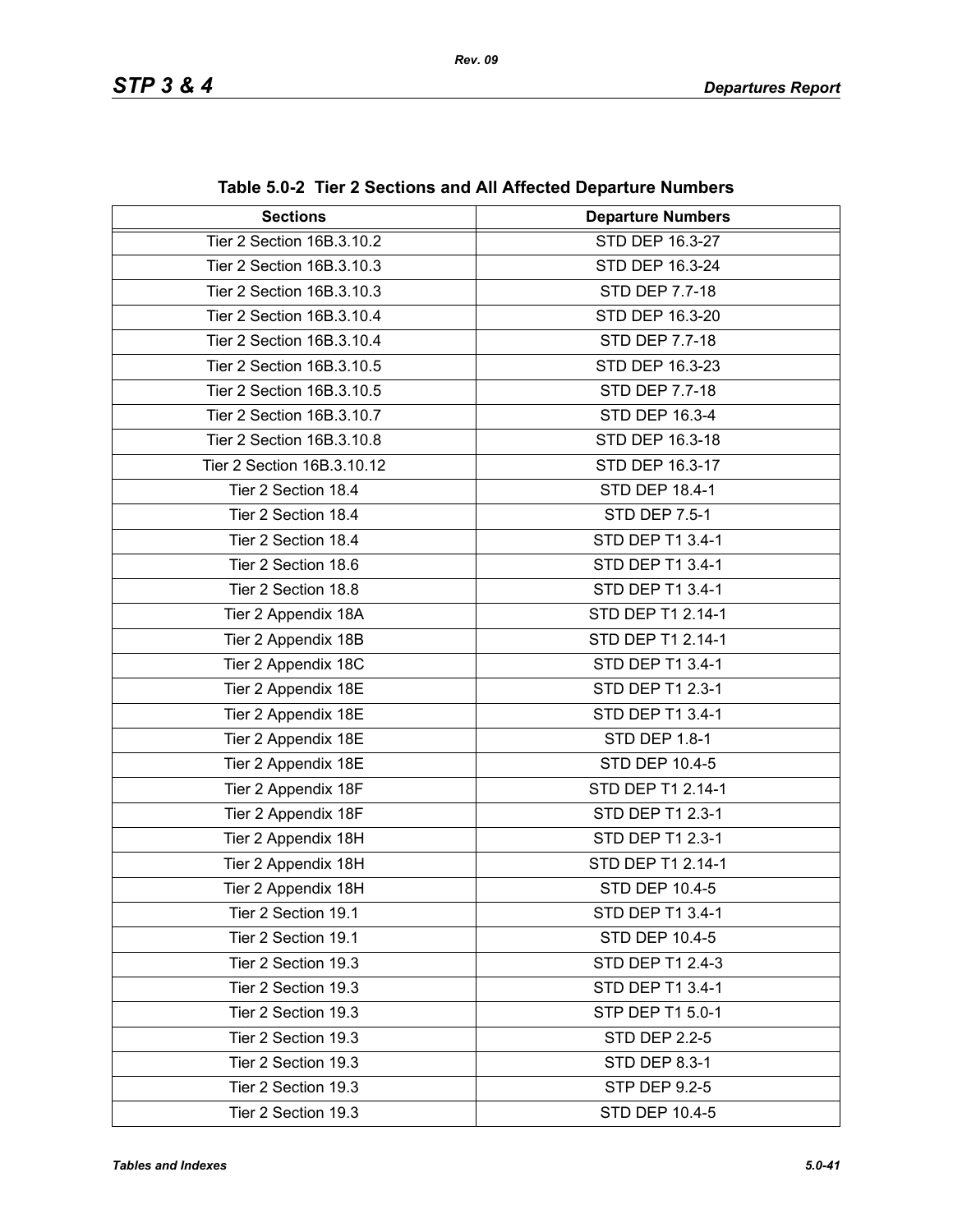**Table 5.0-2 Tier 2 Sections and All Affected Departure Numbers**

| Sections | Departure Numbers |
|---|---|
| Tier 2 Section 16B.3.10.2 | STD DEP 16.3-27 |
| Tier 2 Section 16B.3.10.3 | STD DEP 16.3-24 |
| Tier 2 Section 16B.3.10.3 | STD DEP 7.7-18 |
| Tier 2 Section 16B.3.10.4 | STD DEP 16.3-20 |
| Tier 2 Section 16B.3.10.4 | STD DEP 7.7-18 |
| Tier 2 Section 16B.3.10.5 | STD DEP 16.3-23 |
| Tier 2 Section 16B.3.10.5 | STD DEP 7.7-18 |
| Tier 2 Section 16B.3.10.7 | STD DEP 16.3-4 |
| Tier 2 Section 16B.3.10.8 | STD DEP 16.3-18 |
| Tier 2 Section 16B.3.10.12 | STD DEP 16.3-17 |
| Tier 2 Section 18.4 | STD DEP 18.4-1 |
| Tier 2 Section 18.4 | STD DEP 7.5-1 |
| Tier 2 Section 18.4 | STD DEP T1 3.4-1 |
| Tier 2 Section 18.6 | STD DEP T1 3.4-1 |
| Tier 2 Section 18.8 | STD DEP T1 3.4-1 |
| Tier 2 Appendix 18A | STD DEP T1 2.14-1 |
| Tier 2 Appendix 18B | STD DEP T1 2.14-1 |
| Tier 2 Appendix 18C | STD DEP T1 3.4-1 |
| Tier 2 Appendix 18E | STD DEP T1 2.3-1 |
| Tier 2 Appendix 18E | STD DEP T1 3.4-1 |
| Tier 2 Appendix 18E | STD DEP 1.8-1 |
| Tier 2 Appendix 18E | STD DEP 10.4-5 |
| Tier 2 Appendix 18F | STD DEP T1 2.14-1 |
| Tier 2 Appendix 18F | STD DEP T1 2.3-1 |
| Tier 2 Appendix 18H | STD DEP T1 2.3-1 |
| Tier 2 Appendix 18H | STD DEP T1 2.14-1 |
| Tier 2 Appendix 18H | STD DEP 10.4-5 |
| Tier 2 Section 19.1 | STD DEP T1 3.4-1 |
| Tier 2 Section 19.1 | STD DEP 10.4-5 |
| Tier 2 Section 19.3 | STD DEP T1 2.4-3 |
| Tier 2 Section 19.3 | STD DEP T1 3.4-1 |
| Tier 2 Section 19.3 | STP DEP T1 5.0-1 |
| Tier 2 Section 19.3 | STD DEP 2.2-5 |
| Tier 2 Section 19.3 | STD DEP 8.3-1 |
| Tier 2 Section 19.3 | STP DEP 9.2-5 |
| Tier 2 Section 19.3 | STD DEP 10.4-5 |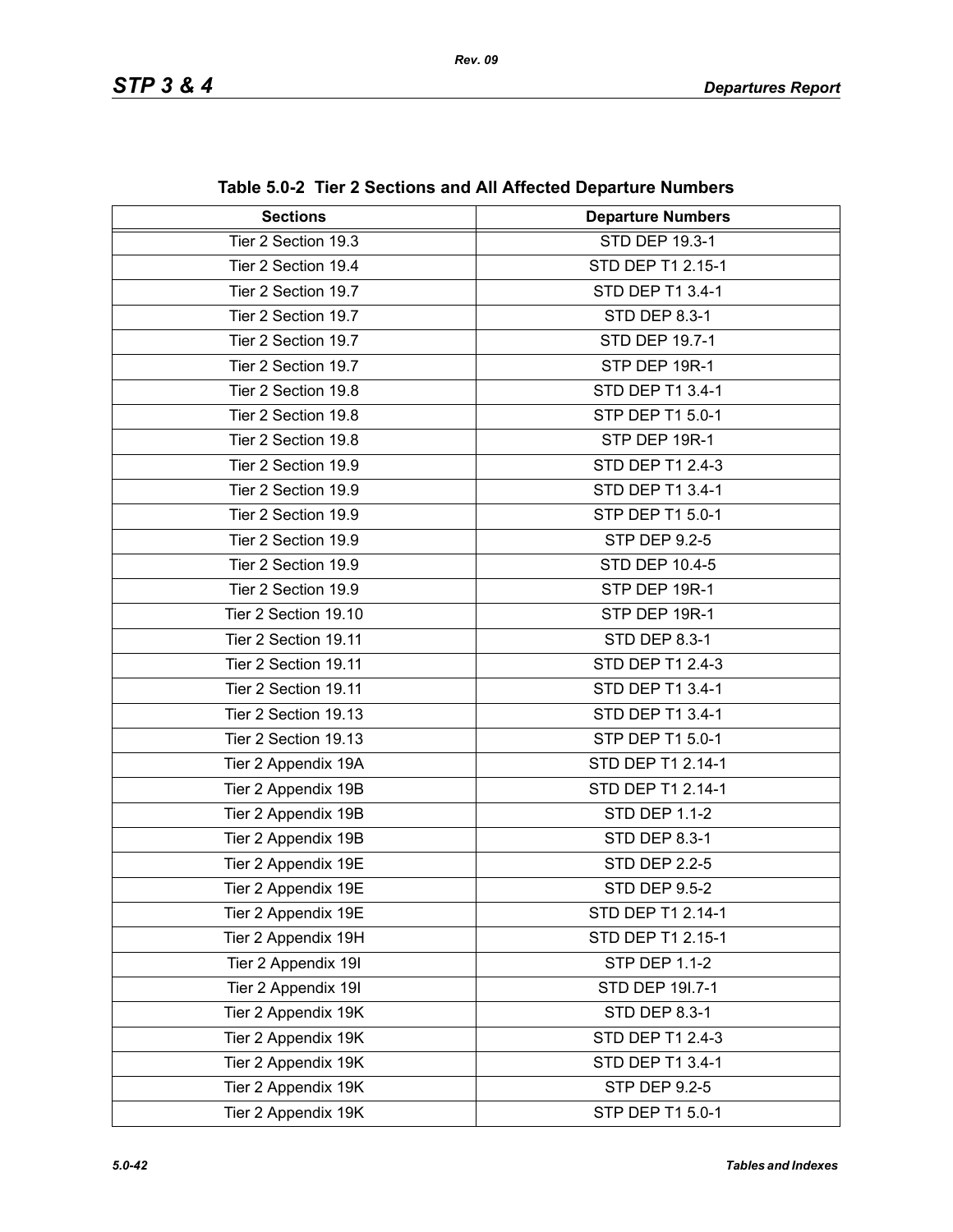**Table 5.0-2 Tier 2 Sections and All Affected Departure Numbers**

| Sections | Departure Numbers |
|---|---|
| Tier 2 Section 19.3 | STD DEP 19.3-1 |
| Tier 2 Section 19.4 | STD DEP T1 2.15-1 |
| Tier 2 Section 19.7 | STD DEP T1 3.4-1 |
| Tier 2 Section 19.7 | STD DEP 8.3-1 |
| Tier 2 Section 19.7 | STD DEP 19.7-1 |
| Tier 2 Section 19.7 | STP DEP 19R-1 |
| Tier 2 Section 19.8 | STD DEP T1 3.4-1 |
| Tier 2 Section 19.8 | STP DEP T1 5.0-1 |
| Tier 2 Section 19.8 | STP DEP 19R-1 |
| Tier 2 Section 19.9 | STD DEP T1 2.4-3 |
| Tier 2 Section 19.9 | STD DEP T1 3.4-1 |
| Tier 2 Section 19.9 | STP DEP T1 5.0-1 |
| Tier 2 Section 19.9 | STP DEP 9.2-5 |
| Tier 2 Section 19.9 | STD DEP 10.4-5 |
| Tier 2 Section 19.9 | STP DEP 19R-1 |
| Tier 2 Section 19.10 | STP DEP 19R-1 |
| Tier 2 Section 19.11 | STD DEP 8.3-1 |
| Tier 2 Section 19.11 | STD DEP T1 2.4-3 |
| Tier 2 Section 19.11 | STD DEP T1 3.4-1 |
| Tier 2 Section 19.13 | STD DEP T1 3.4-1 |
| Tier 2 Section 19.13 | STP DEP T1 5.0-1 |
| Tier 2 Appendix 19A | STD DEP T1 2.14-1 |
| Tier 2 Appendix 19B | STD DEP T1 2.14-1 |
| Tier 2 Appendix 19B | STD DEP 1.1-2 |
| Tier 2 Appendix 19B | STD DEP 8.3-1 |
| Tier 2 Appendix 19E | STD DEP 2.2-5 |
| Tier 2 Appendix 19E | STD DEP 9.5-2 |
| Tier 2 Appendix 19E | STD DEP T1 2.14-1 |
| Tier 2 Appendix 19H | STD DEP T1 2.15-1 |
| Tier 2 Appendix 19I | STP DEP 1.1-2 |
| Tier 2 Appendix 19I | STD DEP 19I.7-1 |
| Tier 2 Appendix 19K | STD DEP 8.3-1 |
| Tier 2 Appendix 19K | STD DEP T1 2.4-3 |
| Tier 2 Appendix 19K | STD DEP T1 3.4-1 |
| Tier 2 Appendix 19K | STP DEP 9.2-5 |
| Tier 2 Appendix 19K | STP DEP T1 5.0-1 |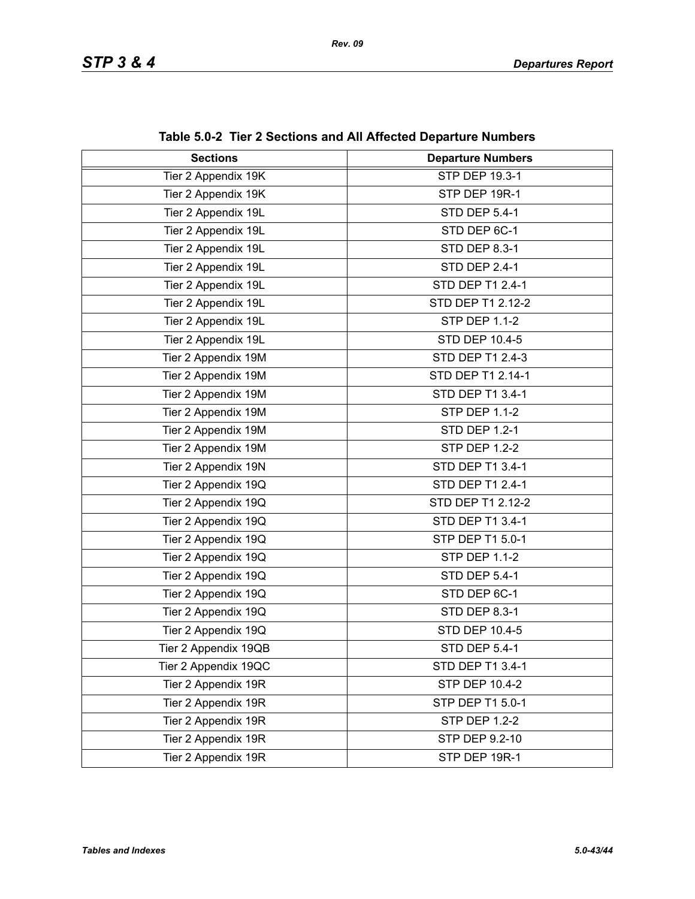**Table 5.0-2 Tier 2 Sections and All Affected Departure Numbers**

| Sections | Departure Numbers |
|---|---|
| Tier 2 Appendix 19K | STP DEP 19.3-1 |
| Tier 2 Appendix 19K | STP DEP 19R-1 |
| Tier 2 Appendix 19L | STD DEP 5.4-1 |
| Tier 2 Appendix 19L | STD DEP 6C-1 |
| Tier 2 Appendix 19L | STD DEP 8.3-1 |
| Tier 2 Appendix 19L | STD DEP 2.4-1 |
| Tier 2 Appendix 19L | STD DEP T1 2.4-1 |
| Tier 2 Appendix 19L | STD DEP T1 2.12-2 |
| Tier 2 Appendix 19L | STP DEP 1.1-2 |
| Tier 2 Appendix 19L | STD DEP 10.4-5 |
| Tier 2 Appendix 19M | STD DEP T1 2.4-3 |
| Tier 2 Appendix 19M | STD DEP T1 2.14-1 |
| Tier 2 Appendix 19M | STD DEP T1 3.4-1 |
| Tier 2 Appendix 19M | STP DEP 1.1-2 |
| Tier 2 Appendix 19M | STD DEP 1.2-1 |
| Tier 2 Appendix 19M | STP DEP 1.2-2 |
| Tier 2 Appendix 19N | STD DEP T1 3.4-1 |
| Tier 2 Appendix 19Q | STD DEP T1 2.4-1 |
| Tier 2 Appendix 19Q | STD DEP T1 2.12-2 |
| Tier 2 Appendix 19Q | STD DEP T1 3.4-1 |
| Tier 2 Appendix 19Q | STP DEP T1 5.0-1 |
| Tier 2 Appendix 19Q | STP DEP 1.1-2 |
| Tier 2 Appendix 19Q | STD DEP 5.4-1 |
| Tier 2 Appendix 19Q | STD DEP 6C-1 |
| Tier 2 Appendix 19Q | STD DEP 8.3-1 |
| Tier 2 Appendix 19Q | STD DEP 10.4-5 |
| Tier 2 Appendix 19QB | STD DEP 5.4-1 |
| Tier 2 Appendix 19QC | STD DEP T1 3.4-1 |
| Tier 2 Appendix 19R | STP DEP 10.4-2 |
| Tier 2 Appendix 19R | STP DEP T1 5.0-1 |
| Tier 2 Appendix 19R | STP DEP 1.2-2 |
| Tier 2 Appendix 19R | STP DEP 9.2-10 |
| Tier 2 Appendix 19R | STP DEP 19R-1 |